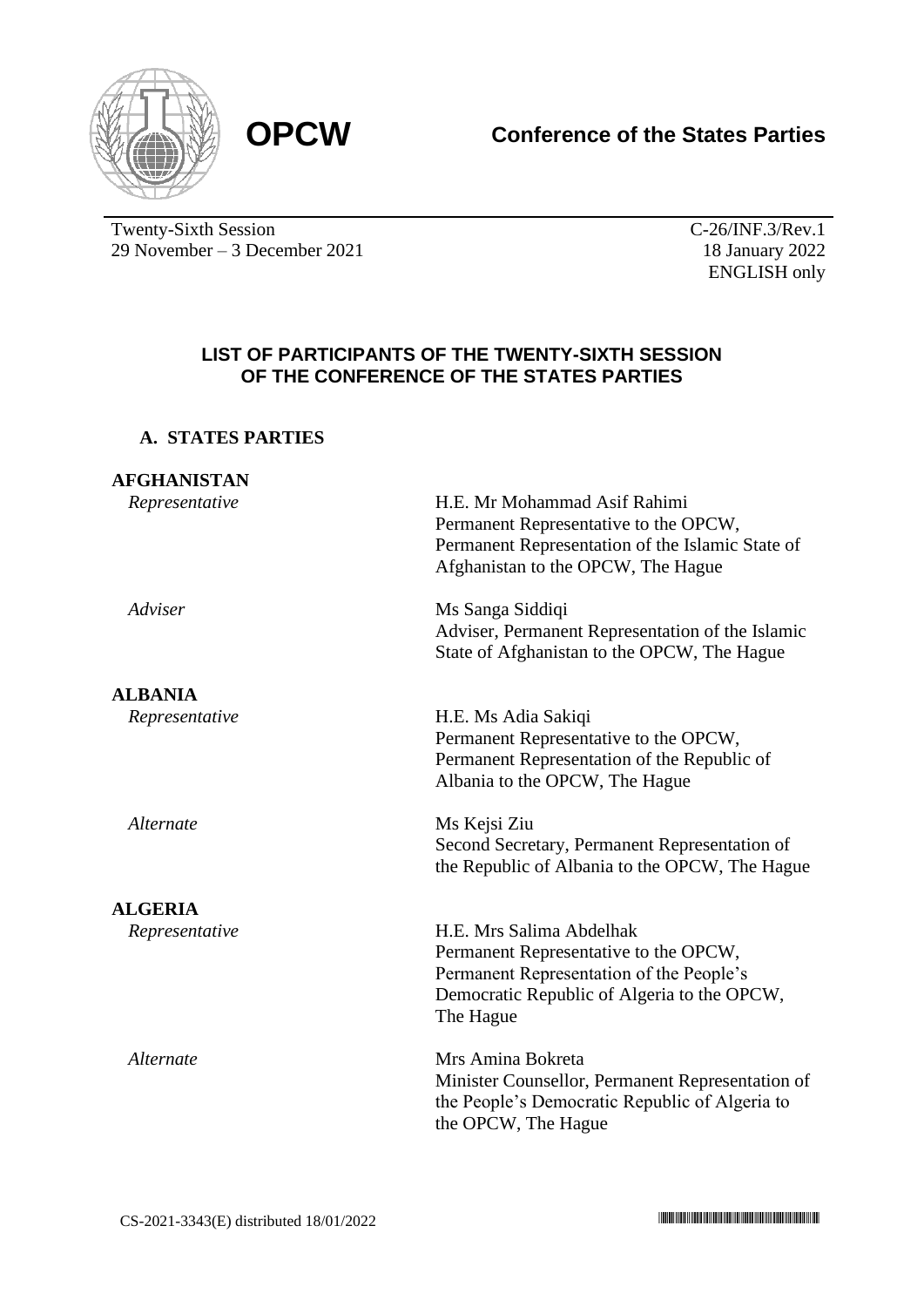**OPCW** **Conference of the States Parties**

Twenty-Sixth Session
29 November – 3 December 2021

C-26/INF.3/Rev.1
18 January 2022
ENGLISH only

## LIST OF PARTICIPANTS OF THE TWENTY-SIXTH SESSION OF THE CONFERENCE OF THE STATES PARTIES

### A. STATES PARTIES

**AFGHANISTAN**

| | |
|---|---|
| *Representative* | H.E. Mr Mohammad Asif Rahimi<br>Permanent Representative to the OPCW, Permanent Representation of the Islamic State of Afghanistan to the OPCW, The Hague |
| *Adviser* | Ms Sanga Siddiqi<br>Adviser, Permanent Representation of the Islamic State of Afghanistan to the OPCW, The Hague |

**ALBANIA**

| | |
|---|---|
| *Representative* | H.E. Ms Adia Sakiqi<br>Permanent Representative to the OPCW, Permanent Representation of the Republic of Albania to the OPCW, The Hague |
| *Alternate* | Ms Kejsi Ziu<br>Second Secretary, Permanent Representation of the Republic of Albania to the OPCW, The Hague |

**ALGERIA**

| | |
|---|---|
| *Representative* | H.E. Mrs Salima Abdelhak<br>Permanent Representative to the OPCW, Permanent Representation of the People's Democratic Republic of Algeria to the OPCW, The Hague |
| *Alternate* | Mrs Amina Bokreta<br>Minister Counsellor, Permanent Representation of the People's Democratic Republic of Algeria to the OPCW, The Hague |

CS-2021-3343(E) distributed 18/01/2022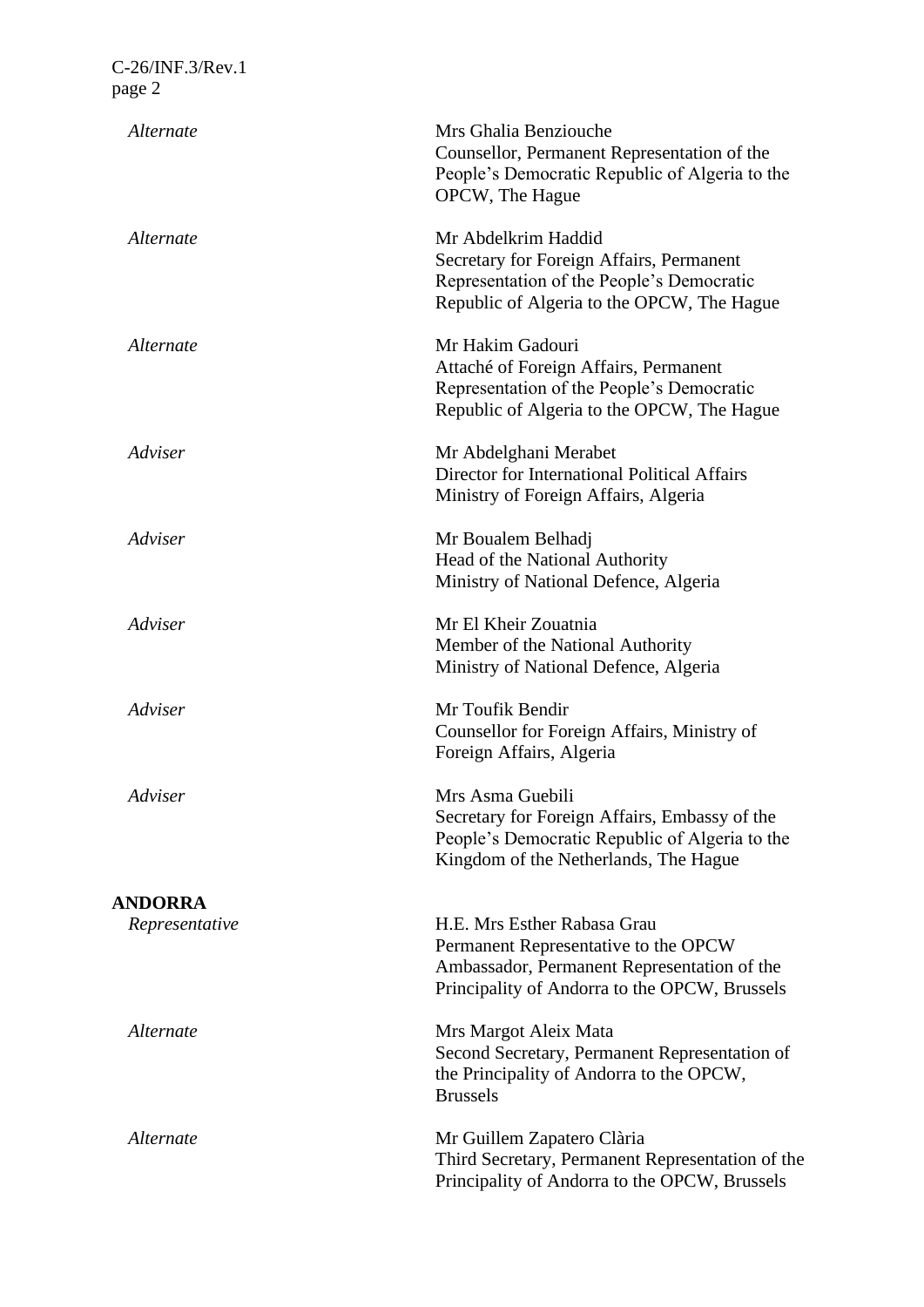| | |
|---|---|
| *Alternate* | Mrs Ghalia Benziouche<br>Counsellor, Permanent Representation of the People's Democratic Republic of Algeria to the OPCW, The Hague |
| *Alternate* | Mr Abdelkrim Haddid<br>Secretary for Foreign Affairs, Permanent Representation of the People's Democratic Republic of Algeria to the OPCW, The Hague |
| *Alternate* | Mr Hakim Gadouri<br>Attaché of Foreign Affairs, Permanent Representation of the People's Democratic Republic of Algeria to the OPCW, The Hague |
| *Adviser* | Mr Abdelghani Merabet<br>Director for International Political Affairs<br>Ministry of Foreign Affairs, Algeria |
| *Adviser* | Mr Boualem Belhadj<br>Head of the National Authority<br>Ministry of National Defence, Algeria |
| *Adviser* | Mr El Kheir Zouatnia<br>Member of the National Authority<br>Ministry of National Defence, Algeria |
| *Adviser* | Mr Toufik Bendir<br>Counsellor for Foreign Affairs, Ministry of Foreign Affairs, Algeria |
| *Adviser* | Mrs Asma Guebili<br>Secretary for Foreign Affairs, Embassy of the People's Democratic Republic of Algeria to the Kingdom of the Netherlands, The Hague |

**ANDORRA**

| | |
|---|---|
| *Representative* | H.E. Mrs Esther Rabasa Grau<br>Permanent Representative to the OPCW<br>Ambassador, Permanent Representation of the Principality of Andorra to the OPCW, Brussels |
| *Alternate* | Mrs Margot Aleix Mata<br>Second Secretary, Permanent Representation of the Principality of Andorra to the OPCW, Brussels |
| *Alternate* | Mr Guillem Zapatero Clària<br>Third Secretary, Permanent Representation of the Principality of Andorra to the OPCW, Brussels |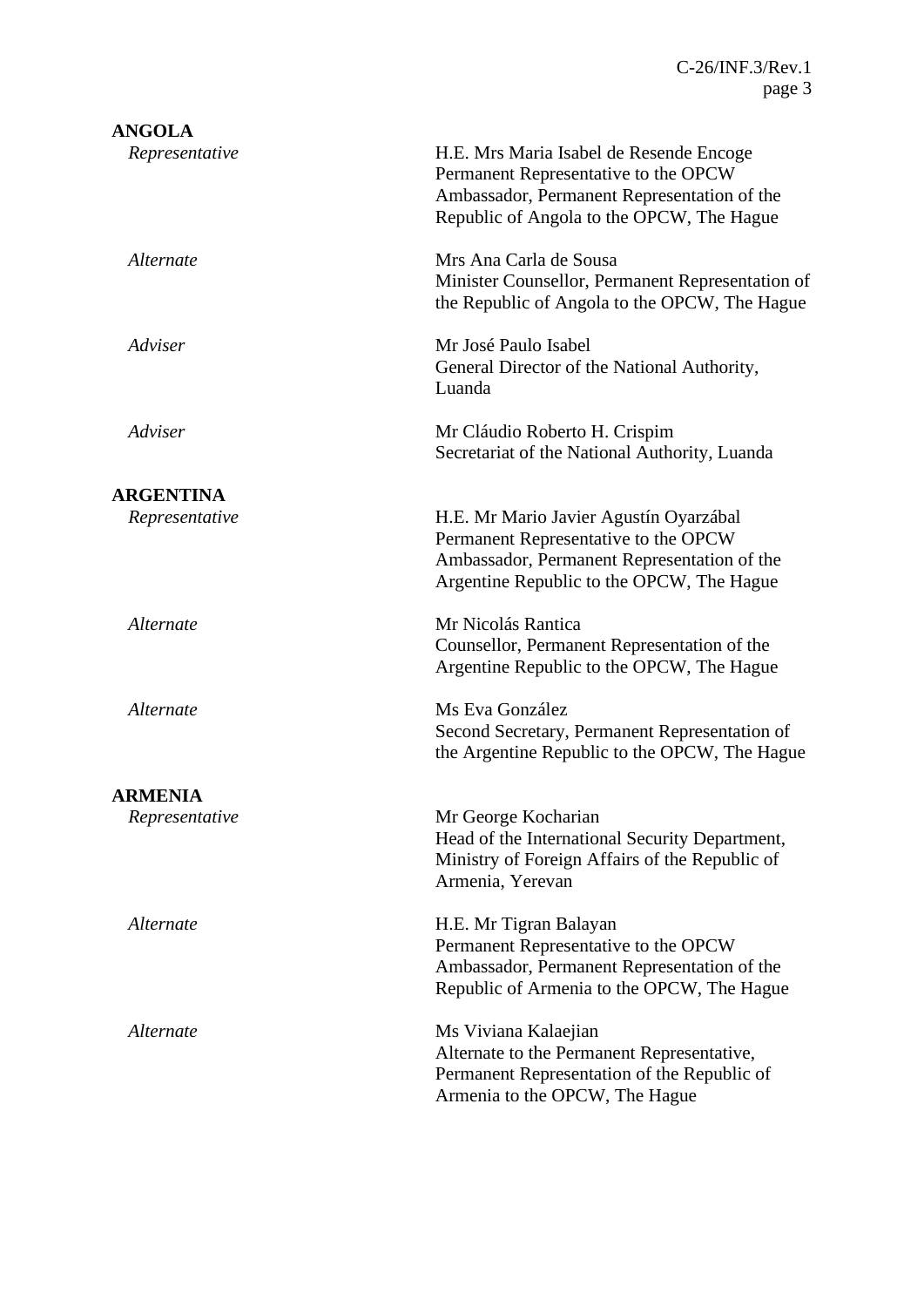**ANGOLA**

| | |
|---|---|
| *Representative* | H.E. Mrs Maria Isabel de Resende Encoge<br>Permanent Representative to the OPCW<br>Ambassador, Permanent Representation of the Republic of Angola to the OPCW, The Hague |
| *Alternate* | Mrs Ana Carla de Sousa<br>Minister Counsellor, Permanent Representation of the Republic of Angola to the OPCW, The Hague |
| *Adviser* | Mr José Paulo Isabel<br>General Director of the National Authority, Luanda |
| *Adviser* | Mr Cláudio Roberto H. Crispim<br>Secretariat of the National Authority, Luanda |

**ARGENTINA**

| | |
|---|---|
| *Representative* | H.E. Mr Mario Javier Agustín Oyarzábal<br>Permanent Representative to the OPCW<br>Ambassador, Permanent Representation of the Argentine Republic to the OPCW, The Hague |
| *Alternate* | Mr Nicolás Rantica<br>Counsellor, Permanent Representation of the Argentine Republic to the OPCW, The Hague |
| *Alternate* | Ms Eva González<br>Second Secretary, Permanent Representation of the Argentine Republic to the OPCW, The Hague |

**ARMENIA**

| | |
|---|---|
| *Representative* | Mr George Kocharian<br>Head of the International Security Department, Ministry of Foreign Affairs of the Republic of Armenia, Yerevan |
| *Alternate* | H.E. Mr Tigran Balayan<br>Permanent Representative to the OPCW<br>Ambassador, Permanent Representation of the Republic of Armenia to the OPCW, The Hague |
| *Alternate* | Ms Viviana Kalaejian<br>Alternate to the Permanent Representative, Permanent Representation of the Republic of Armenia to the OPCW, The Hague |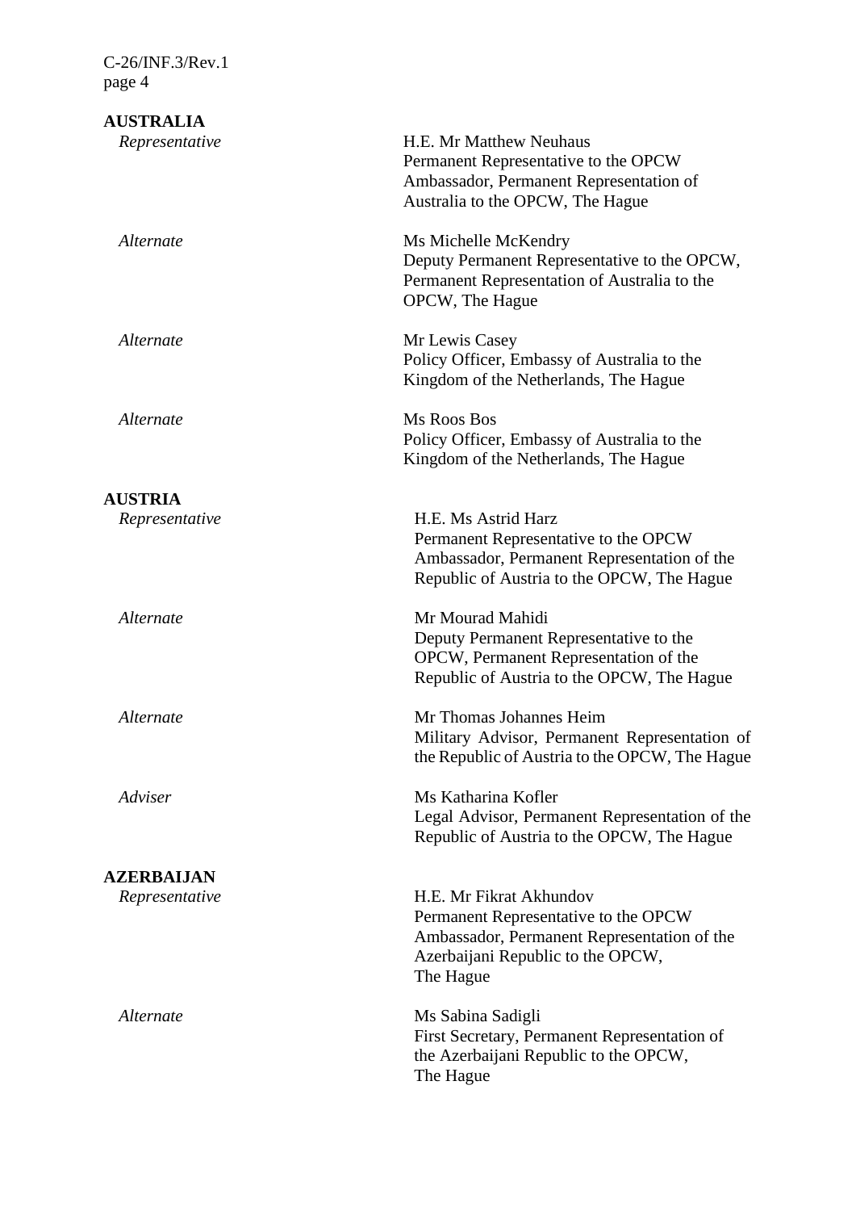**AUSTRALIA**

| | |
|---|---|
| *Representative* | H.E. Mr Matthew Neuhaus<br>Permanent Representative to the OPCW<br>Ambassador, Permanent Representation of Australia to the OPCW, The Hague |
| *Alternate* | Ms Michelle McKendry<br>Deputy Permanent Representative to the OPCW, Permanent Representation of Australia to the OPCW, The Hague |
| *Alternate* | Mr Lewis Casey<br>Policy Officer, Embassy of Australia to the Kingdom of the Netherlands, The Hague |
| *Alternate* | Ms Roos Bos<br>Policy Officer, Embassy of Australia to the Kingdom of the Netherlands, The Hague |

**AUSTRIA**

| | |
|---|---|
| *Representative* | H.E. Ms Astrid Harz<br>Permanent Representative to the OPCW<br>Ambassador, Permanent Representation of the Republic of Austria to the OPCW, The Hague |
| *Alternate* | Mr Mourad Mahidi<br>Deputy Permanent Representative to the OPCW, Permanent Representation of the Republic of Austria to the OPCW, The Hague |
| *Alternate* | Mr Thomas Johannes Heim<br>Military Advisor, Permanent Representation of the Republic of Austria to the OPCW, The Hague |
| *Adviser* | Ms Katharina Kofler<br>Legal Advisor, Permanent Representation of the Republic of Austria to the OPCW, The Hague |

**AZERBAIJAN**

| | |
|---|---|
| *Representative* | H.E. Mr Fikrat Akhundov<br>Permanent Representative to the OPCW<br>Ambassador, Permanent Representation of the Azerbaijani Republic to the OPCW, The Hague |
| *Alternate* | Ms Sabina Sadigli<br>First Secretary, Permanent Representation of the Azerbaijani Republic to the OPCW, The Hague |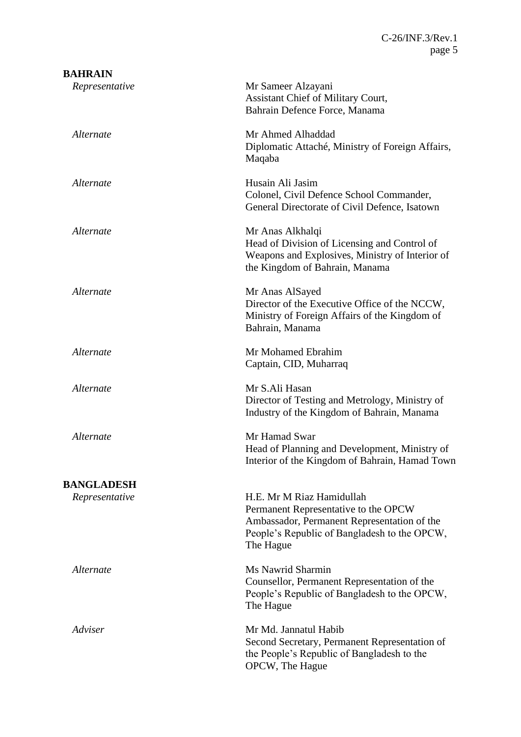**BAHRAIN**

| | |
|---|---|
| *Representative* | Mr Sameer Alzayani<br>Assistant Chief of Military Court,<br>Bahrain Defence Force, Manama |
| *Alternate* | Mr Ahmed Alhaddad<br>Diplomatic Attaché, Ministry of Foreign Affairs,<br>Maqaba |
| *Alternate* | Husain Ali Jasim<br>Colonel, Civil Defence School Commander,<br>General Directorate of Civil Defence, Isatown |
| *Alternate* | Mr Anas Alkhalqi<br>Head of Division of Licensing and Control of<br>Weapons and Explosives, Ministry of Interior of<br>the Kingdom of Bahrain, Manama |
| *Alternate* | Mr Anas AlSayed<br>Director of the Executive Office of the NCCW,<br>Ministry of Foreign Affairs of the Kingdom of<br>Bahrain, Manama |
| *Alternate* | Mr Mohamed Ebrahim<br>Captain, CID, Muharraq |
| *Alternate* | Mr S.Ali Hasan<br>Director of Testing and Metrology, Ministry of<br>Industry of the Kingdom of Bahrain, Manama |
| *Alternate* | Mr Hamad Swar<br>Head of Planning and Development, Ministry of<br>Interior of the Kingdom of Bahrain, Hamad Town |

**BANGLADESH**

| | |
|---|---|
| *Representative* | H.E. Mr M Riaz Hamidullah<br>Permanent Representative to the OPCW<br>Ambassador, Permanent Representation of the<br>People's Republic of Bangladesh to the OPCW,<br>The Hague |
| *Alternate* | Ms Nawrid Sharmin<br>Counsellor, Permanent Representation of the<br>People's Republic of Bangladesh to the OPCW,<br>The Hague |
| *Adviser* | Mr Md. Jannatul Habib<br>Second Secretary, Permanent Representation of<br>the People's Republic of Bangladesh to the<br>OPCW, The Hague |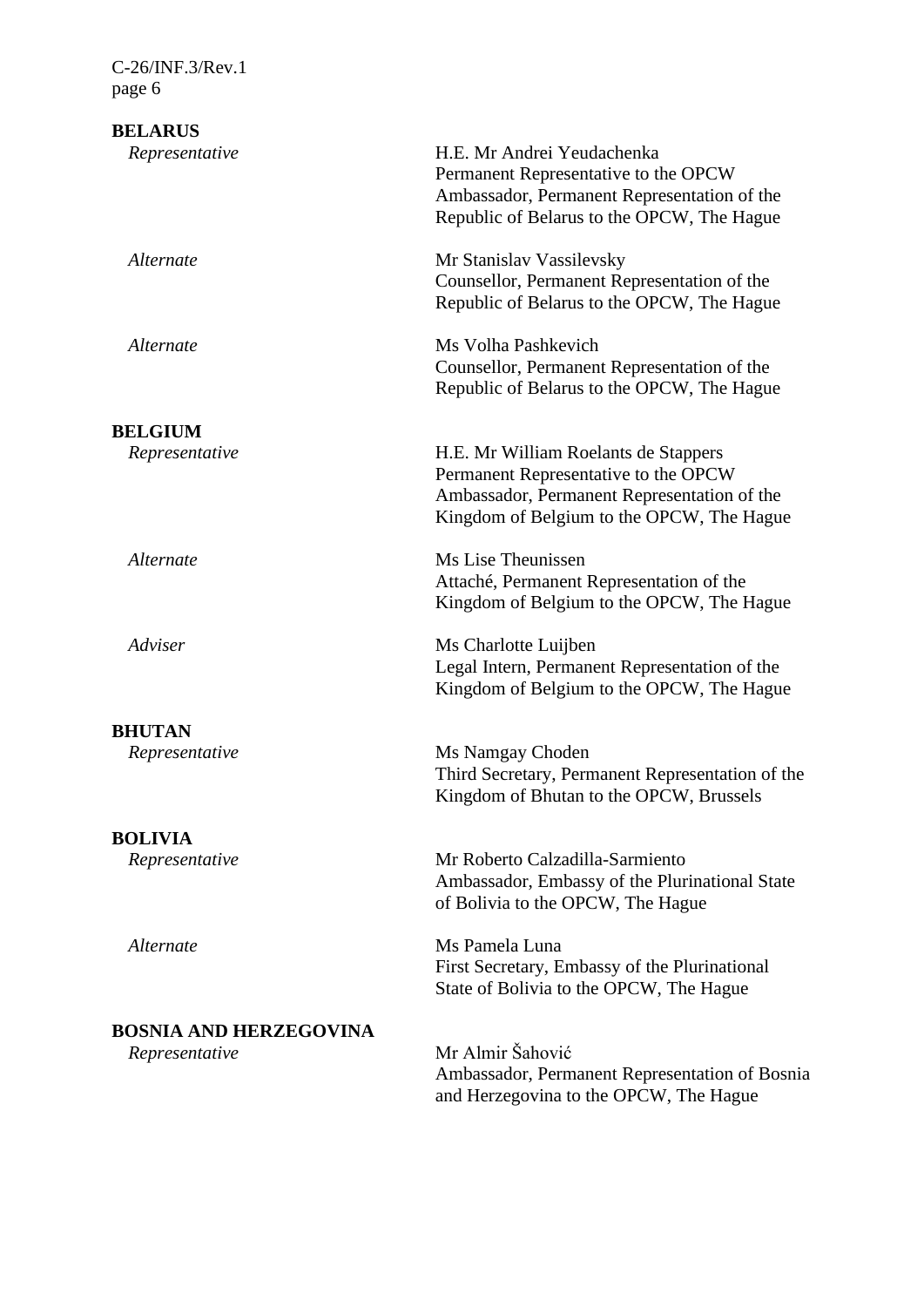**BELARUS**

| | |
|---|---|
| *Representative* | H.E. Mr Andrei Yeudachenka<br>Permanent Representative to the OPCW<br>Ambassador, Permanent Representation of the Republic of Belarus to the OPCW, The Hague |
| *Alternate* | Mr Stanislav Vassilevsky<br>Counsellor, Permanent Representation of the Republic of Belarus to the OPCW, The Hague |
| *Alternate* | Ms Volha Pashkevich<br>Counsellor, Permanent Representation of the Republic of Belarus to the OPCW, The Hague |

**BELGIUM**

| | |
|---|---|
| *Representative* | H.E. Mr William Roelants de Stappers<br>Permanent Representative to the OPCW<br>Ambassador, Permanent Representation of the Kingdom of Belgium to the OPCW, The Hague |
| *Alternate* | Ms Lise Theunissen<br>Attaché, Permanent Representation of the Kingdom of Belgium to the OPCW, The Hague |
| *Adviser* | Ms Charlotte Luijben<br>Legal Intern, Permanent Representation of the Kingdom of Belgium to the OPCW, The Hague |

**BHUTAN**

| | |
|---|---|
| *Representative* | Ms Namgay Choden<br>Third Secretary, Permanent Representation of the Kingdom of Bhutan to the OPCW, Brussels |

**BOLIVIA**

| | |
|---|---|
| *Representative* | Mr Roberto Calzadilla-Sarmiento<br>Ambassador, Embassy of the Plurinational State of Bolivia to the OPCW, The Hague |
| *Alternate* | Ms Pamela Luna<br>First Secretary, Embassy of the Plurinational State of Bolivia to the OPCW, The Hague |

**BOSNIA AND HERZEGOVINA**

| | |
|---|---|
| *Representative* | Mr Almir Šahović<br>Ambassador, Permanent Representation of Bosnia and Herzegovina to the OPCW, The Hague |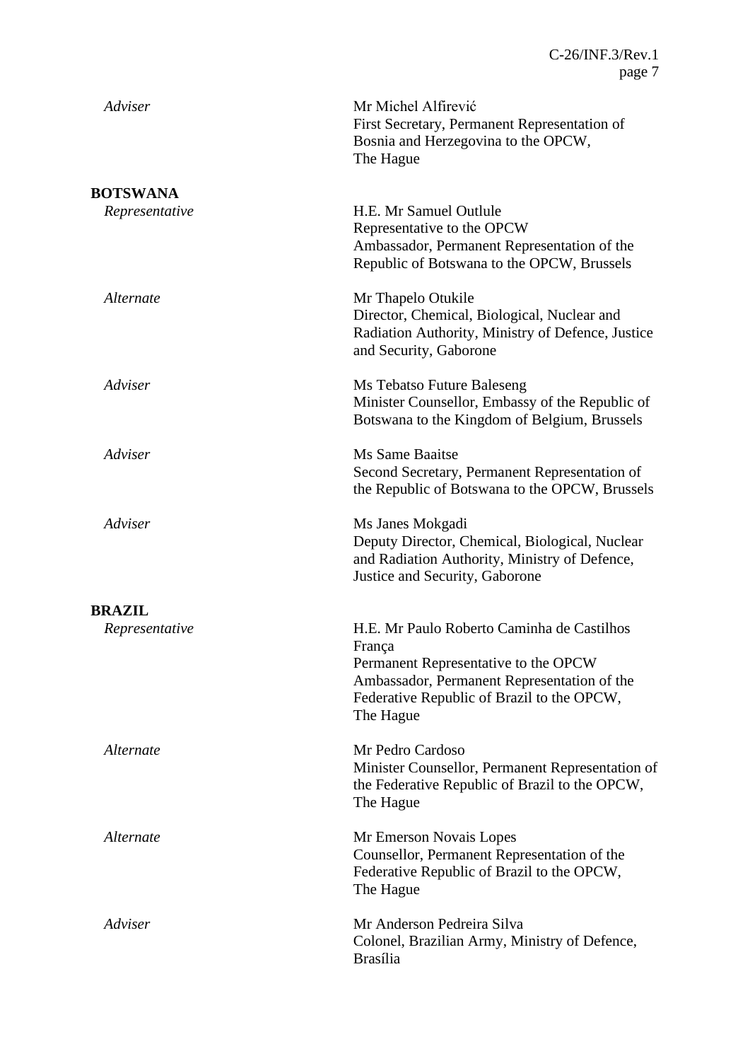*Adviser* — Mr Michel Alfirević
First Secretary, Permanent Representation of Bosnia and Herzegovina to the OPCW, The Hague

**BOTSWANA**

*Representative* — H.E. Mr Samuel Outlule
Representative to the OPCW
Ambassador, Permanent Representation of the Republic of Botswana to the OPCW, Brussels

*Alternate* — Mr Thapelo Otukile
Director, Chemical, Biological, Nuclear and Radiation Authority, Ministry of Defence, Justice and Security, Gaborone

*Adviser* — Ms Tebatso Future Baleseng
Minister Counsellor, Embassy of the Republic of Botswana to the Kingdom of Belgium, Brussels

*Adviser* — Ms Same Baaitse
Second Secretary, Permanent Representation of the Republic of Botswana to the OPCW, Brussels

*Adviser* — Ms Janes Mokgadi
Deputy Director, Chemical, Biological, Nuclear and Radiation Authority, Ministry of Defence, Justice and Security, Gaborone

**BRAZIL**

*Representative* — H.E. Mr Paulo Roberto Caminha de Castilhos França
Permanent Representative to the OPCW
Ambassador, Permanent Representation of the Federative Republic of Brazil to the OPCW, The Hague

*Alternate* — Mr Pedro Cardoso
Minister Counsellor, Permanent Representation of the Federative Republic of Brazil to the OPCW, The Hague

*Alternate* — Mr Emerson Novais Lopes
Counsellor, Permanent Representation of the Federative Republic of Brazil to the OPCW, The Hague

*Adviser* — Mr Anderson Pedreira Silva
Colonel, Brazilian Army, Ministry of Defence, Brasília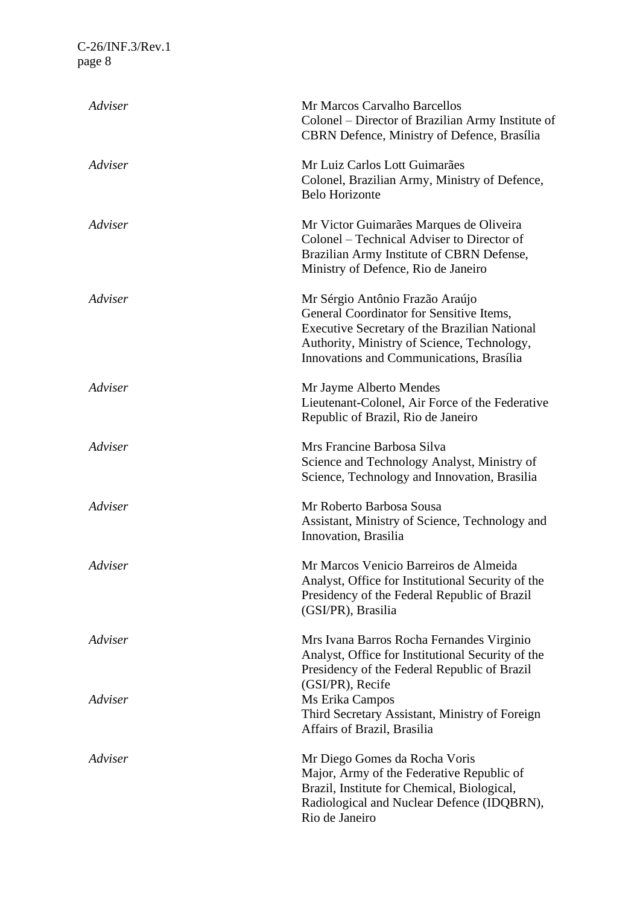| | |
|---|---|
| *Adviser* | Mr Marcos Carvalho Barcellos<br>Colonel – Director of Brazilian Army Institute of CBRN Defence, Ministry of Defence, Brasília |
| *Adviser* | Mr Luiz Carlos Lott Guimarães<br>Colonel, Brazilian Army, Ministry of Defence, Belo Horizonte |
| *Adviser* | Mr Victor Guimarães Marques de Oliveira<br>Colonel – Technical Adviser to Director of Brazilian Army Institute of CBRN Defense, Ministry of Defence, Rio de Janeiro |
| *Adviser* | Mr Sérgio Antônio Frazão Araújo<br>General Coordinator for Sensitive Items, Executive Secretary of the Brazilian National Authority, Ministry of Science, Technology, Innovations and Communications, Brasília |
| *Adviser* | Mr Jayme Alberto Mendes<br>Lieutenant-Colonel, Air Force of the Federative Republic of Brazil, Rio de Janeiro |
| *Adviser* | Mrs Francine Barbosa Silva<br>Science and Technology Analyst, Ministry of Science, Technology and Innovation, Brasilia |
| *Adviser* | Mr Roberto Barbosa Sousa<br>Assistant, Ministry of Science, Technology and Innovation, Brasilia |
| *Adviser* | Mr Marcos Venicio Barreiros de Almeida<br>Analyst, Office for Institutional Security of the Presidency of the Federal Republic of Brazil (GSI/PR), Brasilia |
| *Adviser* | Mrs Ivana Barros Rocha Fernandes Virginio<br>Analyst, Office for Institutional Security of the Presidency of the Federal Republic of Brazil (GSI/PR), Recife |
| *Adviser* | Ms Erika Campos<br>Third Secretary Assistant, Ministry of Foreign Affairs of Brazil, Brasilia |
| *Adviser* | Mr Diego Gomes da Rocha Voris<br>Major, Army of the Federative Republic of Brazil, Institute for Chemical, Biological, Radiological and Nuclear Defence (IDQBRN), Rio de Janeiro |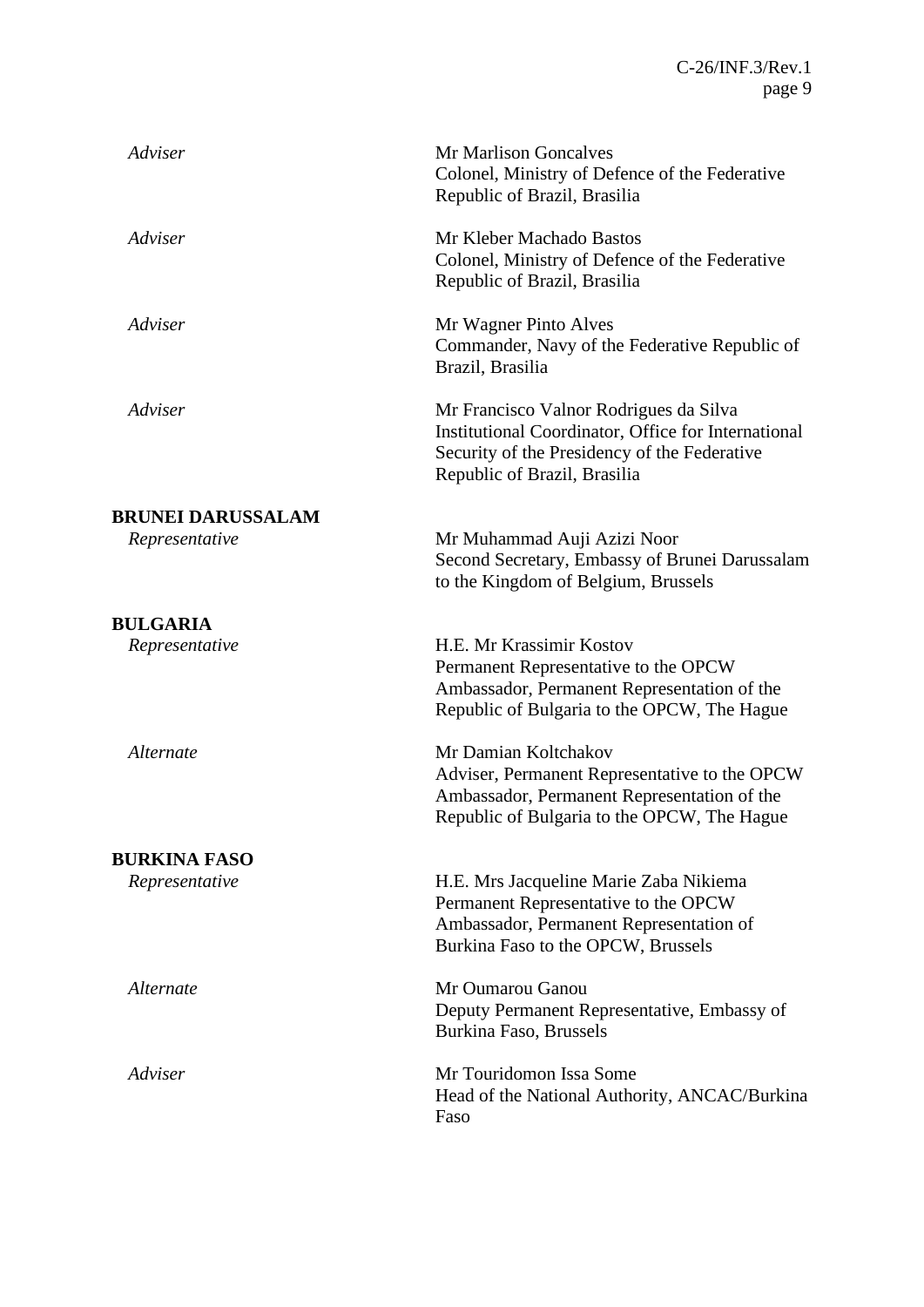| | |
|---|---|
| *Adviser* | Mr Marlison Goncalves<br>Colonel, Ministry of Defence of the Federative Republic of Brazil, Brasilia |
| *Adviser* | Mr Kleber Machado Bastos<br>Colonel, Ministry of Defence of the Federative Republic of Brazil, Brasilia |
| *Adviser* | Mr Wagner Pinto Alves<br>Commander, Navy of the Federative Republic of Brazil, Brasilia |
| *Adviser* | Mr Francisco Valnor Rodrigues da Silva<br>Institutional Coordinator, Office for International Security of the Presidency of the Federative Republic of Brazil, Brasilia |
| **BRUNEI DARUSSALAM** | |
| *Representative* | Mr Muhammad Auji Azizi Noor<br>Second Secretary, Embassy of Brunei Darussalam to the Kingdom of Belgium, Brussels |
| **BULGARIA** | |
| *Representative* | H.E. Mr Krassimir Kostov<br>Permanent Representative to the OPCW<br>Ambassador, Permanent Representation of the Republic of Bulgaria to the OPCW, The Hague |
| *Alternate* | Mr Damian Koltchakov<br>Adviser, Permanent Representative to the OPCW<br>Ambassador, Permanent Representation of the Republic of Bulgaria to the OPCW, The Hague |
| **BURKINA FASO** | |
| *Representative* | H.E. Mrs Jacqueline Marie Zaba Nikiema<br>Permanent Representative to the OPCW<br>Ambassador, Permanent Representation of Burkina Faso to the OPCW, Brussels |
| *Alternate* | Mr Oumarou Ganou<br>Deputy Permanent Representative, Embassy of Burkina Faso, Brussels |
| *Adviser* | Mr Touridomon Issa Some<br>Head of the National Authority, ANCAC/Burkina Faso |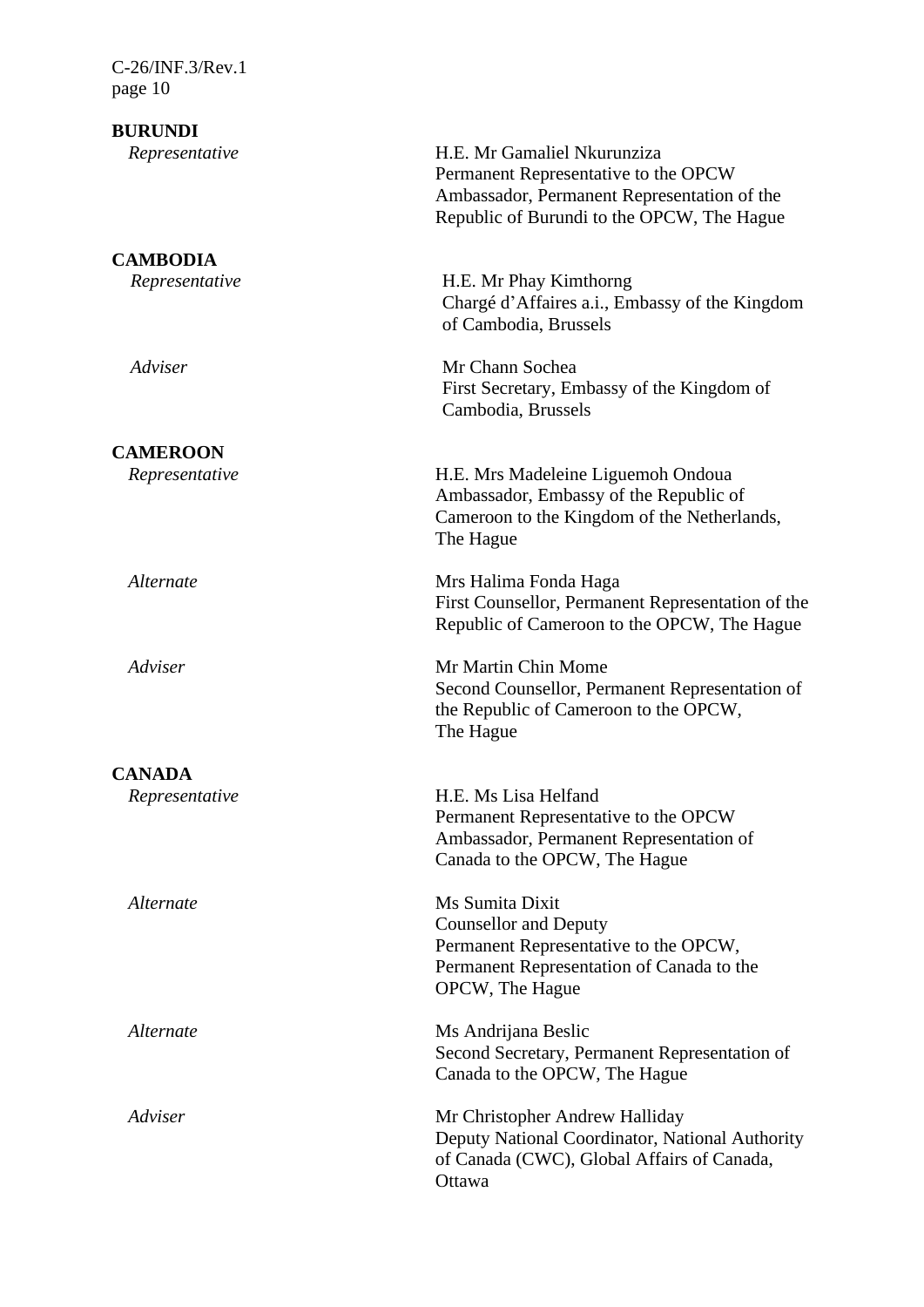**BURUNDI**

| | |
|---|---|
| *Representative* | H.E. Mr Gamaliel Nkurunziza<br>Permanent Representative to the OPCW<br>Ambassador, Permanent Representation of the Republic of Burundi to the OPCW, The Hague |

**CAMBODIA**

| | |
|---|---|
| *Representative* | H.E. Mr Phay Kimthorng<br>Chargé d'Affaires a.i., Embassy of the Kingdom of Cambodia, Brussels |
| *Adviser* | Mr Chann Sochea<br>First Secretary, Embassy of the Kingdom of Cambodia, Brussels |

**CAMEROON**

| | |
|---|---|
| *Representative* | H.E. Mrs Madeleine Liguemoh Ondoua<br>Ambassador, Embassy of the Republic of Cameroon to the Kingdom of the Netherlands, The Hague |
| *Alternate* | Mrs Halima Fonda Haga<br>First Counsellor, Permanent Representation of the Republic of Cameroon to the OPCW, The Hague |
| *Adviser* | Mr Martin Chin Mome<br>Second Counsellor, Permanent Representation of the Republic of Cameroon to the OPCW, The Hague |

**CANADA**

| | |
|---|---|
| *Representative* | H.E. Ms Lisa Helfand<br>Permanent Representative to the OPCW<br>Ambassador, Permanent Representation of Canada to the OPCW, The Hague |
| *Alternate* | Ms Sumita Dixit<br>Counsellor and Deputy<br>Permanent Representative to the OPCW, Permanent Representation of Canada to the OPCW, The Hague |
| *Alternate* | Ms Andrijana Beslic<br>Second Secretary, Permanent Representation of Canada to the OPCW, The Hague |
| *Adviser* | Mr Christopher Andrew Halliday<br>Deputy National Coordinator, National Authority of Canada (CWC), Global Affairs of Canada, Ottawa |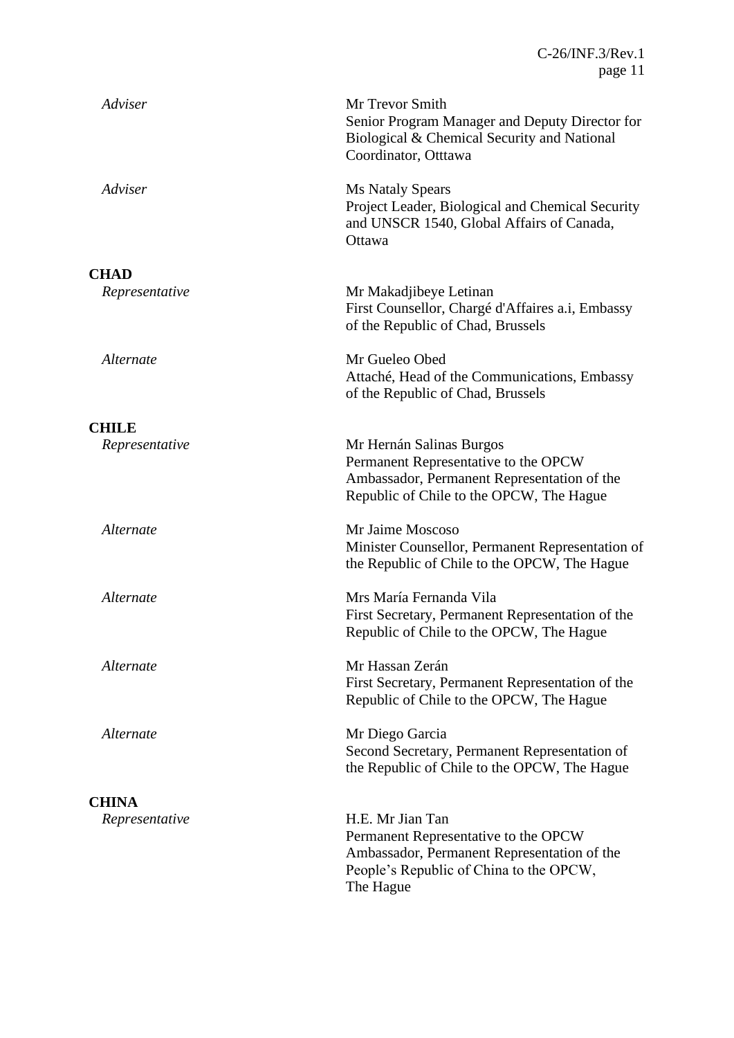| | |
|---|---|
| *Adviser* | Mr Trevor Smith<br>Senior Program Manager and Deputy Director for Biological & Chemical Security and National Coordinator, Otttawa |
| *Adviser* | Ms Nataly Spears<br>Project Leader, Biological and Chemical Security and UNSCR 1540, Global Affairs of Canada, Ottawa |

**CHAD**

| | |
|---|---|
| *Representative* | Mr Makadjibeye Letinan<br>First Counsellor, Chargé d'Affaires a.i, Embassy of the Republic of Chad, Brussels |
| *Alternate* | Mr Gueleo Obed<br>Attaché, Head of the Communications, Embassy of the Republic of Chad, Brussels |

**CHILE**

| | |
|---|---|
| *Representative* | Mr Hernán Salinas Burgos<br>Permanent Representative to the OPCW<br>Ambassador, Permanent Representation of the Republic of Chile to the OPCW, The Hague |
| *Alternate* | Mr Jaime Moscoso<br>Minister Counsellor, Permanent Representation of the Republic of Chile to the OPCW, The Hague |
| *Alternate* | Mrs María Fernanda Vila<br>First Secretary, Permanent Representation of the Republic of Chile to the OPCW, The Hague |
| *Alternate* | Mr Hassan Zerán<br>First Secretary, Permanent Representation of the Republic of Chile to the OPCW, The Hague |
| *Alternate* | Mr Diego Garcia<br>Second Secretary, Permanent Representation of the Republic of Chile to the OPCW, The Hague |

**CHINA**

| | |
|---|---|
| *Representative* | H.E. Mr Jian Tan<br>Permanent Representative to the OPCW<br>Ambassador, Permanent Representation of the People's Republic of China to the OPCW, The Hague |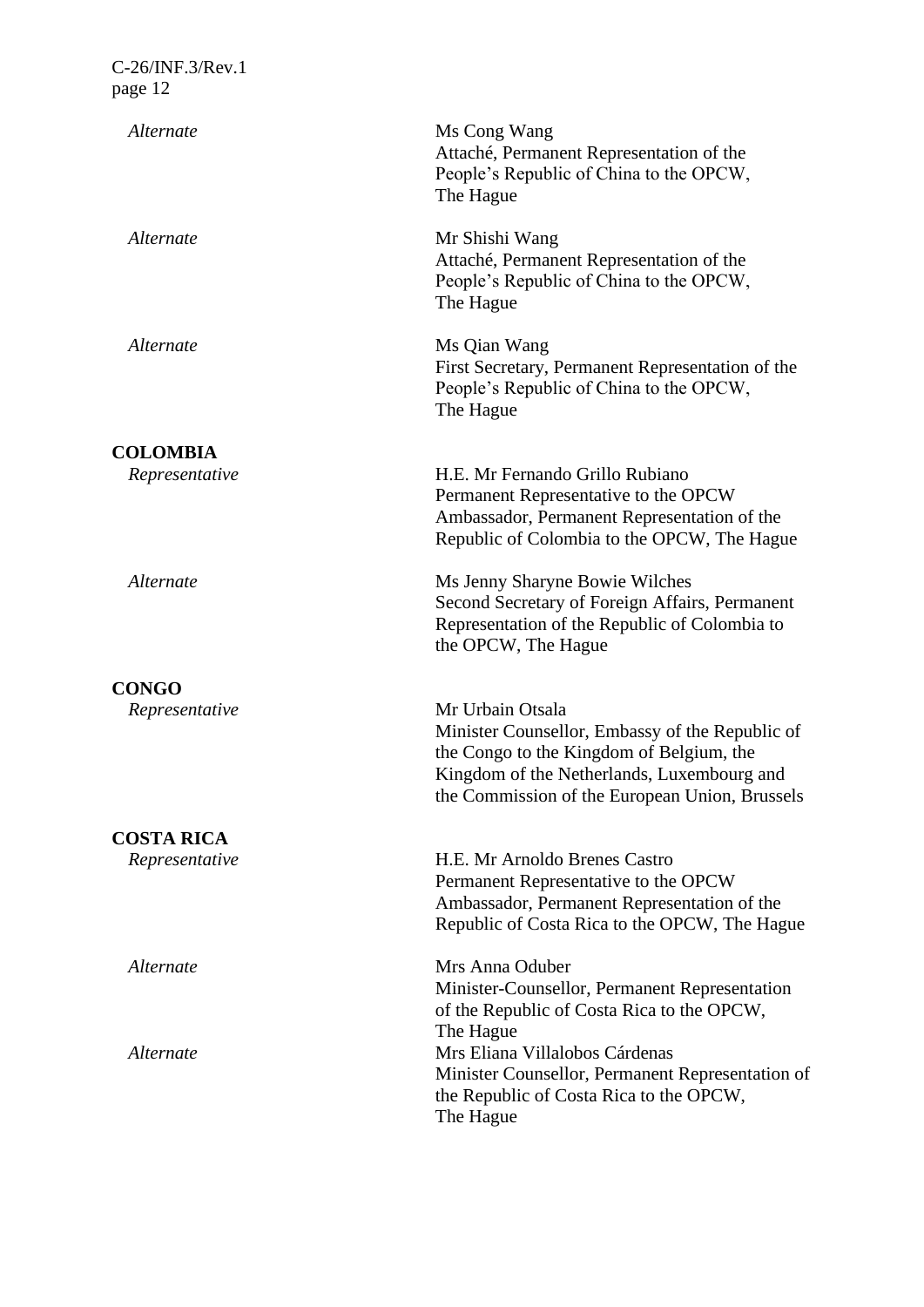| | |
|---|---|
| *Alternate* | Ms Cong Wang<br>Attaché, Permanent Representation of the People's Republic of China to the OPCW, The Hague |
| *Alternate* | Mr Shishi Wang<br>Attaché, Permanent Representation of the People's Republic of China to the OPCW, The Hague |
| *Alternate* | Ms Qian Wang<br>First Secretary, Permanent Representation of the People's Republic of China to the OPCW, The Hague |
| **COLOMBIA** | |
| *Representative* | H.E. Mr Fernando Grillo Rubiano<br>Permanent Representative to the OPCW<br>Ambassador, Permanent Representation of the Republic of Colombia to the OPCW, The Hague |
| *Alternate* | Ms Jenny Sharyne Bowie Wilches<br>Second Secretary of Foreign Affairs, Permanent Representation of the Republic of Colombia to the OPCW, The Hague |
| **CONGO** | |
| *Representative* | Mr Urbain Otsala<br>Minister Counsellor, Embassy of the Republic of the Congo to the Kingdom of Belgium, the Kingdom of the Netherlands, Luxembourg and the Commission of the European Union, Brussels |
| **COSTA RICA** | |
| *Representative* | H.E. Mr Arnoldo Brenes Castro<br>Permanent Representative to the OPCW<br>Ambassador, Permanent Representation of the Republic of Costa Rica to the OPCW, The Hague |
| *Alternate* | Mrs Anna Oduber<br>Minister-Counsellor, Permanent Representation of the Republic of Costa Rica to the OPCW, The Hague |
| *Alternate* | Mrs Eliana Villalobos Cárdenas<br>Minister Counsellor, Permanent Representation of the Republic of Costa Rica to the OPCW, The Hague |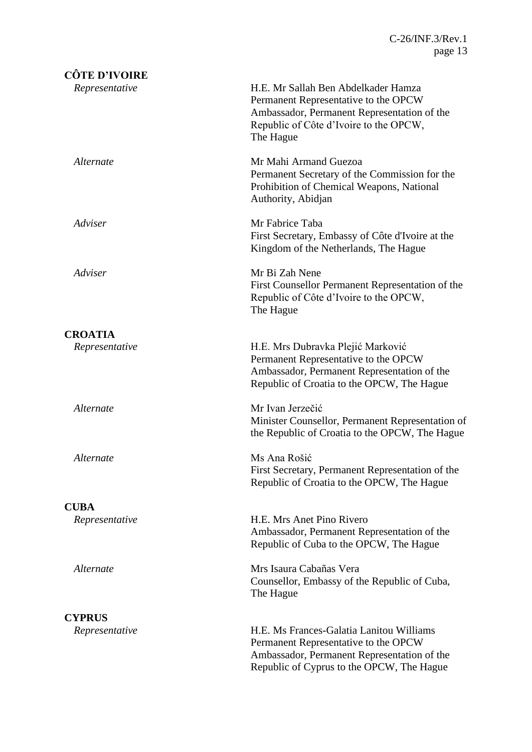**CÔTE D'IVOIRE**

| | |
|---|---|
| *Representative* | H.E. Mr Sallah Ben Abdelkader Hamza<br>Permanent Representative to the OPCW<br>Ambassador, Permanent Representation of the Republic of Côte d'Ivoire to the OPCW, The Hague |
| *Alternate* | Mr Mahi Armand Guezoa<br>Permanent Secretary of the Commission for the Prohibition of Chemical Weapons, National Authority, Abidjan |
| *Adviser* | Mr Fabrice Taba<br>First Secretary, Embassy of Côte d'Ivoire at the Kingdom of the Netherlands, The Hague |
| *Adviser* | Mr Bi Zah Nene<br>First Counsellor Permanent Representation of the Republic of Côte d'Ivoire to the OPCW, The Hague |

**CROATIA**

| | |
|---|---|
| *Representative* | H.E. Mrs Dubravka Plejić Marković<br>Permanent Representative to the OPCW<br>Ambassador, Permanent Representation of the Republic of Croatia to the OPCW, The Hague |
| *Alternate* | Mr Ivan Jerzečić<br>Minister Counsellor, Permanent Representation of the Republic of Croatia to the OPCW, The Hague |
| *Alternate* | Ms Ana Rošić<br>First Secretary, Permanent Representation of the Republic of Croatia to the OPCW, The Hague |

**CUBA**

| | |
|---|---|
| *Representative* | H.E. Mrs Anet Pino Rivero<br>Ambassador, Permanent Representation of the Republic of Cuba to the OPCW, The Hague |
| *Alternate* | Mrs Isaura Cabañas Vera<br>Counsellor, Embassy of the Republic of Cuba, The Hague |

**CYPRUS**

| | |
|---|---|
| *Representative* | H.E. Ms Frances-Galatia Lanitou Williams<br>Permanent Representative to the OPCW<br>Ambassador, Permanent Representation of the Republic of Cyprus to the OPCW, The Hague |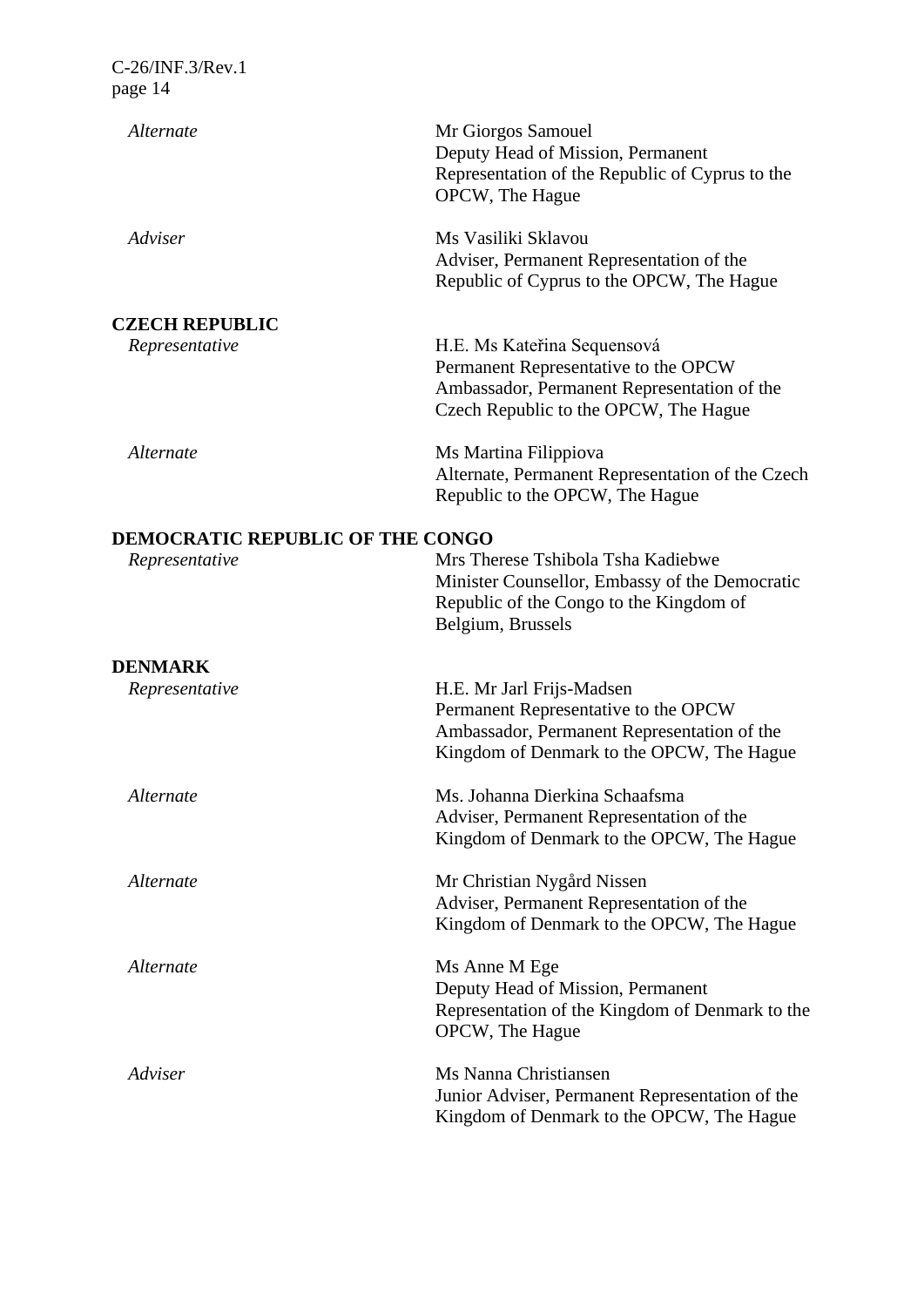| | |
|---|---|
| *Alternate* | Mr Giorgos Samouel<br>Deputy Head of Mission, Permanent Representation of the Republic of Cyprus to the OPCW, The Hague |
| *Adviser* | Ms Vasiliki Sklavou<br>Adviser, Permanent Representation of the Republic of Cyprus to the OPCW, The Hague |

**CZECH REPUBLIC**

| | |
|---|---|
| *Representative* | H.E. Ms Kateřina Sequensová<br>Permanent Representative to the OPCW<br>Ambassador, Permanent Representation of the Czech Republic to the OPCW, The Hague |
| *Alternate* | Ms Martina Filippiova<br>Alternate, Permanent Representation of the Czech Republic to the OPCW, The Hague |

**DEMOCRATIC REPUBLIC OF THE CONGO**

| | |
|---|---|
| *Representative* | Mrs Therese Tshibola Tsha Kadiebwe<br>Minister Counsellor, Embassy of the Democratic Republic of the Congo to the Kingdom of Belgium, Brussels |

**DENMARK**

| | |
|---|---|
| *Representative* | H.E. Mr Jarl Frijs-Madsen<br>Permanent Representative to the OPCW<br>Ambassador, Permanent Representation of the Kingdom of Denmark to the OPCW, The Hague |
| *Alternate* | Ms. Johanna Dierkina Schaafsma<br>Adviser, Permanent Representation of the Kingdom of Denmark to the OPCW, The Hague |
| *Alternate* | Mr Christian Nygård Nissen<br>Adviser, Permanent Representation of the Kingdom of Denmark to the OPCW, The Hague |
| *Alternate* | Ms Anne M Ege<br>Deputy Head of Mission, Permanent Representation of the Kingdom of Denmark to the OPCW, The Hague |
| *Adviser* | Ms Nanna Christiansen<br>Junior Adviser, Permanent Representation of the Kingdom of Denmark to the OPCW, The Hague |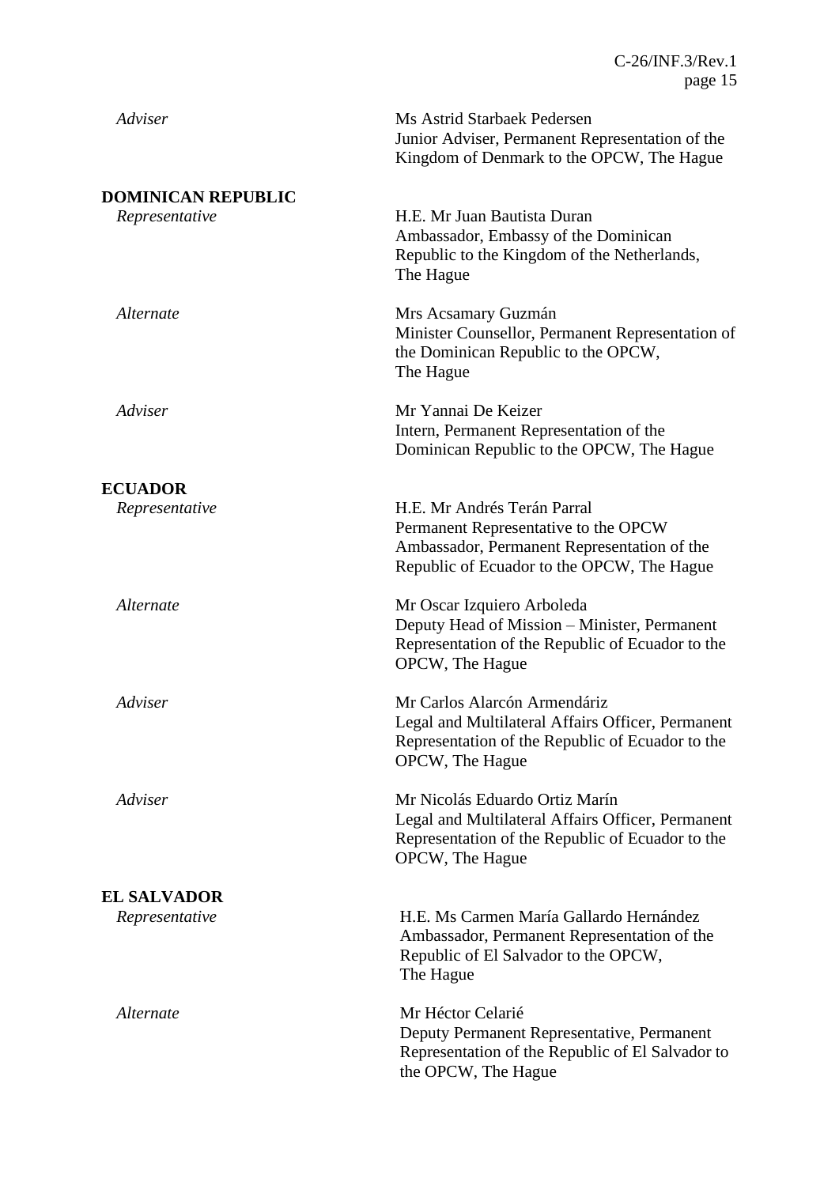| | |
|---|---|
| *Adviser* | Ms Astrid Starbaek Pedersen<br>Junior Adviser, Permanent Representation of the Kingdom of Denmark to the OPCW, The Hague |

**DOMINICAN REPUBLIC**

| | |
|---|---|
| *Representative* | H.E. Mr Juan Bautista Duran<br>Ambassador, Embassy of the Dominican Republic to the Kingdom of the Netherlands, The Hague |
| *Alternate* | Mrs Acsamary Guzmán<br>Minister Counsellor, Permanent Representation of the Dominican Republic to the OPCW, The Hague |
| *Adviser* | Mr Yannai De Keizer<br>Intern, Permanent Representation of the Dominican Republic to the OPCW, The Hague |

**ECUADOR**

| | |
|---|---|
| *Representative* | H.E. Mr Andrés Terán Parral<br>Permanent Representative to the OPCW<br>Ambassador, Permanent Representation of the Republic of Ecuador to the OPCW, The Hague |
| *Alternate* | Mr Oscar Izquiero Arboleda<br>Deputy Head of Mission – Minister, Permanent Representation of the Republic of Ecuador to the OPCW, The Hague |
| *Adviser* | Mr Carlos Alarcón Armendáriz<br>Legal and Multilateral Affairs Officer, Permanent Representation of the Republic of Ecuador to the OPCW, The Hague |
| *Adviser* | Mr Nicolás Eduardo Ortiz Marín<br>Legal and Multilateral Affairs Officer, Permanent Representation of the Republic of Ecuador to the OPCW, The Hague |

**EL SALVADOR**

| | |
|---|---|
| *Representative* | H.E. Ms Carmen María Gallardo Hernández<br>Ambassador, Permanent Representation of the Republic of El Salvador to the OPCW, The Hague |
| *Alternate* | Mr Héctor Celarié<br>Deputy Permanent Representative, Permanent Representation of the Republic of El Salvador to the OPCW, The Hague |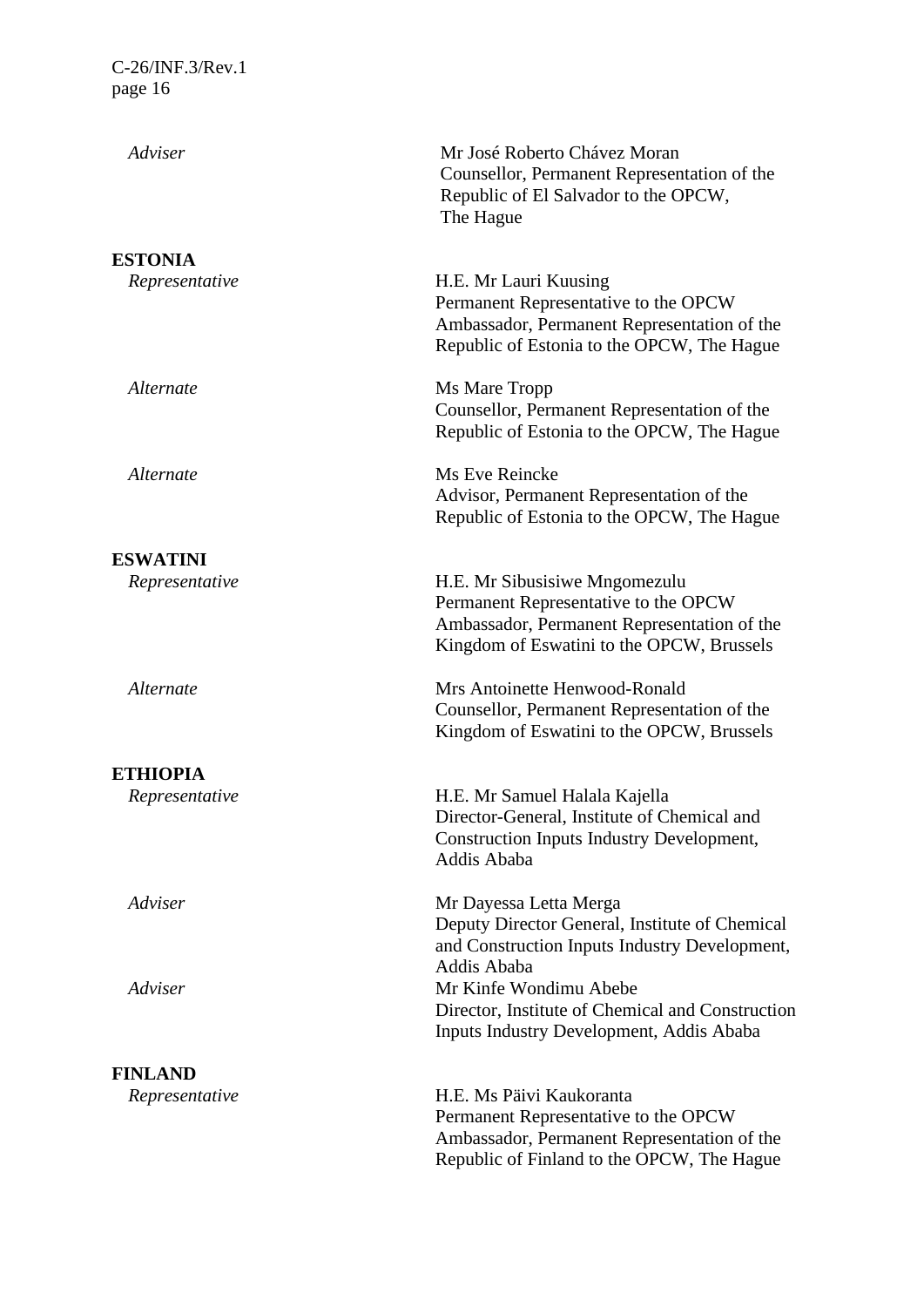| | |
|---|---|
| *Adviser* | Mr José Roberto Chávez Moran<br>Counsellor, Permanent Representation of the Republic of El Salvador to the OPCW, The Hague |

**ESTONIA**

| | |
|---|---|
| *Representative* | H.E. Mr Lauri Kuusing<br>Permanent Representative to the OPCW<br>Ambassador, Permanent Representation of the Republic of Estonia to the OPCW, The Hague |
| *Alternate* | Ms Mare Tropp<br>Counsellor, Permanent Representation of the Republic of Estonia to the OPCW, The Hague |
| *Alternate* | Ms Eve Reincke<br>Advisor, Permanent Representation of the Republic of Estonia to the OPCW, The Hague |

**ESWATINI**

| | |
|---|---|
| *Representative* | H.E. Mr Sibusisiwe Mngomezulu<br>Permanent Representative to the OPCW<br>Ambassador, Permanent Representation of the Kingdom of Eswatini to the OPCW, Brussels |
| *Alternate* | Mrs Antoinette Henwood-Ronald<br>Counsellor, Permanent Representation of the Kingdom of Eswatini to the OPCW, Brussels |

**ETHIOPIA**

| | |
|---|---|
| *Representative* | H.E. Mr Samuel Halala Kajella<br>Director-General, Institute of Chemical and Construction Inputs Industry Development, Addis Ababa |
| *Adviser* | Mr Dayessa Letta Merga<br>Deputy Director General, Institute of Chemical and Construction Inputs Industry Development, Addis Ababa |
| *Adviser* | Mr Kinfe Wondimu Abebe<br>Director, Institute of Chemical and Construction Inputs Industry Development, Addis Ababa |

**FINLAND**

| | |
|---|---|
| *Representative* | H.E. Ms Päivi Kaukoranta<br>Permanent Representative to the OPCW<br>Ambassador, Permanent Representation of the Republic of Finland to the OPCW, The Hague |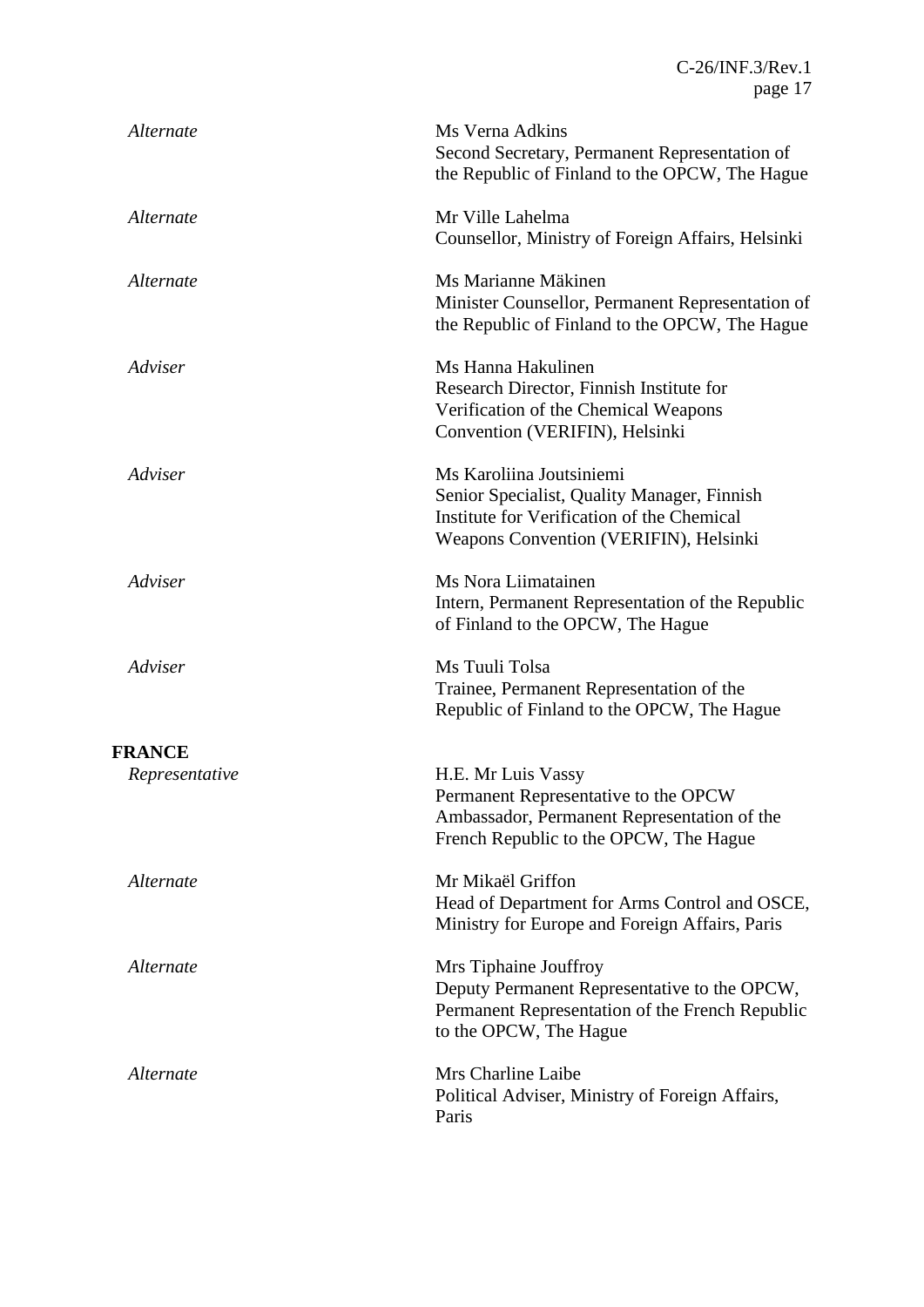| | |
|---|---|
| *Alternate* | Ms Verna Adkins<br>Second Secretary, Permanent Representation of the Republic of Finland to the OPCW, The Hague |
| *Alternate* | Mr Ville Lahelma<br>Counsellor, Ministry of Foreign Affairs, Helsinki |
| *Alternate* | Ms Marianne Mäkinen<br>Minister Counsellor, Permanent Representation of the Republic of Finland to the OPCW, The Hague |
| *Adviser* | Ms Hanna Hakulinen<br>Research Director, Finnish Institute for Verification of the Chemical Weapons Convention (VERIFIN), Helsinki |
| *Adviser* | Ms Karoliina Joutsiniemi<br>Senior Specialist, Quality Manager, Finnish Institute for Verification of the Chemical Weapons Convention (VERIFIN), Helsinki |
| *Adviser* | Ms Nora Liimatainen<br>Intern, Permanent Representation of the Republic of Finland to the OPCW, The Hague |
| *Adviser* | Ms Tuuli Tolsa<br>Trainee, Permanent Representation of the Republic of Finland to the OPCW, The Hague |

**FRANCE**

| | |
|---|---|
| *Representative* | H.E. Mr Luis Vassy<br>Permanent Representative to the OPCW<br>Ambassador, Permanent Representation of the French Republic to the OPCW, The Hague |
| *Alternate* | Mr Mikaël Griffon<br>Head of Department for Arms Control and OSCE, Ministry for Europe and Foreign Affairs, Paris |
| *Alternate* | Mrs Tiphaine Jouffroy<br>Deputy Permanent Representative to the OPCW, Permanent Representation of the French Republic to the OPCW, The Hague |
| *Alternate* | Mrs Charline Laibe<br>Political Adviser, Ministry of Foreign Affairs, Paris |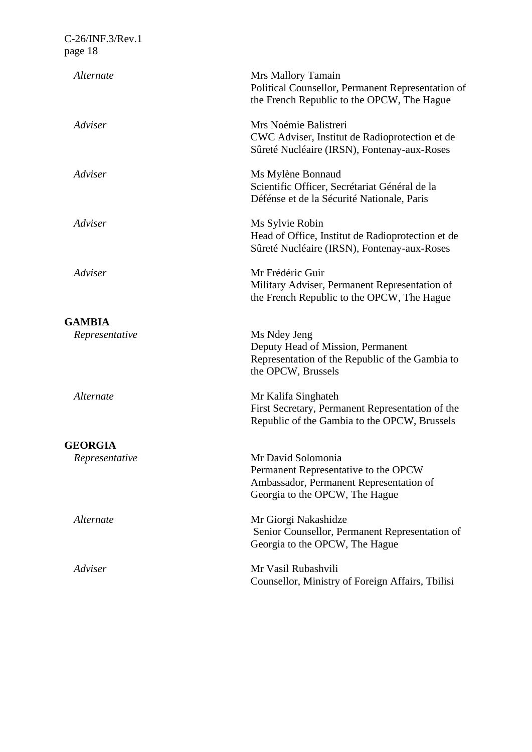| | |
|---|---|
| *Alternate* | Mrs Mallory Tamain<br>Political Counsellor, Permanent Representation of the French Republic to the OPCW, The Hague |
| *Adviser* | Mrs Noémie Balistreri<br>CWC Adviser, Institut de Radioprotection et de Sûreté Nucléaire (IRSN), Fontenay-aux-Roses |
| *Adviser* | Ms Mylène Bonnaud<br>Scientific Officer, Secrétariat Général de la Défénse et de la Sécurité Nationale, Paris |
| *Adviser* | Ms Sylvie Robin<br>Head of Office, Institut de Radioprotection et de Sûreté Nucléaire (IRSN), Fontenay-aux-Roses |
| *Adviser* | Mr Frédéric Guir<br>Military Adviser, Permanent Representation of the French Republic to the OPCW, The Hague |
| **GAMBIA** | |
| *Representative* | Ms Ndey Jeng<br>Deputy Head of Mission, Permanent Representation of the Republic of the Gambia to the OPCW, Brussels |
| *Alternate* | Mr Kalifa Singhateh<br>First Secretary, Permanent Representation of the Republic of the Gambia to the OPCW, Brussels |
| **GEORGIA** | |
| *Representative* | Mr David Solomonia<br>Permanent Representative to the OPCW<br>Ambassador, Permanent Representation of Georgia to the OPCW, The Hague |
| *Alternate* | Mr Giorgi Nakashidze<br>Senior Counsellor, Permanent Representation of Georgia to the OPCW, The Hague |
| *Adviser* | Mr Vasil Rubashvili<br>Counsellor, Ministry of Foreign Affairs, Tbilisi |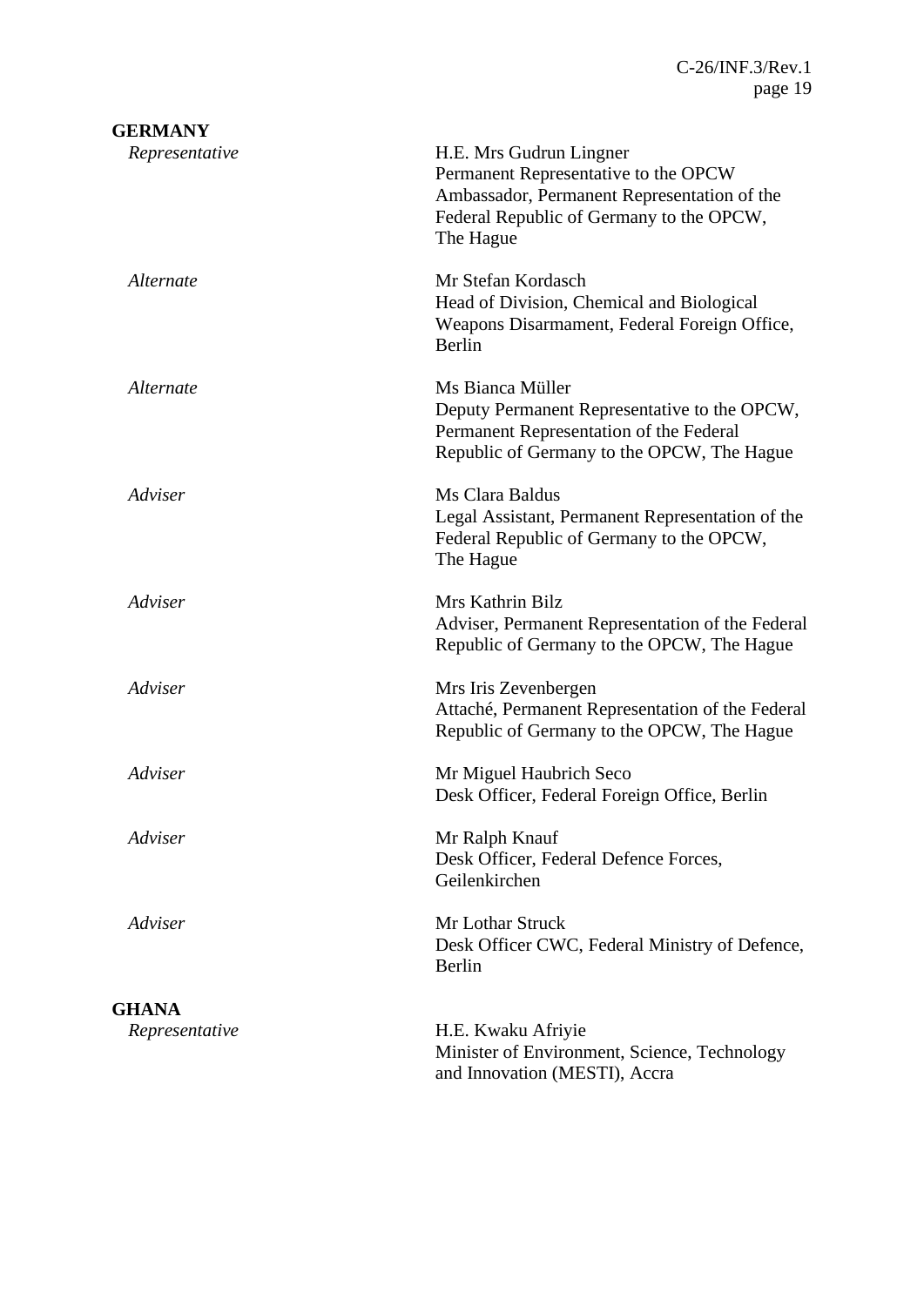**GERMANY**

| | |
|---|---|
| *Representative* | H.E. Mrs Gudrun Lingner<br>Permanent Representative to the OPCW<br>Ambassador, Permanent Representation of the Federal Republic of Germany to the OPCW, The Hague |
| *Alternate* | Mr Stefan Kordasch<br>Head of Division, Chemical and Biological Weapons Disarmament, Federal Foreign Office, Berlin |
| *Alternate* | Ms Bianca Müller<br>Deputy Permanent Representative to the OPCW, Permanent Representation of the Federal Republic of Germany to the OPCW, The Hague |
| *Adviser* | Ms Clara Baldus<br>Legal Assistant, Permanent Representation of the Federal Republic of Germany to the OPCW, The Hague |
| *Adviser* | Mrs Kathrin Bilz<br>Adviser, Permanent Representation of the Federal Republic of Germany to the OPCW, The Hague |
| *Adviser* | Mrs Iris Zevenbergen<br>Attaché, Permanent Representation of the Federal Republic of Germany to the OPCW, The Hague |
| *Adviser* | Mr Miguel Haubrich Seco<br>Desk Officer, Federal Foreign Office, Berlin |
| *Adviser* | Mr Ralph Knauf<br>Desk Officer, Federal Defence Forces, Geilenkirchen |
| *Adviser* | Mr Lothar Struck<br>Desk Officer CWC, Federal Ministry of Defence, Berlin |

**GHANA**

| | |
|---|---|
| *Representative* | H.E. Kwaku Afriyie<br>Minister of Environment, Science, Technology and Innovation (MESTI), Accra |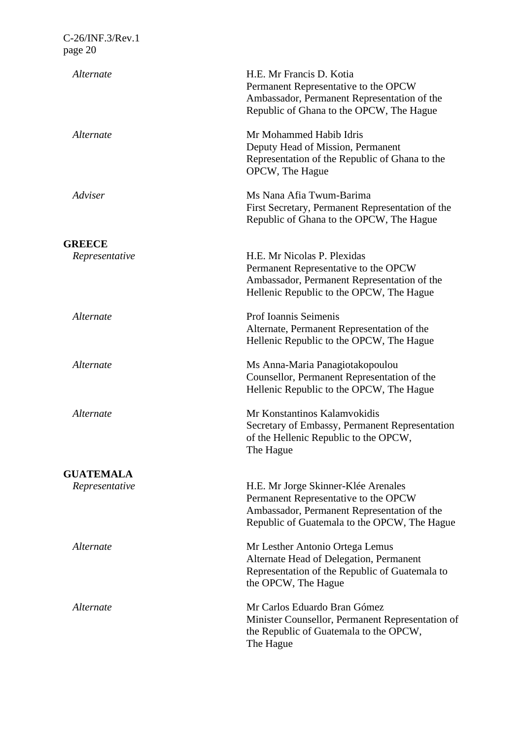| | |
|---|---|
| *Alternate* | H.E. Mr Francis D. Kotia<br>Permanent Representative to the OPCW<br>Ambassador, Permanent Representation of the Republic of Ghana to the OPCW, The Hague |
| *Alternate* | Mr Mohammed Habib Idris<br>Deputy Head of Mission, Permanent Representation of the Republic of Ghana to the OPCW, The Hague |
| *Adviser* | Ms Nana Afia Twum-Barima<br>First Secretary, Permanent Representation of the Republic of Ghana to the OPCW, The Hague |

**GREECE**

| | |
|---|---|
| *Representative* | H.E. Mr Nicolas P. Plexidas<br>Permanent Representative to the OPCW<br>Ambassador, Permanent Representation of the Hellenic Republic to the OPCW, The Hague |
| *Alternate* | Prof Ioannis Seimenis<br>Alternate, Permanent Representation of the Hellenic Republic to the OPCW, The Hague |
| *Alternate* | Ms Anna-Maria Panagiotakopoulou<br>Counsellor, Permanent Representation of the Hellenic Republic to the OPCW, The Hague |
| *Alternate* | Mr Konstantinos Kalamvokidis<br>Secretary of Embassy, Permanent Representation of the Hellenic Republic to the OPCW, The Hague |

**GUATEMALA**

| | |
|---|---|
| *Representative* | H.E. Mr Jorge Skinner-Klée Arenales<br>Permanent Representative to the OPCW<br>Ambassador, Permanent Representation of the Republic of Guatemala to the OPCW, The Hague |
| *Alternate* | Mr Lesther Antonio Ortega Lemus<br>Alternate Head of Delegation, Permanent Representation of the Republic of Guatemala to the OPCW, The Hague |
| *Alternate* | Mr Carlos Eduardo Bran Gómez<br>Minister Counsellor, Permanent Representation of the Republic of Guatemala to the OPCW, The Hague |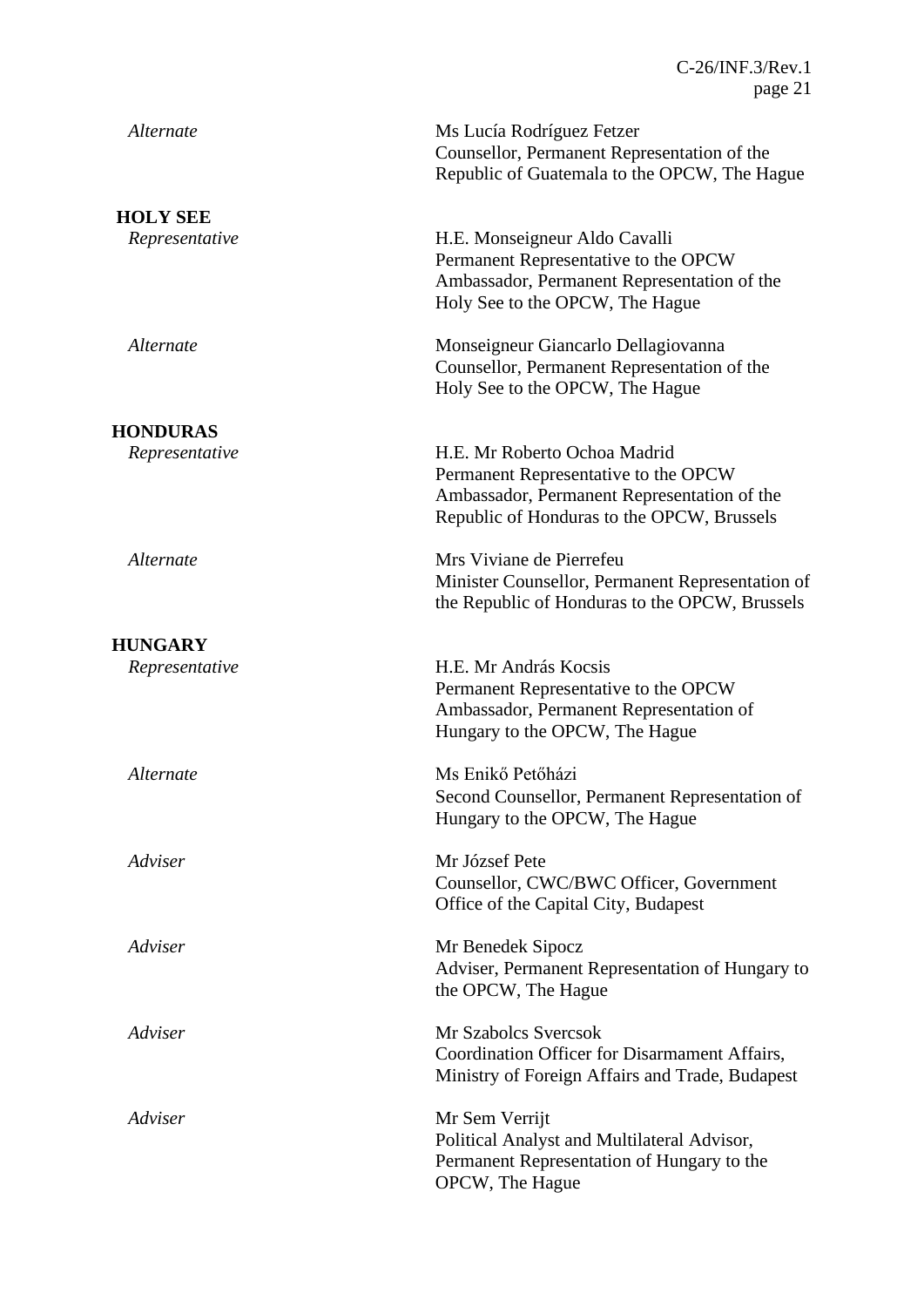*Alternate* Ms Lucía Rodríguez Fetzer
Counsellor, Permanent Representation of the Republic of Guatemala to the OPCW, The Hague

**HOLY SEE**

*Representative* H.E. Monseigneur Aldo Cavalli
Permanent Representative to the OPCW
Ambassador, Permanent Representation of the Holy See to the OPCW, The Hague

*Alternate* Monseigneur Giancarlo Dellagiovanna
Counsellor, Permanent Representation of the Holy See to the OPCW, The Hague

**HONDURAS**

*Representative* H.E. Mr Roberto Ochoa Madrid
Permanent Representative to the OPCW
Ambassador, Permanent Representation of the Republic of Honduras to the OPCW, Brussels

*Alternate* Mrs Viviane de Pierrefeu
Minister Counsellor, Permanent Representation of the Republic of Honduras to the OPCW, Brussels

**HUNGARY**

*Representative* H.E. Mr András Kocsis
Permanent Representative to the OPCW
Ambassador, Permanent Representation of Hungary to the OPCW, The Hague

*Alternate* Ms Enikő Petőházi
Second Counsellor, Permanent Representation of Hungary to the OPCW, The Hague

*Adviser* Mr József Pete
Counsellor, CWC/BWC Officer, Government Office of the Capital City, Budapest

*Adviser* Mr Benedek Sipocz
Adviser, Permanent Representation of Hungary to the OPCW, The Hague

*Adviser* Mr Szabolcs Svercsok
Coordination Officer for Disarmament Affairs, Ministry of Foreign Affairs and Trade, Budapest

*Adviser* Mr Sem Verrijt
Political Analyst and Multilateral Advisor, Permanent Representation of Hungary to the OPCW, The Hague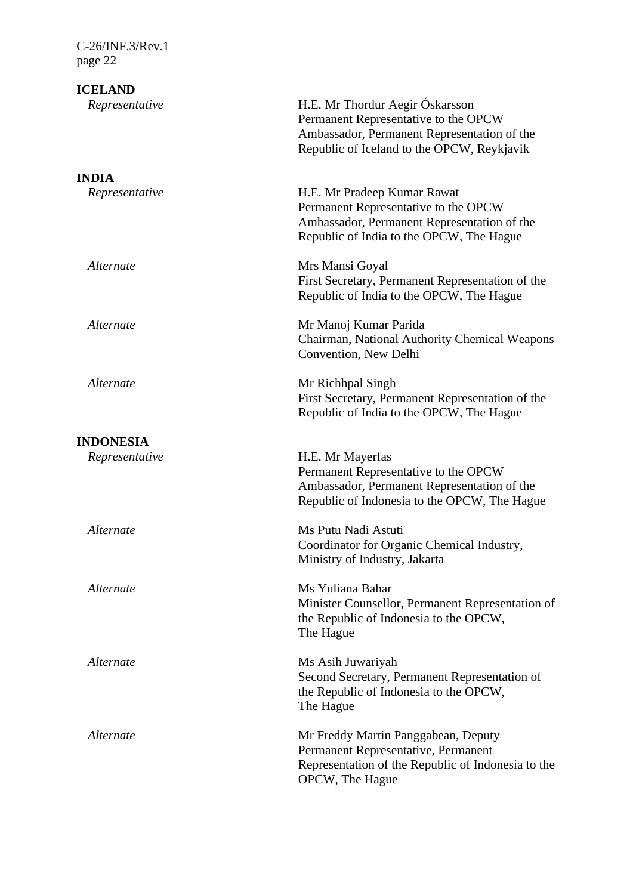**ICELAND**

| | |
|---|---|
| *Representative* | H.E. Mr Thordur Aegir Óskarsson<br>Permanent Representative to the OPCW<br>Ambassador, Permanent Representation of the Republic of Iceland to the OPCW, Reykjavik |

**INDIA**

| | |
|---|---|
| *Representative* | H.E. Mr Pradeep Kumar Rawat<br>Permanent Representative to the OPCW<br>Ambassador, Permanent Representation of the Republic of India to the OPCW, The Hague |
| *Alternate* | Mrs Mansi Goyal<br>First Secretary, Permanent Representation of the Republic of India to the OPCW, The Hague |
| *Alternate* | Mr Manoj Kumar Parida<br>Chairman, National Authority Chemical Weapons Convention, New Delhi |
| *Alternate* | Mr Richhpal Singh<br>First Secretary, Permanent Representation of the Republic of India to the OPCW, The Hague |

**INDONESIA**

| | |
|---|---|
| *Representative* | H.E. Mr Mayerfas<br>Permanent Representative to the OPCW<br>Ambassador, Permanent Representation of the Republic of Indonesia to the OPCW, The Hague |
| *Alternate* | Ms Putu Nadi Astuti<br>Coordinator for Organic Chemical Industry, Ministry of Industry, Jakarta |
| *Alternate* | Ms Yuliana Bahar<br>Minister Counsellor, Permanent Representation of the Republic of Indonesia to the OPCW, The Hague |
| *Alternate* | Ms Asih Juwariyah<br>Second Secretary, Permanent Representation of the Republic of Indonesia to the OPCW, The Hague |
| *Alternate* | Mr Freddy Martin Panggabean, Deputy Permanent Representative, Permanent Representation of the Republic of Indonesia to the OPCW, The Hague |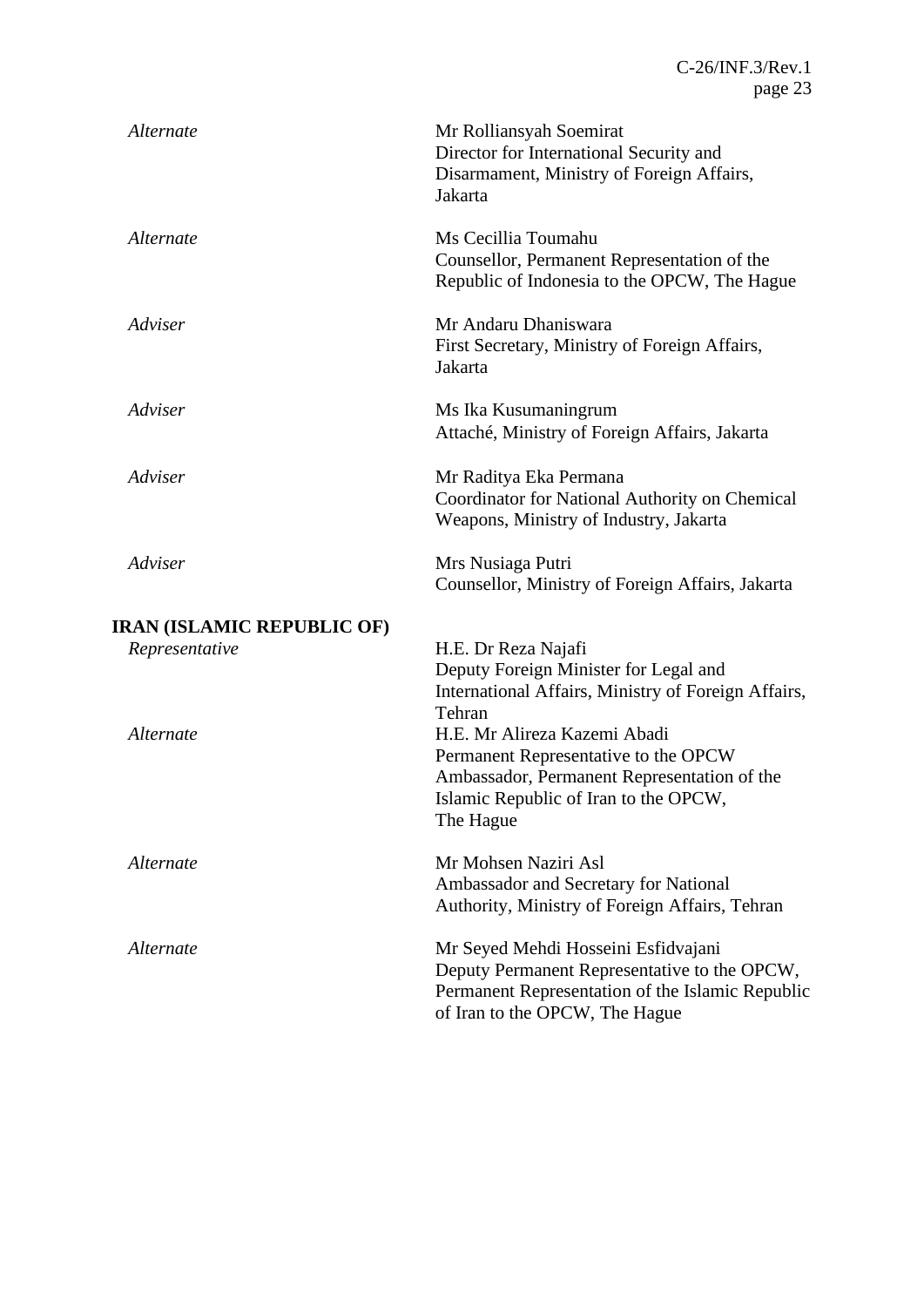| | |
|---|---|
| *Alternate* | Mr Rolliansyah Soemirat<br>Director for International Security and Disarmament, Ministry of Foreign Affairs, Jakarta |
| *Alternate* | Ms Cecillia Toumahu<br>Counsellor, Permanent Representation of the Republic of Indonesia to the OPCW, The Hague |
| *Adviser* | Mr Andaru Dhaniswara<br>First Secretary, Ministry of Foreign Affairs, Jakarta |
| *Adviser* | Ms Ika Kusumaningrum<br>Attaché, Ministry of Foreign Affairs, Jakarta |
| *Adviser* | Mr Raditya Eka Permana<br>Coordinator for National Authority on Chemical Weapons, Ministry of Industry, Jakarta |
| *Adviser* | Mrs Nusiaga Putri<br>Counsellor, Ministry of Foreign Affairs, Jakarta |

**IRAN (ISLAMIC REPUBLIC OF)**

| | |
|---|---|
| *Representative* | H.E. Dr Reza Najafi<br>Deputy Foreign Minister for Legal and International Affairs, Ministry of Foreign Affairs, Tehran |
| *Alternate* | H.E. Mr Alireza Kazemi Abadi<br>Permanent Representative to the OPCW<br>Ambassador, Permanent Representation of the Islamic Republic of Iran to the OPCW, The Hague |
| *Alternate* | Mr Mohsen Naziri Asl<br>Ambassador and Secretary for National Authority, Ministry of Foreign Affairs, Tehran |
| *Alternate* | Mr Seyed Mehdi Hosseini Esfidvajani<br>Deputy Permanent Representative to the OPCW, Permanent Representation of the Islamic Republic of Iran to the OPCW, The Hague |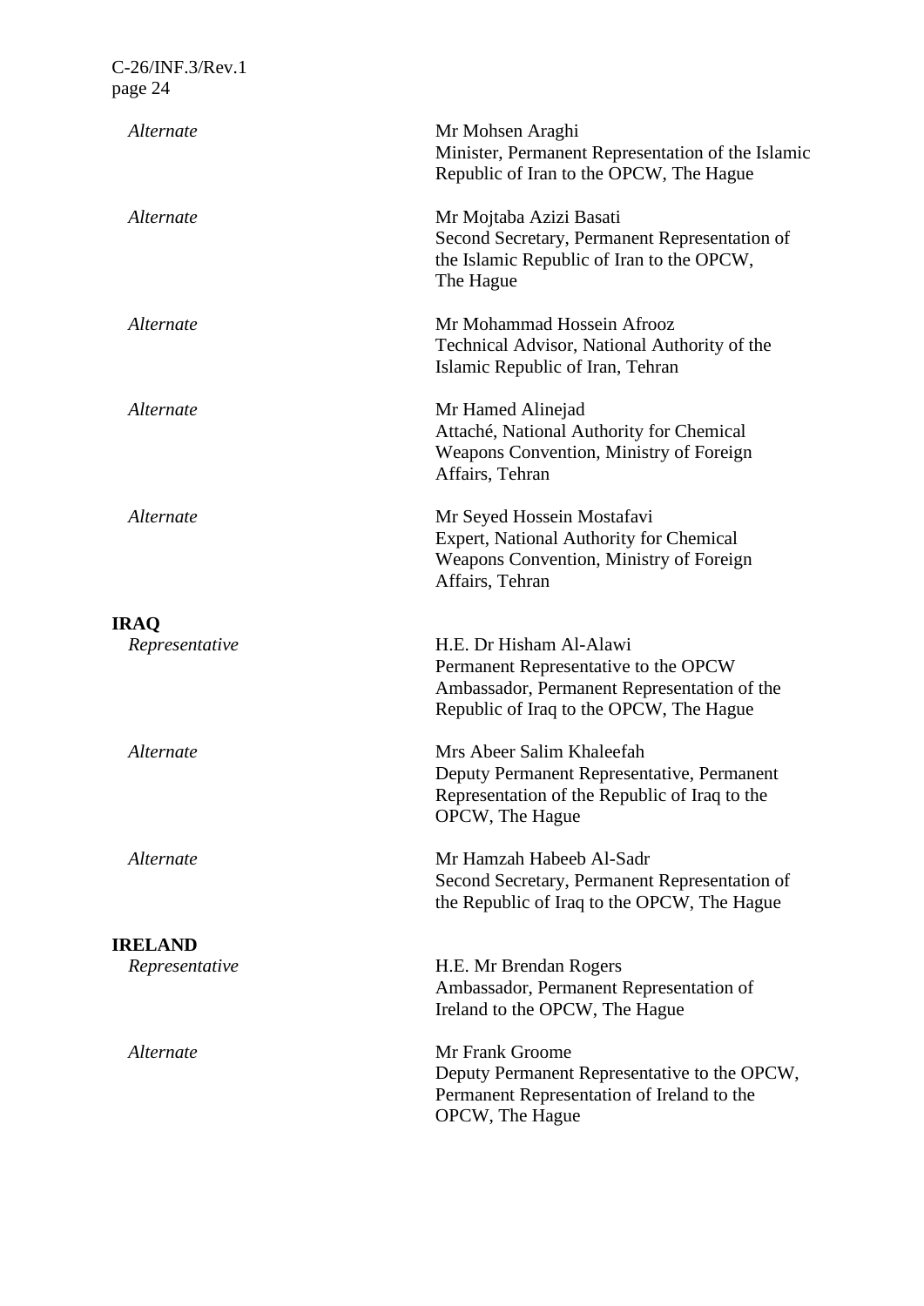| | |
|---|---|
| *Alternate* | Mr Mohsen Araghi<br>Minister, Permanent Representation of the Islamic Republic of Iran to the OPCW, The Hague |
| *Alternate* | Mr Mojtaba Azizi Basati<br>Second Secretary, Permanent Representation of the Islamic Republic of Iran to the OPCW, The Hague |
| *Alternate* | Mr Mohammad Hossein Afrooz<br>Technical Advisor, National Authority of the Islamic Republic of Iran, Tehran |
| *Alternate* | Mr Hamed Alinejad<br>Attaché, National Authority for Chemical Weapons Convention, Ministry of Foreign Affairs, Tehran |
| *Alternate* | Mr Seyed Hossein Mostafavi<br>Expert, National Authority for Chemical Weapons Convention, Ministry of Foreign Affairs, Tehran |

**IRAQ**

| | |
|---|---|
| *Representative* | H.E. Dr Hisham Al-Alawi<br>Permanent Representative to the OPCW<br>Ambassador, Permanent Representation of the Republic of Iraq to the OPCW, The Hague |
| *Alternate* | Mrs Abeer Salim Khaleefah<br>Deputy Permanent Representative, Permanent Representation of the Republic of Iraq to the OPCW, The Hague |
| *Alternate* | Mr Hamzah Habeeb Al-Sadr<br>Second Secretary, Permanent Representation of the Republic of Iraq to the OPCW, The Hague |

**IRELAND**

| | |
|---|---|
| *Representative* | H.E. Mr Brendan Rogers<br>Ambassador, Permanent Representation of Ireland to the OPCW, The Hague |
| *Alternate* | Mr Frank Groome<br>Deputy Permanent Representative to the OPCW, Permanent Representation of Ireland to the OPCW, The Hague |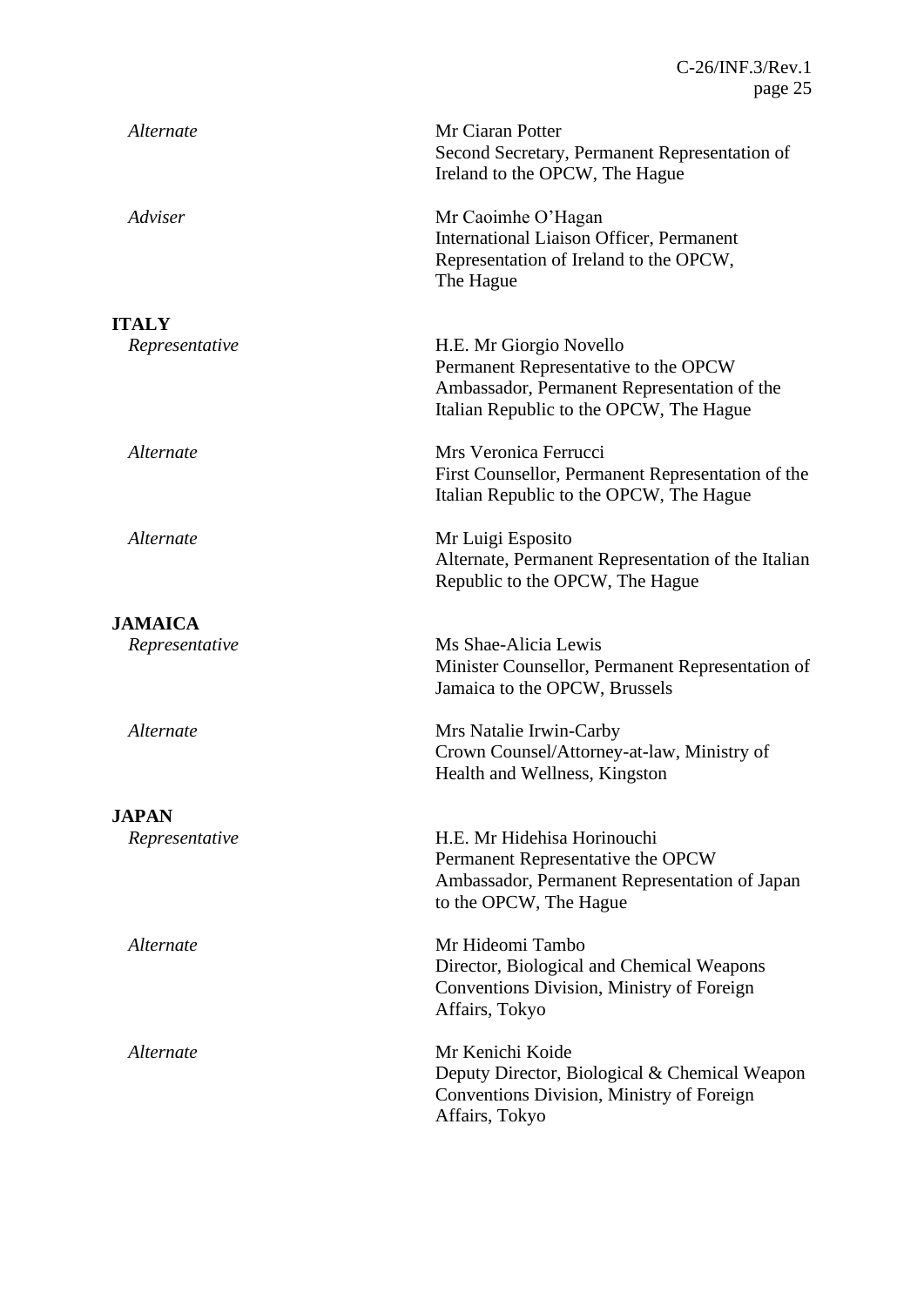| | |
|---|---|
| *Alternate* | Mr Ciaran Potter<br>Second Secretary, Permanent Representation of Ireland to the OPCW, The Hague |
| *Adviser* | Mr Caoimhe O'Hagan<br>International Liaison Officer, Permanent Representation of Ireland to the OPCW, The Hague |

**ITALY**

| | |
|---|---|
| *Representative* | H.E. Mr Giorgio Novello<br>Permanent Representative to the OPCW<br>Ambassador, Permanent Representation of the Italian Republic to the OPCW, The Hague |
| *Alternate* | Mrs Veronica Ferrucci<br>First Counsellor, Permanent Representation of the Italian Republic to the OPCW, The Hague |
| *Alternate* | Mr Luigi Esposito<br>Alternate, Permanent Representation of the Italian Republic to the OPCW, The Hague |

**JAMAICA**

| | |
|---|---|
| *Representative* | Ms Shae-Alicia Lewis<br>Minister Counsellor, Permanent Representation of Jamaica to the OPCW, Brussels |
| *Alternate* | Mrs Natalie Irwin-Carby<br>Crown Counsel/Attorney-at-law, Ministry of Health and Wellness, Kingston |

**JAPAN**

| | |
|---|---|
| *Representative* | H.E. Mr Hidehisa Horinouchi<br>Permanent Representative the OPCW<br>Ambassador, Permanent Representation of Japan to the OPCW, The Hague |
| *Alternate* | Mr Hideomi Tambo<br>Director, Biological and Chemical Weapons Conventions Division, Ministry of Foreign Affairs, Tokyo |
| *Alternate* | Mr Kenichi Koide<br>Deputy Director, Biological & Chemical Weapon Conventions Division, Ministry of Foreign Affairs, Tokyo |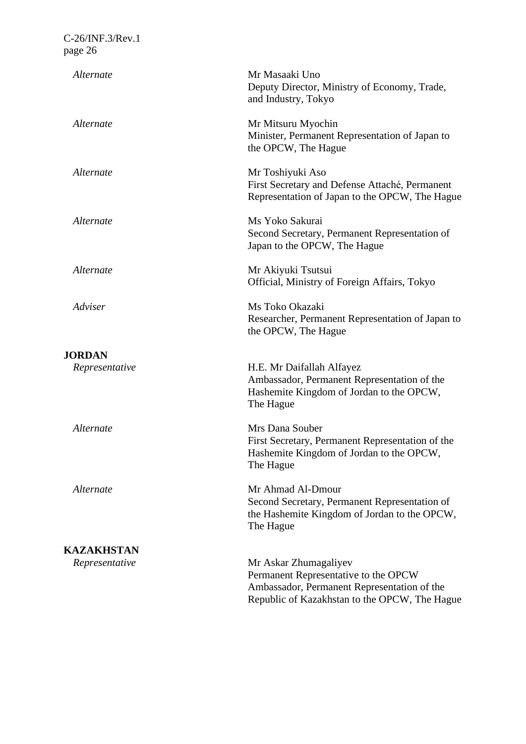| | |
|---|---|
| *Alternate* | Mr Masaaki Uno<br>Deputy Director, Ministry of Economy, Trade, and Industry, Tokyo |
| *Alternate* | Mr Mitsuru Myochin<br>Minister, Permanent Representation of Japan to the OPCW, The Hague |
| *Alternate* | Mr Toshiyuki Aso<br>First Secretary and Defense Attaché, Permanent Representation of Japan to the OPCW, The Hague |
| *Alternate* | Ms Yoko Sakurai<br>Second Secretary, Permanent Representation of Japan to the OPCW, The Hague |
| *Alternate* | Mr Akiyuki Tsutsui<br>Official, Ministry of Foreign Affairs, Tokyo |
| *Adviser* | Ms Toko Okazaki<br>Researcher, Permanent Representation of Japan to the OPCW, The Hague |

**JORDAN**

| | |
|---|---|
| *Representative* | H.E. Mr Daifallah Alfayez<br>Ambassador, Permanent Representation of the Hashemite Kingdom of Jordan to the OPCW, The Hague |
| *Alternate* | Mrs Dana Souber<br>First Secretary, Permanent Representation of the Hashemite Kingdom of Jordan to the OPCW, The Hague |
| *Alternate* | Mr Ahmad Al-Dmour<br>Second Secretary, Permanent Representation of the Hashemite Kingdom of Jordan to the OPCW, The Hague |

**KAZAKHSTAN**

| | |
|---|---|
| *Representative* | Mr Askar Zhumagaliyev<br>Permanent Representative to the OPCW<br>Ambassador, Permanent Representation of the Republic of Kazakhstan to the OPCW, The Hague |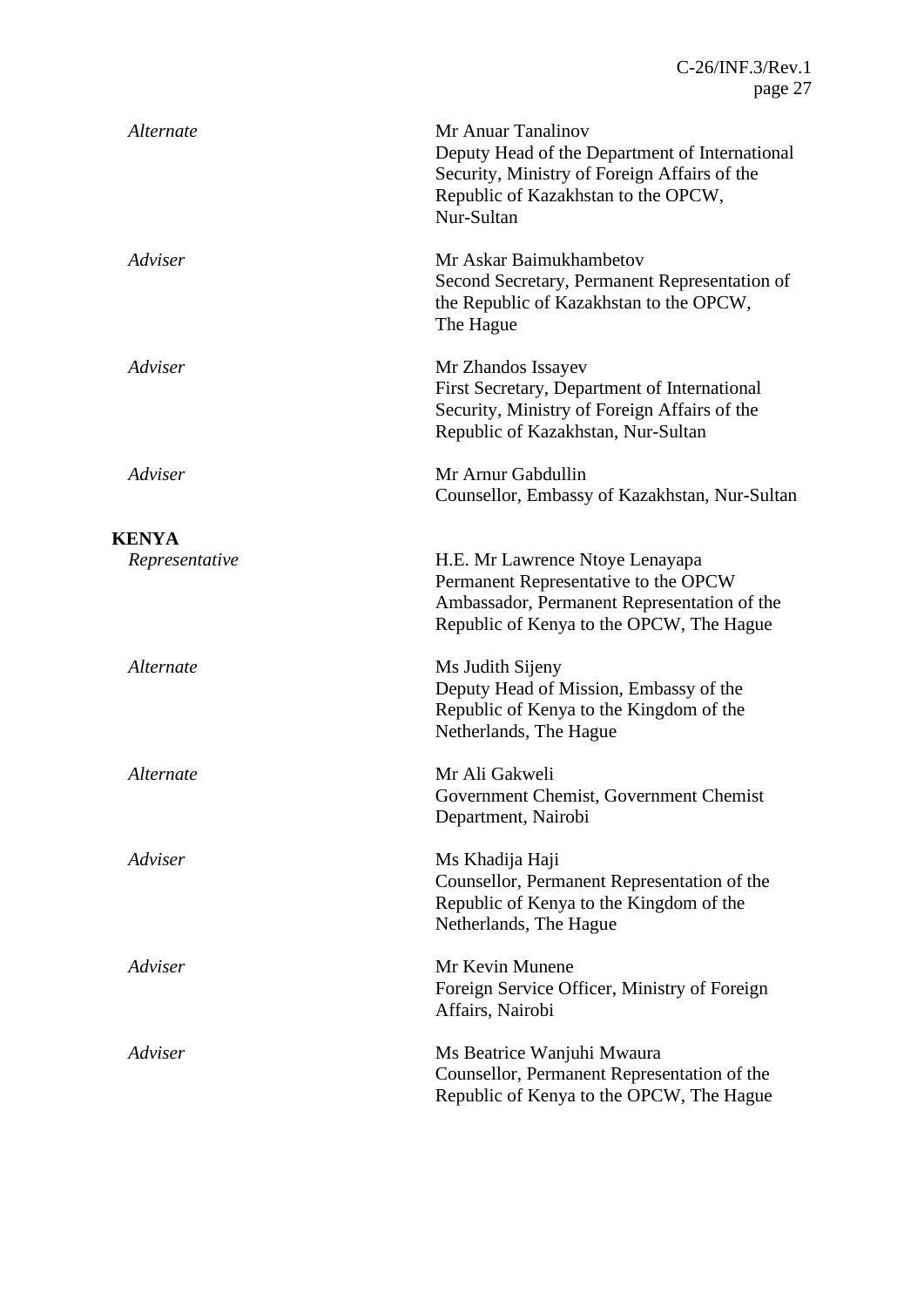| | |
|---|---|
| *Alternate* | Mr Anuar Tanalinov<br>Deputy Head of the Department of International Security, Ministry of Foreign Affairs of the Republic of Kazakhstan to the OPCW, Nur-Sultan |
| *Adviser* | Mr Askar Baimukhambetov<br>Second Secretary, Permanent Representation of the Republic of Kazakhstan to the OPCW, The Hague |
| *Adviser* | Mr Zhandos Issayev<br>First Secretary, Department of International Security, Ministry of Foreign Affairs of the Republic of Kazakhstan, Nur-Sultan |
| *Adviser* | Mr Arnur Gabdullin<br>Counsellor, Embassy of Kazakhstan, Nur-Sultan |

**KENYA**

| | |
|---|---|
| *Representative* | H.E. Mr Lawrence Ntoye Lenayapa<br>Permanent Representative to the OPCW<br>Ambassador, Permanent Representation of the Republic of Kenya to the OPCW, The Hague |
| *Alternate* | Ms Judith Sijeny<br>Deputy Head of Mission, Embassy of the Republic of Kenya to the Kingdom of the Netherlands, The Hague |
| *Alternate* | Mr Ali Gakweli<br>Government Chemist, Government Chemist Department, Nairobi |
| *Adviser* | Ms Khadija Haji<br>Counsellor, Permanent Representation of the Republic of Kenya to the Kingdom of the Netherlands, The Hague |
| *Adviser* | Mr Kevin Munene<br>Foreign Service Officer, Ministry of Foreign Affairs, Nairobi |
| *Adviser* | Ms Beatrice Wanjuhi Mwaura<br>Counsellor, Permanent Representation of the Republic of Kenya to the OPCW, The Hague |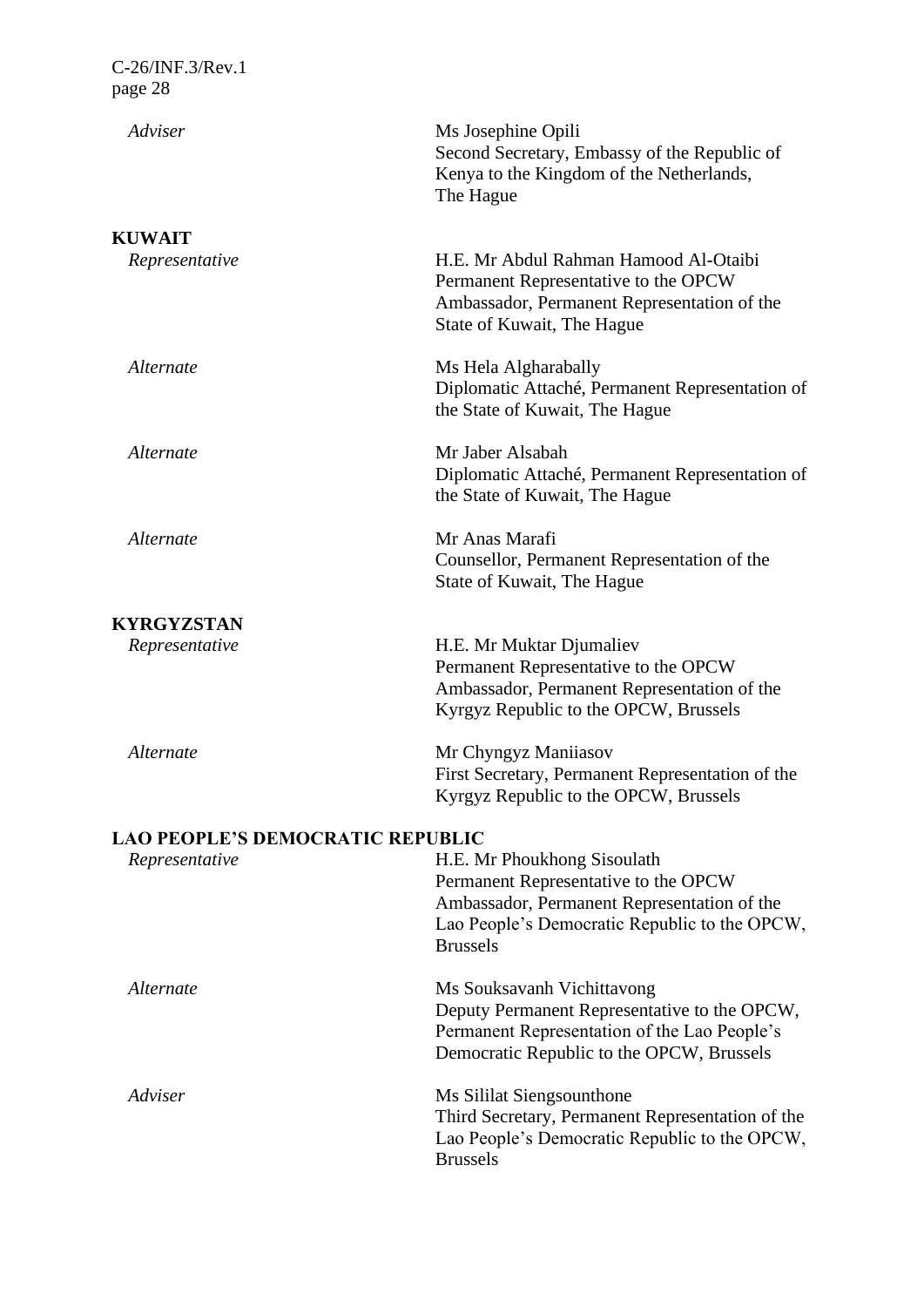*Adviser* | Ms Josephine Opili
Second Secretary, Embassy of the Republic of Kenya to the Kingdom of the Netherlands, The Hague

**KUWAIT**

| | |
|---|---|
| *Representative* | H.E. Mr Abdul Rahman Hamood Al-Otaibi<br>Permanent Representative to the OPCW<br>Ambassador, Permanent Representation of the State of Kuwait, The Hague |
| *Alternate* | Ms Hela Algharabally<br>Diplomatic Attaché, Permanent Representation of the State of Kuwait, The Hague |
| *Alternate* | Mr Jaber Alsabah<br>Diplomatic Attaché, Permanent Representation of the State of Kuwait, The Hague |
| *Alternate* | Mr Anas Marafi<br>Counsellor, Permanent Representation of the State of Kuwait, The Hague |

**KYRGYZSTAN**

| | |
|---|---|
| *Representative* | H.E. Mr Muktar Djumaliev<br>Permanent Representative to the OPCW<br>Ambassador, Permanent Representation of the Kyrgyz Republic to the OPCW, Brussels |
| *Alternate* | Mr Chyngyz Maniiasov<br>First Secretary, Permanent Representation of the Kyrgyz Republic to the OPCW, Brussels |

**LAO PEOPLE'S DEMOCRATIC REPUBLIC**

| | |
|---|---|
| *Representative* | H.E. Mr Phoukhong Sisoulath<br>Permanent Representative to the OPCW<br>Ambassador, Permanent Representation of the Lao People's Democratic Republic to the OPCW, Brussels |
| *Alternate* | Ms Souksavanh Vichittavong<br>Deputy Permanent Representative to the OPCW, Permanent Representation of the Lao People's Democratic Republic to the OPCW, Brussels |
| *Adviser* | Ms Sililat Siengsounthone<br>Third Secretary, Permanent Representation of the Lao People's Democratic Republic to the OPCW, Brussels |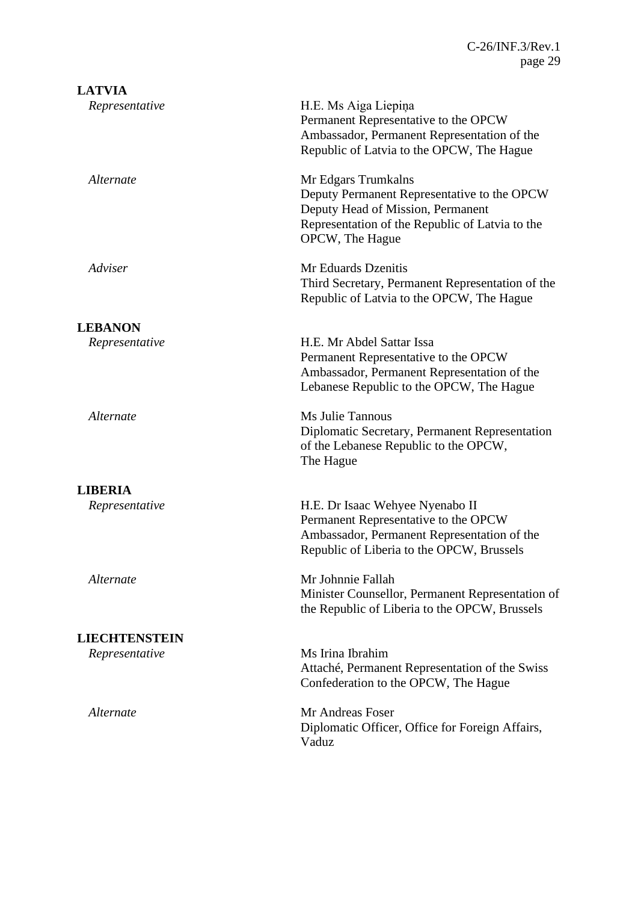**LATVIA**

| | |
|---|---|
| *Representative* | H.E. Ms Aiga Liepiņa<br>Permanent Representative to the OPCW<br>Ambassador, Permanent Representation of the Republic of Latvia to the OPCW, The Hague |
| *Alternate* | Mr Edgars Trumkalns<br>Deputy Permanent Representative to the OPCW<br>Deputy Head of Mission, Permanent Representation of the Republic of Latvia to the OPCW, The Hague |
| *Adviser* | Mr Eduards Dzenitis<br>Third Secretary, Permanent Representation of the Republic of Latvia to the OPCW, The Hague |

**LEBANON**

| | |
|---|---|
| *Representative* | H.E. Mr Abdel Sattar Issa<br>Permanent Representative to the OPCW<br>Ambassador, Permanent Representation of the Lebanese Republic to the OPCW, The Hague |
| *Alternate* | Ms Julie Tannous<br>Diplomatic Secretary, Permanent Representation of the Lebanese Republic to the OPCW, The Hague |

**LIBERIA**

| | |
|---|---|
| *Representative* | H.E. Dr Isaac Wehyee Nyenabo II<br>Permanent Representative to the OPCW<br>Ambassador, Permanent Representation of the Republic of Liberia to the OPCW, Brussels |
| *Alternate* | Mr Johnnie Fallah<br>Minister Counsellor, Permanent Representation of the Republic of Liberia to the OPCW, Brussels |

**LIECHTENSTEIN**

| | |
|---|---|
| *Representative* | Ms Irina Ibrahim<br>Attaché, Permanent Representation of the Swiss Confederation to the OPCW, The Hague |
| *Alternate* | Mr Andreas Foser<br>Diplomatic Officer, Office for Foreign Affairs, Vaduz |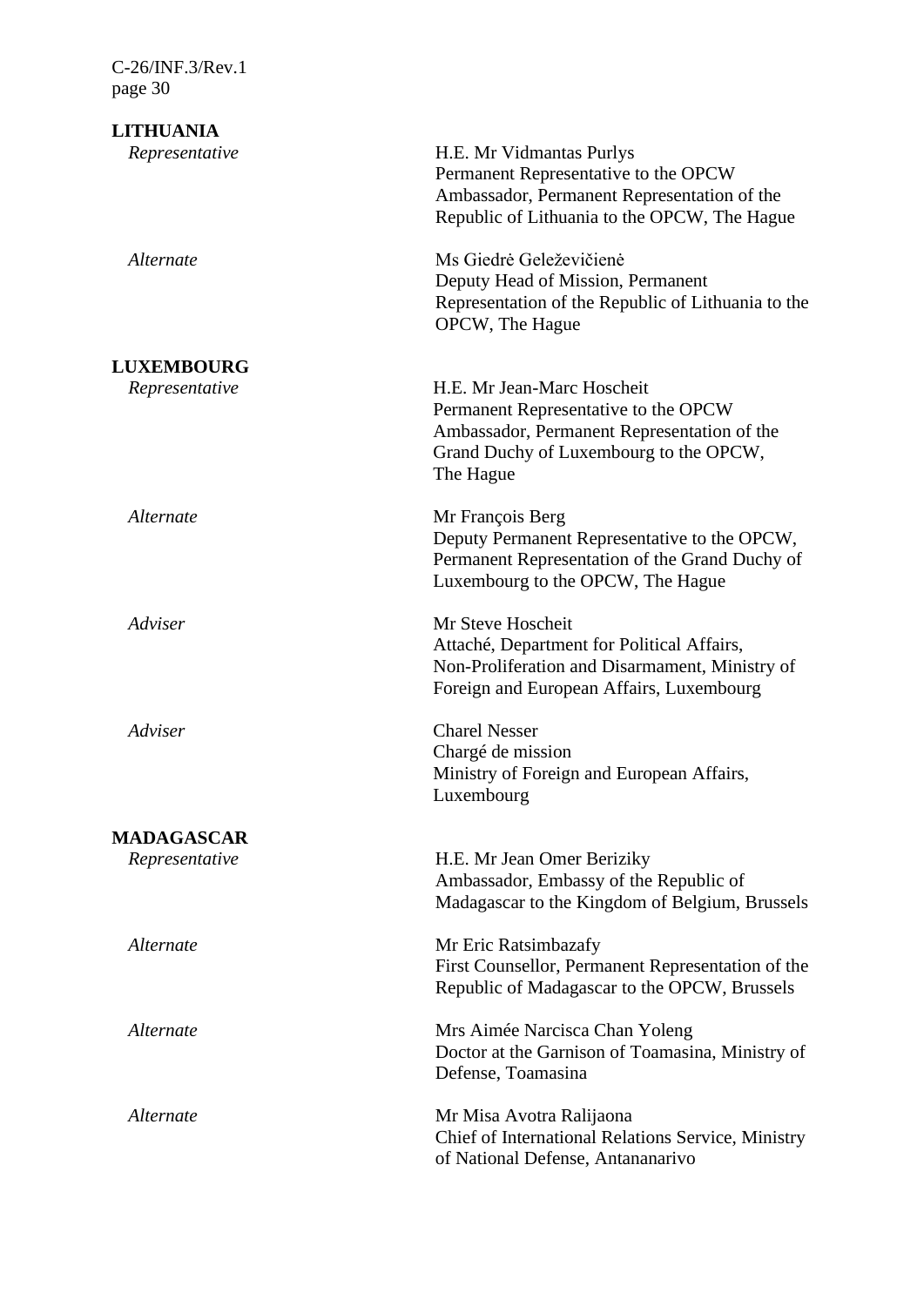**LITHUANIA**

| | |
|---|---|
| *Representative* | H.E. Mr Vidmantas Purlys<br>Permanent Representative to the OPCW<br>Ambassador, Permanent Representation of the Republic of Lithuania to the OPCW, The Hague |
| *Alternate* | Ms Giedrė Geleževičienė<br>Deputy Head of Mission, Permanent Representation of the Republic of Lithuania to the OPCW, The Hague |

**LUXEMBOURG**

| | |
|---|---|
| *Representative* | H.E. Mr Jean-Marc Hoscheit<br>Permanent Representative to the OPCW<br>Ambassador, Permanent Representation of the Grand Duchy of Luxembourg to the OPCW, The Hague |
| *Alternate* | Mr François Berg<br>Deputy Permanent Representative to the OPCW, Permanent Representation of the Grand Duchy of Luxembourg to the OPCW, The Hague |
| *Adviser* | Mr Steve Hoscheit<br>Attaché, Department for Political Affairs, Non-Proliferation and Disarmament, Ministry of Foreign and European Affairs, Luxembourg |
| *Adviser* | Charel Nesser<br>Chargé de mission<br>Ministry of Foreign and European Affairs, Luxembourg |

**MADAGASCAR**

| | |
|---|---|
| *Representative* | H.E. Mr Jean Omer Beriziky<br>Ambassador, Embassy of the Republic of Madagascar to the Kingdom of Belgium, Brussels |
| *Alternate* | Mr Eric Ratsimbazafy<br>First Counsellor, Permanent Representation of the Republic of Madagascar to the OPCW, Brussels |
| *Alternate* | Mrs Aimée Narcisca Chan Yoleng<br>Doctor at the Garnison of Toamasina, Ministry of Defense, Toamasina |
| *Alternate* | Mr Misa Avotra Ralijaona<br>Chief of International Relations Service, Ministry of National Defense, Antananarivo |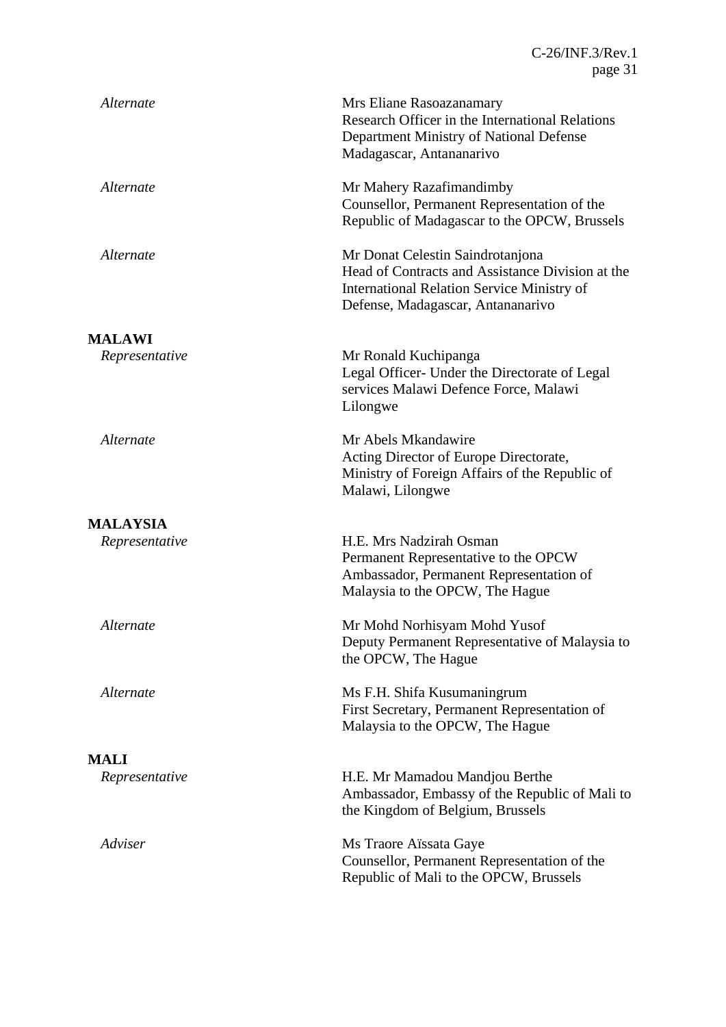| | |
|---|---|
| *Alternate* | Mrs Eliane Rasoazanamary<br>Research Officer in the International Relations Department Ministry of National Defense Madagascar, Antananarivo |
| *Alternate* | Mr Mahery Razafimandimby<br>Counsellor, Permanent Representation of the Republic of Madagascar to the OPCW, Brussels |
| *Alternate* | Mr Donat Celestin Saindrotanjona<br>Head of Contracts and Assistance Division at the International Relation Service Ministry of Defense, Madagascar, Antananarivo |
| **MALAWI** | |
| *Representative* | Mr Ronald Kuchipanga<br>Legal Officer- Under the Directorate of Legal services Malawi Defence Force, Malawi Lilongwe |
| *Alternate* | Mr Abels Mkandawire<br>Acting Director of Europe Directorate, Ministry of Foreign Affairs of the Republic of Malawi, Lilongwe |
| **MALAYSIA** | |
| *Representative* | H.E. Mrs Nadzirah Osman<br>Permanent Representative to the OPCW Ambassador, Permanent Representation of Malaysia to the OPCW, The Hague |
| *Alternate* | Mr Mohd Norhisyam Mohd Yusof<br>Deputy Permanent Representative of Malaysia to the OPCW, The Hague |
| *Alternate* | Ms F.H. Shifa Kusumaningrum<br>First Secretary, Permanent Representation of Malaysia to the OPCW, The Hague |
| **MALI** | |
| *Representative* | H.E. Mr Mamadou Mandjou Berthe<br>Ambassador, Embassy of the Republic of Mali to the Kingdom of Belgium, Brussels |
| *Adviser* | Ms Traore Aïssata Gaye<br>Counsellor, Permanent Representation of the Republic of Mali to the OPCW, Brussels |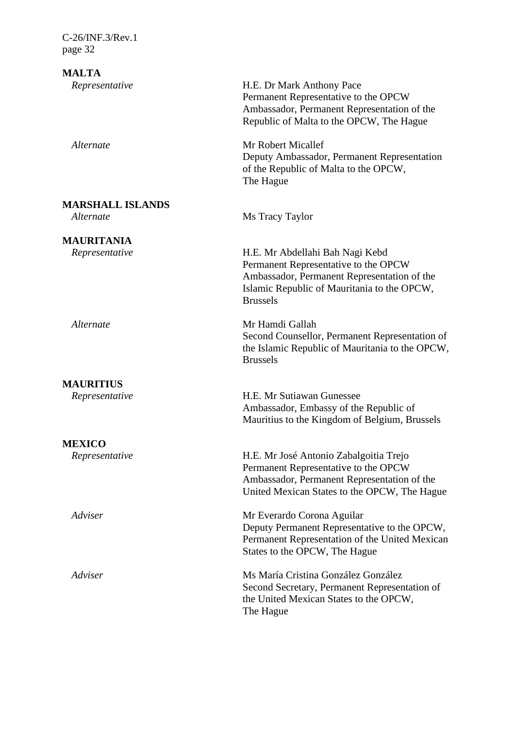**MALTA**

| | |
|---|---|
| *Representative* | H.E. Dr Mark Anthony Pace<br>Permanent Representative to the OPCW<br>Ambassador, Permanent Representation of the Republic of Malta to the OPCW, The Hague |
| *Alternate* | Mr Robert Micallef<br>Deputy Ambassador, Permanent Representation of the Republic of Malta to the OPCW, The Hague |

**MARSHALL ISLANDS**

| | |
|---|---|
| *Alternate* | Ms Tracy Taylor |

**MAURITANIA**

| | |
|---|---|
| *Representative* | H.E. Mr Abdellahi Bah Nagi Kebd<br>Permanent Representative to the OPCW<br>Ambassador, Permanent Representation of the Islamic Republic of Mauritania to the OPCW, Brussels |
| *Alternate* | Mr Hamdi Gallah<br>Second Counsellor, Permanent Representation of the Islamic Republic of Mauritania to the OPCW, Brussels |

**MAURITIUS**

| | |
|---|---|
| *Representative* | H.E. Mr Sutiawan Gunessee<br>Ambassador, Embassy of the Republic of Mauritius to the Kingdom of Belgium, Brussels |

**MEXICO**

| | |
|---|---|
| *Representative* | H.E. Mr José Antonio Zabalgoitia Trejo<br>Permanent Representative to the OPCW<br>Ambassador, Permanent Representation of the United Mexican States to the OPCW, The Hague |
| *Adviser* | Mr Everardo Corona Aguilar<br>Deputy Permanent Representative to the OPCW, Permanent Representation of the United Mexican States to the OPCW, The Hague |
| *Adviser* | Ms María Cristina González González<br>Second Secretary, Permanent Representation of the United Mexican States to the OPCW, The Hague |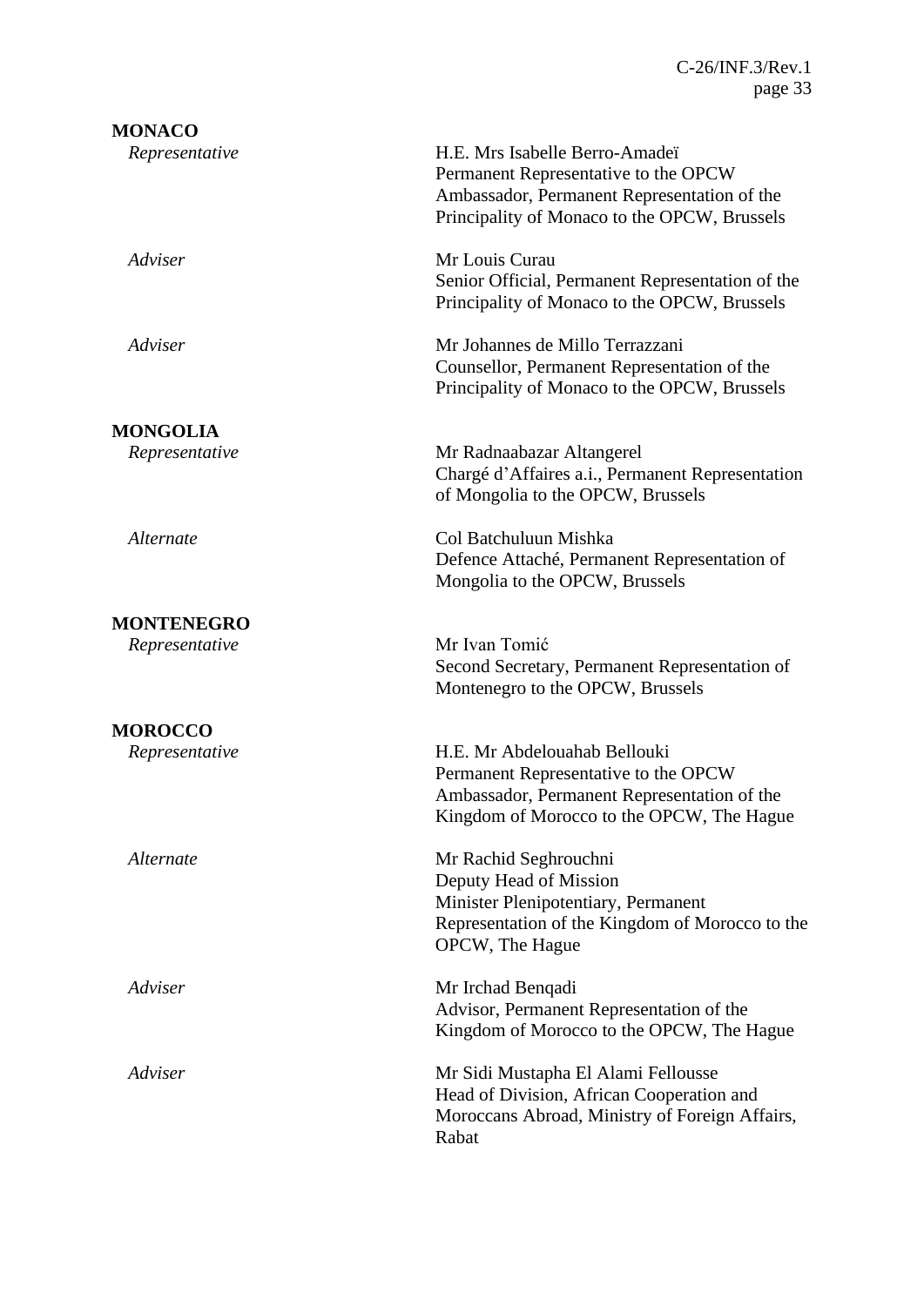**MONACO**

| | |
|---|---|
| *Representative* | H.E. Mrs Isabelle Berro-Amadeï<br>Permanent Representative to the OPCW<br>Ambassador, Permanent Representation of the Principality of Monaco to the OPCW, Brussels |
| *Adviser* | Mr Louis Curau<br>Senior Official, Permanent Representation of the Principality of Monaco to the OPCW, Brussels |
| *Adviser* | Mr Johannes de Millo Terrazzani<br>Counsellor, Permanent Representation of the Principality of Monaco to the OPCW, Brussels |

**MONGOLIA**

| | |
|---|---|
| *Representative* | Mr Radnaabazar Altangerel<br>Chargé d'Affaires a.i., Permanent Representation of Mongolia to the OPCW, Brussels |
| *Alternate* | Col Batchuluun Mishka<br>Defence Attaché, Permanent Representation of Mongolia to the OPCW, Brussels |

**MONTENEGRO**

| | |
|---|---|
| *Representative* | Mr Ivan Tomić<br>Second Secretary, Permanent Representation of Montenegro to the OPCW, Brussels |

**MOROCCO**

| | |
|---|---|
| *Representative* | H.E. Mr Abdelouahab Bellouki<br>Permanent Representative to the OPCW<br>Ambassador, Permanent Representation of the Kingdom of Morocco to the OPCW, The Hague |
| *Alternate* | Mr Rachid Seghrouchni<br>Deputy Head of Mission<br>Minister Plenipotentiary, Permanent Representation of the Kingdom of Morocco to the OPCW, The Hague |
| *Adviser* | Mr Irchad Benqadi<br>Advisor, Permanent Representation of the Kingdom of Morocco to the OPCW, The Hague |
| *Adviser* | Mr Sidi Mustapha El Alami Fellousse<br>Head of Division, African Cooperation and Moroccans Abroad, Ministry of Foreign Affairs, Rabat |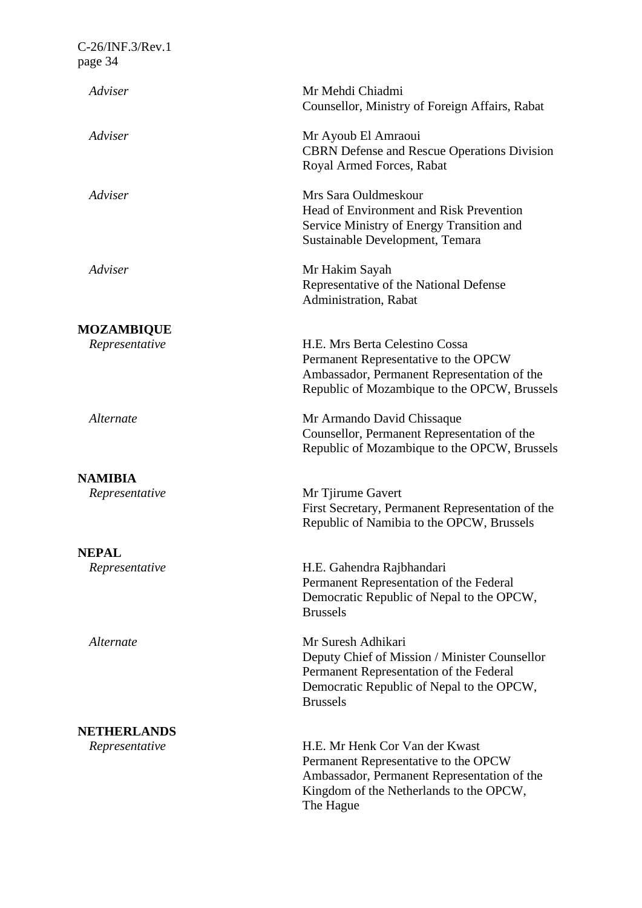| | |
|---|---|
| *Adviser* | Mr Mehdi Chiadmi<br>Counsellor, Ministry of Foreign Affairs, Rabat |
| *Adviser* | Mr Ayoub El Amraoui<br>CBRN Defense and Rescue Operations Division<br>Royal Armed Forces, Rabat |
| *Adviser* | Mrs Sara Ouldmeskour<br>Head of Environment and Risk Prevention<br>Service Ministry of Energy Transition and<br>Sustainable Development, Temara |
| *Adviser* | Mr Hakim Sayah<br>Representative of the National Defense<br>Administration, Rabat |

**MOZAMBIQUE**

| | |
|---|---|
| *Representative* | H.E. Mrs Berta Celestino Cossa<br>Permanent Representative to the OPCW<br>Ambassador, Permanent Representation of the<br>Republic of Mozambique to the OPCW, Brussels |
| *Alternate* | Mr Armando David Chissaque<br>Counsellor, Permanent Representation of the<br>Republic of Mozambique to the OPCW, Brussels |

**NAMIBIA**

| | |
|---|---|
| *Representative* | Mr Tjirume Gavert<br>First Secretary, Permanent Representation of the<br>Republic of Namibia to the OPCW, Brussels |

**NEPAL**

| | |
|---|---|
| *Representative* | H.E. Gahendra Rajbhandari<br>Permanent Representation of the Federal<br>Democratic Republic of Nepal to the OPCW,<br>Brussels |
| *Alternate* | Mr Suresh Adhikari<br>Deputy Chief of Mission / Minister Counsellor<br>Permanent Representation of the Federal<br>Democratic Republic of Nepal to the OPCW,<br>Brussels |

**NETHERLANDS**

| | |
|---|---|
| *Representative* | H.E. Mr Henk Cor Van der Kwast<br>Permanent Representative to the OPCW<br>Ambassador, Permanent Representation of the<br>Kingdom of the Netherlands to the OPCW,<br>The Hague |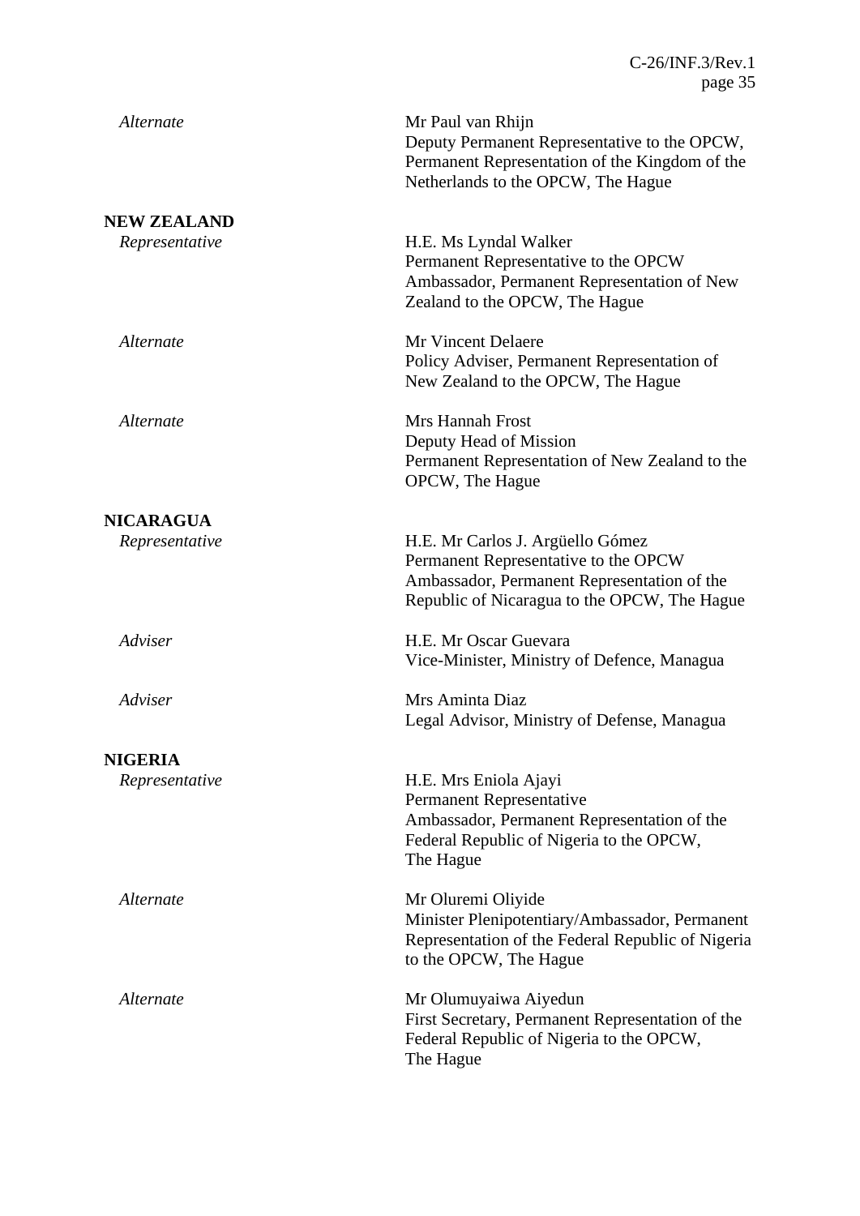| | |
|---|---|
| *Alternate* | Mr Paul van Rhijn<br>Deputy Permanent Representative to the OPCW, Permanent Representation of the Kingdom of the Netherlands to the OPCW, The Hague |

**NEW ZEALAND**

| | |
|---|---|
| *Representative* | H.E. Ms Lyndal Walker<br>Permanent Representative to the OPCW<br>Ambassador, Permanent Representation of New Zealand to the OPCW, The Hague |
| *Alternate* | Mr Vincent Delaere<br>Policy Adviser, Permanent Representation of New Zealand to the OPCW, The Hague |
| *Alternate* | Mrs Hannah Frost<br>Deputy Head of Mission<br>Permanent Representation of New Zealand to the OPCW, The Hague |

**NICARAGUA**

| | |
|---|---|
| *Representative* | H.E. Mr Carlos J. Argüello Gómez<br>Permanent Representative to the OPCW<br>Ambassador, Permanent Representation of the Republic of Nicaragua to the OPCW, The Hague |
| *Adviser* | H.E. Mr Oscar Guevara<br>Vice-Minister, Ministry of Defence, Managua |
| *Adviser* | Mrs Aminta Diaz<br>Legal Advisor, Ministry of Defense, Managua |

**NIGERIA**

| | |
|---|---|
| *Representative* | H.E. Mrs Eniola Ajayi<br>Permanent Representative<br>Ambassador, Permanent Representation of the Federal Republic of Nigeria to the OPCW, The Hague |
| *Alternate* | Mr Oluremi Oliyide<br>Minister Plenipotentiary/Ambassador, Permanent Representation of the Federal Republic of Nigeria to the OPCW, The Hague |
| *Alternate* | Mr Olumuyaiwa Aiyedun<br>First Secretary, Permanent Representation of the Federal Republic of Nigeria to the OPCW, The Hague |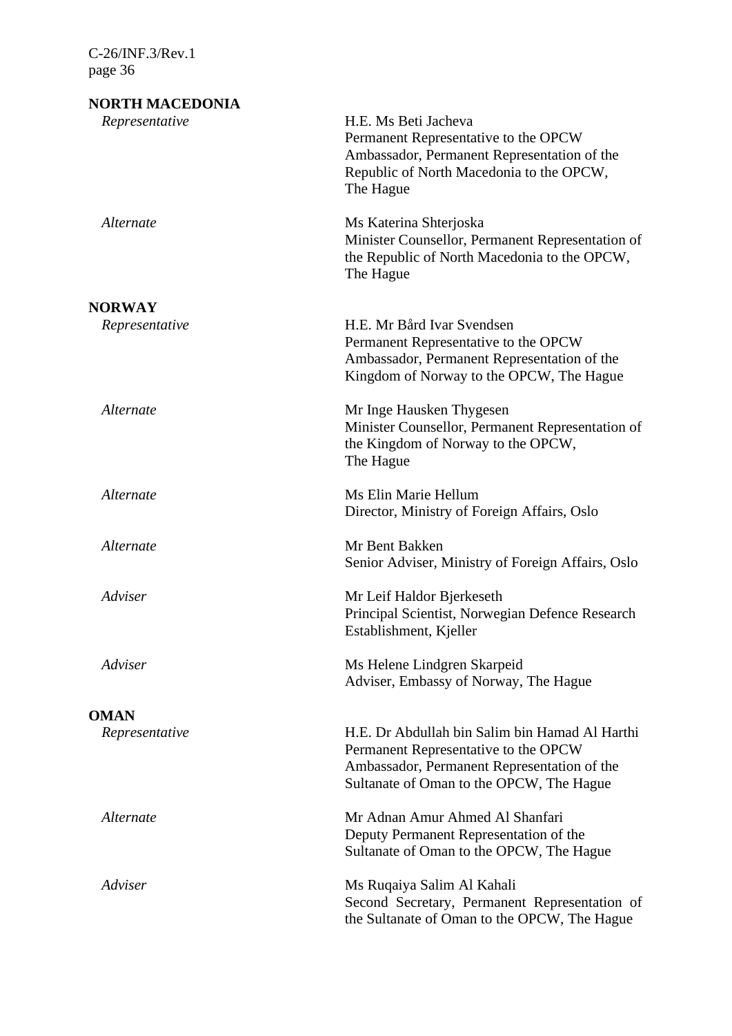**NORTH MACEDONIA**

| | |
|---|---|
| *Representative* | H.E. Ms Beti Jacheva<br>Permanent Representative to the OPCW<br>Ambassador, Permanent Representation of the Republic of North Macedonia to the OPCW, The Hague |
| *Alternate* | Ms Katerina Shterjoska<br>Minister Counsellor, Permanent Representation of the Republic of North Macedonia to the OPCW, The Hague |

**NORWAY**

| | |
|---|---|
| *Representative* | H.E. Mr Bård Ivar Svendsen<br>Permanent Representative to the OPCW<br>Ambassador, Permanent Representation of the Kingdom of Norway to the OPCW, The Hague |
| *Alternate* | Mr Inge Hausken Thygesen<br>Minister Counsellor, Permanent Representation of the Kingdom of Norway to the OPCW, The Hague |
| *Alternate* | Ms Elin Marie Hellum<br>Director, Ministry of Foreign Affairs, Oslo |
| *Alternate* | Mr Bent Bakken<br>Senior Adviser, Ministry of Foreign Affairs, Oslo |
| *Adviser* | Mr Leif Haldor Bjerkeseth<br>Principal Scientist, Norwegian Defence Research Establishment, Kjeller |
| *Adviser* | Ms Helene Lindgren Skarpeid<br>Adviser, Embassy of Norway, The Hague |

**OMAN**

| | |
|---|---|
| *Representative* | H.E. Dr Abdullah bin Salim bin Hamad Al Harthi<br>Permanent Representative to the OPCW<br>Ambassador, Permanent Representation of the Sultanate of Oman to the OPCW, The Hague |
| *Alternate* | Mr Adnan Amur Ahmed Al Shanfari<br>Deputy Permanent Representation of the Sultanate of Oman to the OPCW, The Hague |
| *Adviser* | Ms Ruqaiya Salim Al Kahali<br>Second Secretary, Permanent Representation of the Sultanate of Oman to the OPCW, The Hague |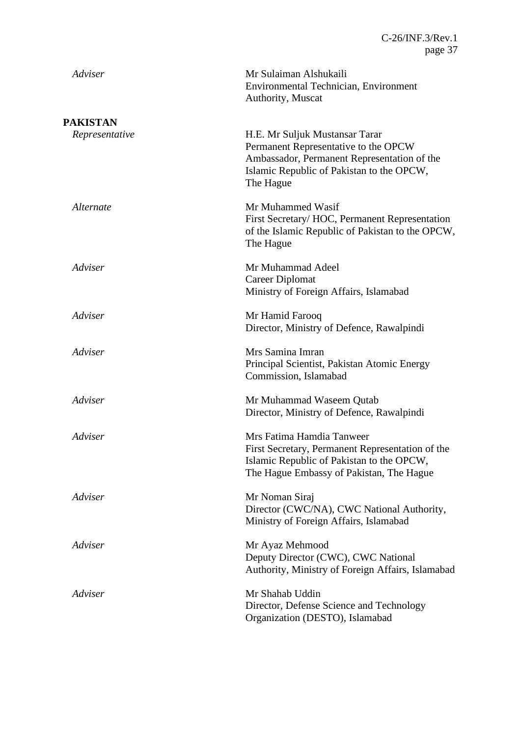| | |
|---|---|
| *Adviser* | Mr Sulaiman Alshukaili<br>Environmental Technician, Environment Authority, Muscat |

**PAKISTAN**

| | |
|---|---|
| *Representative* | H.E. Mr Suljuk Mustansar Tarar<br>Permanent Representative to the OPCW<br>Ambassador, Permanent Representation of the Islamic Republic of Pakistan to the OPCW, The Hague |
| *Alternate* | Mr Muhammed Wasif<br>First Secretary/ HOC, Permanent Representation of the Islamic Republic of Pakistan to the OPCW, The Hague |
| *Adviser* | Mr Muhammad Adeel<br>Career Diplomat<br>Ministry of Foreign Affairs, Islamabad |
| *Adviser* | Mr Hamid Farooq<br>Director, Ministry of Defence, Rawalpindi |
| *Adviser* | Mrs Samina Imran<br>Principal Scientist, Pakistan Atomic Energy Commission, Islamabad |
| *Adviser* | Mr Muhammad Waseem Qutab<br>Director, Ministry of Defence, Rawalpindi |
| *Adviser* | Mrs Fatima Hamdia Tanweer<br>First Secretary, Permanent Representation of the Islamic Republic of Pakistan to the OPCW, The Hague Embassy of Pakistan, The Hague |
| *Adviser* | Mr Noman Siraj<br>Director (CWC/NA), CWC National Authority, Ministry of Foreign Affairs, Islamabad |
| *Adviser* | Mr Ayaz Mehmood<br>Deputy Director (CWC), CWC National Authority, Ministry of Foreign Affairs, Islamabad |
| *Adviser* | Mr Shahab Uddin<br>Director, Defense Science and Technology Organization (DESTO), Islamabad |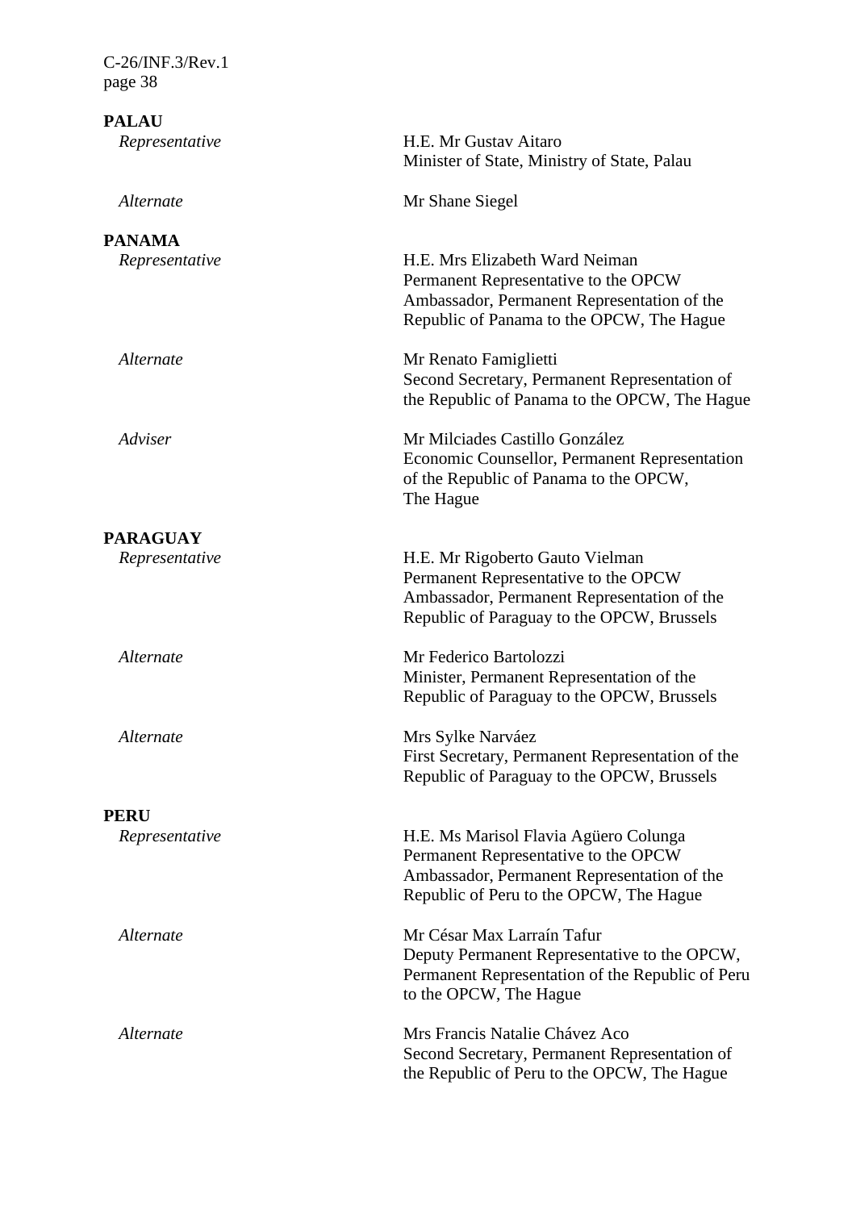**PALAU**

| | |
|---|---|
| *Representative* | H.E. Mr Gustav Aitaro<br>Minister of State, Ministry of State, Palau |
| *Alternate* | Mr Shane Siegel |

**PANAMA**

| | |
|---|---|
| *Representative* | H.E. Mrs Elizabeth Ward Neiman<br>Permanent Representative to the OPCW<br>Ambassador, Permanent Representation of the Republic of Panama to the OPCW, The Hague |
| *Alternate* | Mr Renato Famiglietti<br>Second Secretary, Permanent Representation of the Republic of Panama to the OPCW, The Hague |
| *Adviser* | Mr Milciades Castillo González<br>Economic Counsellor, Permanent Representation of the Republic of Panama to the OPCW, The Hague |

**PARAGUAY**

| | |
|---|---|
| *Representative* | H.E. Mr Rigoberto Gauto Vielman<br>Permanent Representative to the OPCW<br>Ambassador, Permanent Representation of the Republic of Paraguay to the OPCW, Brussels |
| *Alternate* | Mr Federico Bartolozzi<br>Minister, Permanent Representation of the Republic of Paraguay to the OPCW, Brussels |
| *Alternate* | Mrs Sylke Narváez<br>First Secretary, Permanent Representation of the Republic of Paraguay to the OPCW, Brussels |

**PERU**

| | |
|---|---|
| *Representative* | H.E. Ms Marisol Flavia Agüero Colunga<br>Permanent Representative to the OPCW<br>Ambassador, Permanent Representation of the Republic of Peru to the OPCW, The Hague |
| *Alternate* | Mr César Max Larraín Tafur<br>Deputy Permanent Representative to the OPCW, Permanent Representation of the Republic of Peru to the OPCW, The Hague |
| *Alternate* | Mrs Francis Natalie Chávez Aco<br>Second Secretary, Permanent Representation of the Republic of Peru to the OPCW, The Hague |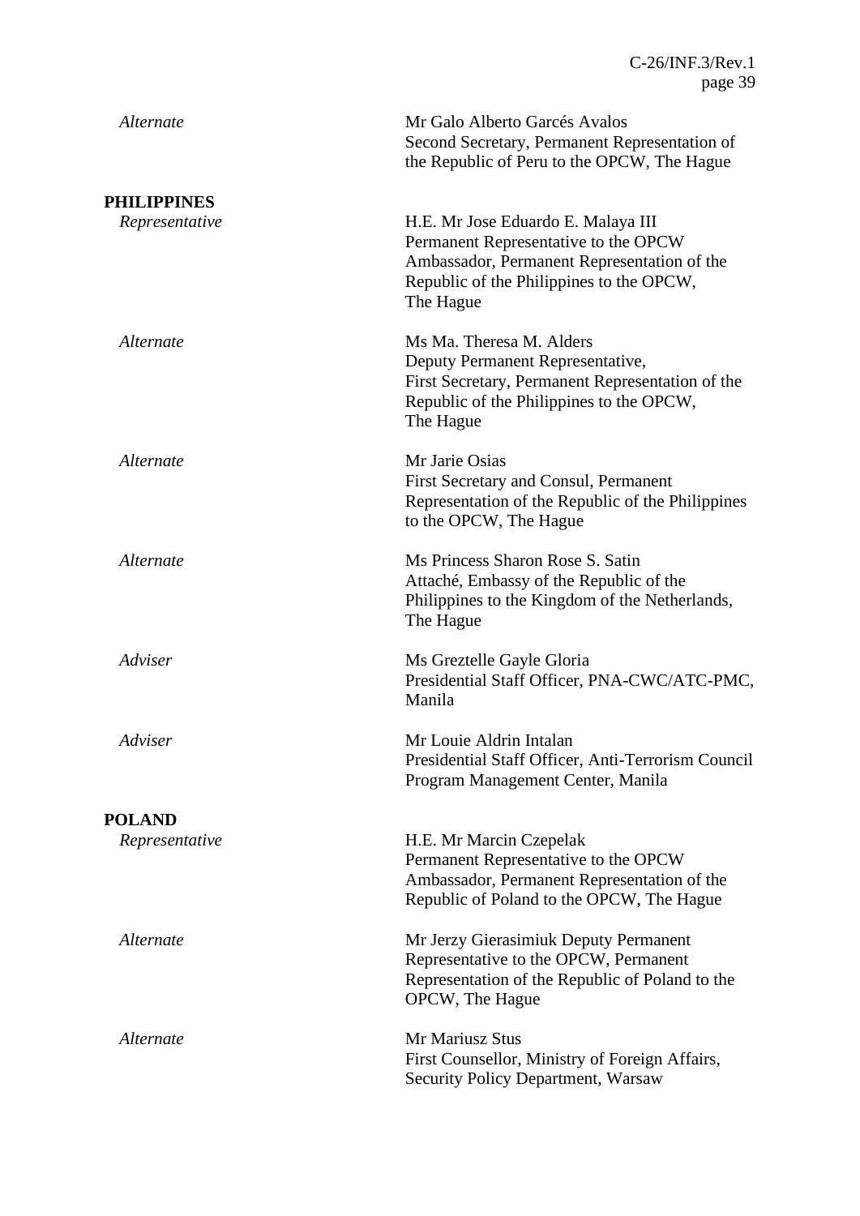| | |
|---|---|
| *Alternate* | Mr Galo Alberto Garcés Avalos<br>Second Secretary, Permanent Representation of the Republic of Peru to the OPCW, The Hague |

**PHILIPPINES**

| | |
|---|---|
| *Representative* | H.E. Mr Jose Eduardo E. Malaya III<br>Permanent Representative to the OPCW<br>Ambassador, Permanent Representation of the Republic of the Philippines to the OPCW, The Hague |
| *Alternate* | Ms Ma. Theresa M. Alders<br>Deputy Permanent Representative,<br>First Secretary, Permanent Representation of the Republic of the Philippines to the OPCW, The Hague |
| *Alternate* | Mr Jarie Osias<br>First Secretary and Consul, Permanent Representation of the Republic of the Philippines to the OPCW, The Hague |
| *Alternate* | Ms Princess Sharon Rose S. Satin<br>Attaché, Embassy of the Republic of the Philippines to the Kingdom of the Netherlands, The Hague |
| *Adviser* | Ms Greztelle Gayle Gloria<br>Presidential Staff Officer, PNA-CWC/ATC-PMC, Manila |
| *Adviser* | Mr Louie Aldrin Intalan<br>Presidential Staff Officer, Anti-Terrorism Council Program Management Center, Manila |

**POLAND**

| | |
|---|---|
| *Representative* | H.E. Mr Marcin Czepelak<br>Permanent Representative to the OPCW<br>Ambassador, Permanent Representation of the Republic of Poland to the OPCW, The Hague |
| *Alternate* | Mr Jerzy Gierasimiuk Deputy Permanent Representative to the OPCW, Permanent Representation of the Republic of Poland to the OPCW, The Hague |
| *Alternate* | Mr Mariusz Stus<br>First Counsellor, Ministry of Foreign Affairs, Security Policy Department, Warsaw |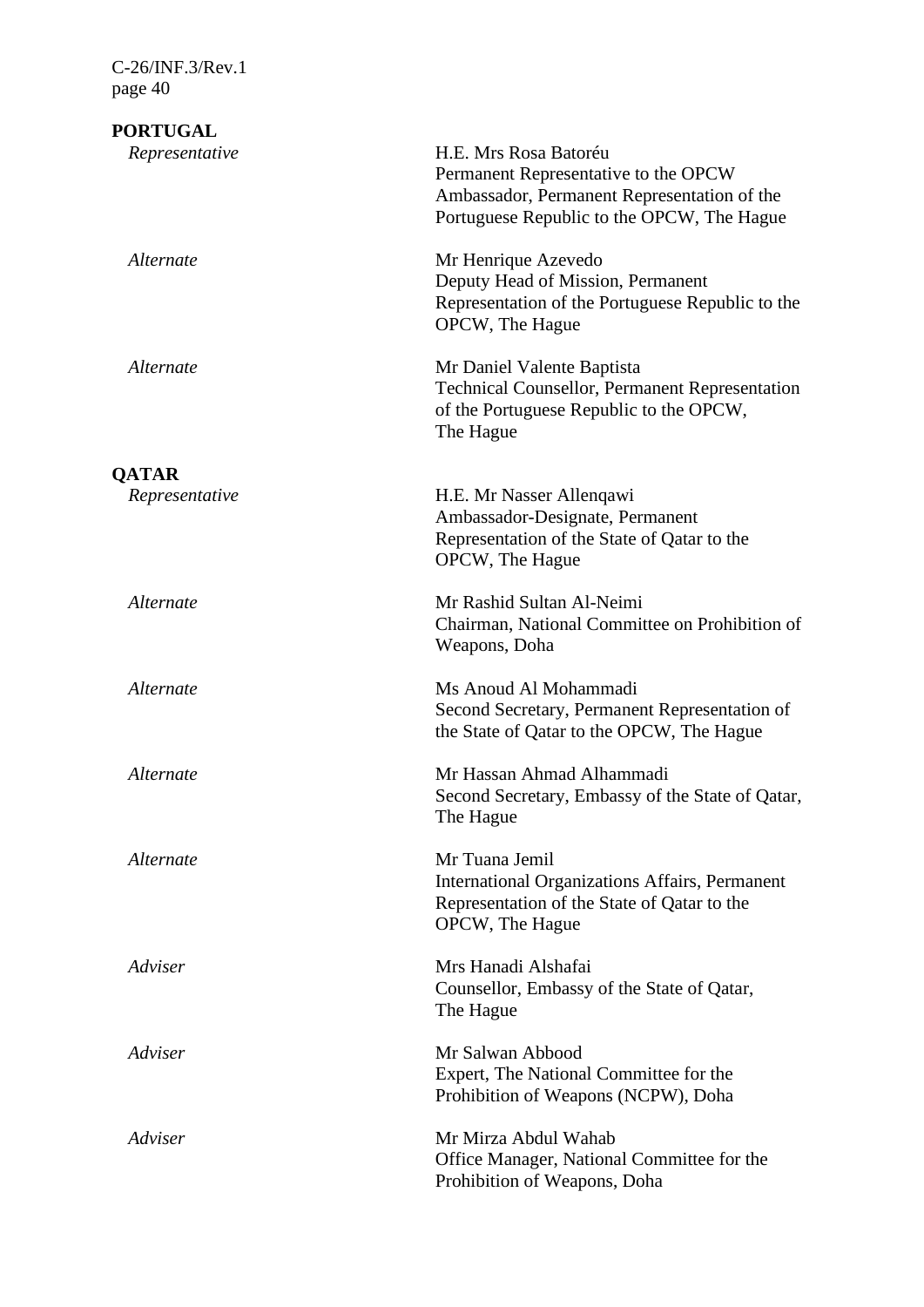**PORTUGAL**

| | |
|---|---|
| *Representative* | H.E. Mrs Rosa Batoréu<br>Permanent Representative to the OPCW<br>Ambassador, Permanent Representation of the Portuguese Republic to the OPCW, The Hague |
| *Alternate* | Mr Henrique Azevedo<br>Deputy Head of Mission, Permanent Representation of the Portuguese Republic to the OPCW, The Hague |
| *Alternate* | Mr Daniel Valente Baptista<br>Technical Counsellor, Permanent Representation of the Portuguese Republic to the OPCW, The Hague |

**QATAR**

| | |
|---|---|
| *Representative* | H.E. Mr Nasser Allenqawi<br>Ambassador-Designate, Permanent Representation of the State of Qatar to the OPCW, The Hague |
| *Alternate* | Mr Rashid Sultan Al-Neimi<br>Chairman, National Committee on Prohibition of Weapons, Doha |
| *Alternate* | Ms Anoud Al Mohammadi<br>Second Secretary, Permanent Representation of the State of Qatar to the OPCW, The Hague |
| *Alternate* | Mr Hassan Ahmad Alhammadi<br>Second Secretary, Embassy of the State of Qatar, The Hague |
| *Alternate* | Mr Tuana Jemil<br>International Organizations Affairs, Permanent Representation of the State of Qatar to the OPCW, The Hague |
| *Adviser* | Mrs Hanadi Alshafai<br>Counsellor, Embassy of the State of Qatar, The Hague |
| *Adviser* | Mr Salwan Abbood<br>Expert, The National Committee for the Prohibition of Weapons (NCPW), Doha |
| *Adviser* | Mr Mirza Abdul Wahab<br>Office Manager, National Committee for the Prohibition of Weapons, Doha |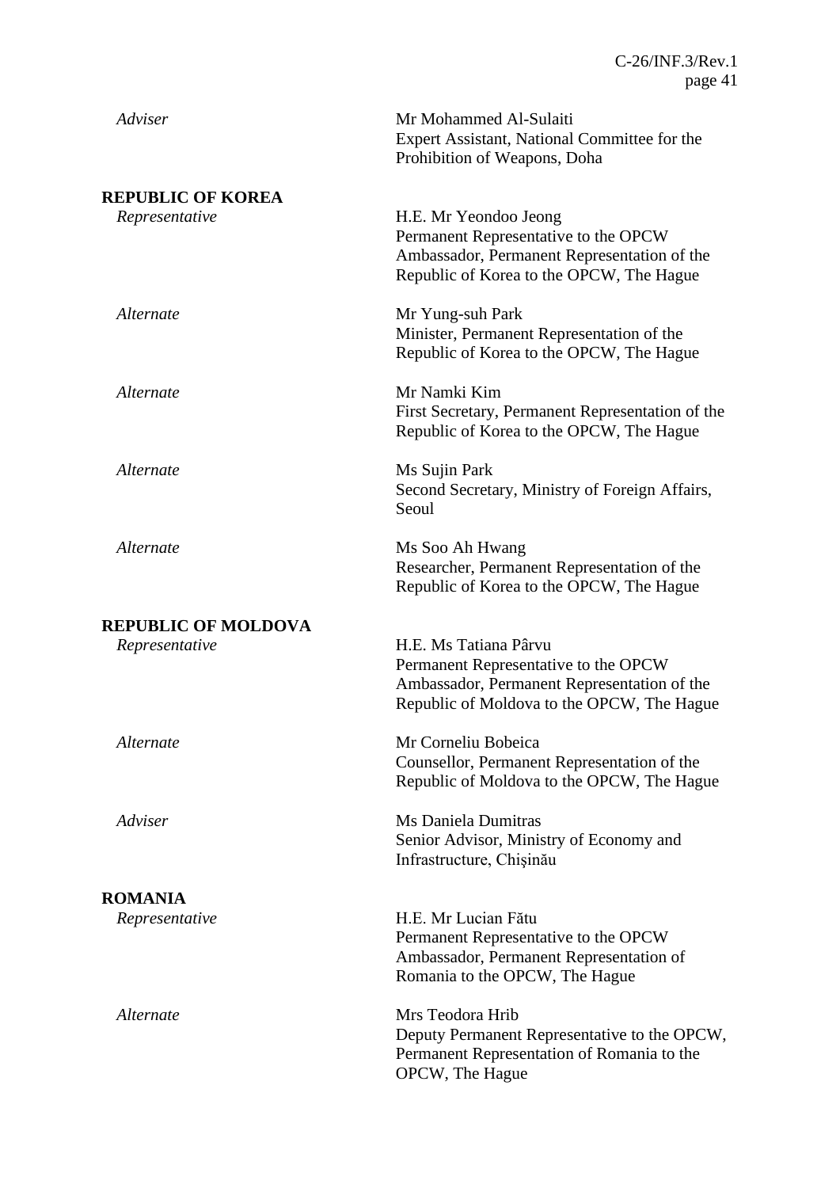| | |
|---|---|
| *Adviser* | Mr Mohammed Al-Sulaiti<br>Expert Assistant, National Committee for the Prohibition of Weapons, Doha |

**REPUBLIC OF KOREA**

| | |
|---|---|
| *Representative* | H.E. Mr Yeondoo Jeong<br>Permanent Representative to the OPCW<br>Ambassador, Permanent Representation of the Republic of Korea to the OPCW, The Hague |
| *Alternate* | Mr Yung-suh Park<br>Minister, Permanent Representation of the Republic of Korea to the OPCW, The Hague |
| *Alternate* | Mr Namki Kim<br>First Secretary, Permanent Representation of the Republic of Korea to the OPCW, The Hague |
| *Alternate* | Ms Sujin Park<br>Second Secretary, Ministry of Foreign Affairs, Seoul |
| *Alternate* | Ms Soo Ah Hwang<br>Researcher, Permanent Representation of the Republic of Korea to the OPCW, The Hague |

**REPUBLIC OF MOLDOVA**

| | |
|---|---|
| *Representative* | H.E. Ms Tatiana Pârvu<br>Permanent Representative to the OPCW<br>Ambassador, Permanent Representation of the Republic of Moldova to the OPCW, The Hague |
| *Alternate* | Mr Corneliu Bobeica<br>Counsellor, Permanent Representation of the Republic of Moldova to the OPCW, The Hague |
| *Adviser* | Ms Daniela Dumitras<br>Senior Advisor, Ministry of Economy and Infrastructure, Chişinău |

**ROMANIA**

| | |
|---|---|
| *Representative* | H.E. Mr Lucian Fătu<br>Permanent Representative to the OPCW<br>Ambassador, Permanent Representation of Romania to the OPCW, The Hague |
| *Alternate* | Mrs Teodora Hrib<br>Deputy Permanent Representative to the OPCW, Permanent Representation of Romania to the OPCW, The Hague |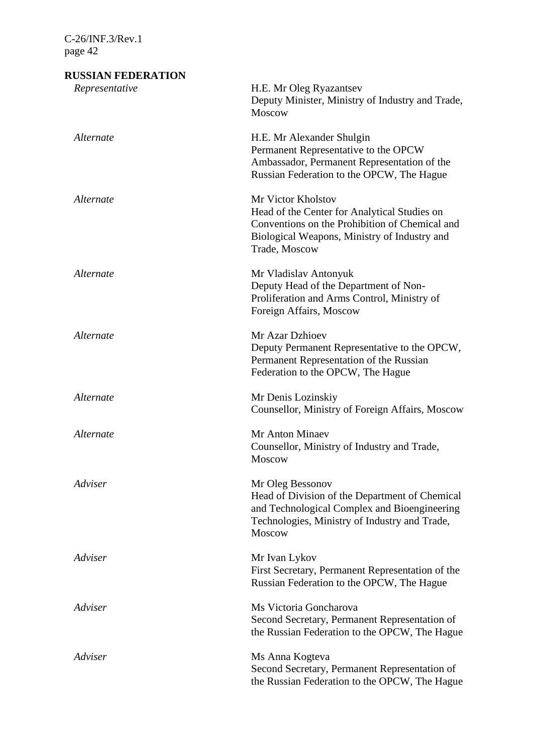**RUSSIAN FEDERATION**

| | |
|---|---|
| *Representative* | H.E. Mr Oleg Ryazantsev<br>Deputy Minister, Ministry of Industry and Trade, Moscow |
| *Alternate* | H.E. Mr Alexander Shulgin<br>Permanent Representative to the OPCW<br>Ambassador, Permanent Representation of the Russian Federation to the OPCW, The Hague |
| *Alternate* | Mr Victor Kholstov<br>Head of the Center for Analytical Studies on Conventions on the Prohibition of Chemical and Biological Weapons, Ministry of Industry and Trade, Moscow |
| *Alternate* | Mr Vladislav Antonyuk<br>Deputy Head of the Department of Non-Proliferation and Arms Control, Ministry of Foreign Affairs, Moscow |
| *Alternate* | Mr Azar Dzhioev<br>Deputy Permanent Representative to the OPCW, Permanent Representation of the Russian Federation to the OPCW, The Hague |
| *Alternate* | Mr Denis Lozinskiy<br>Counsellor, Ministry of Foreign Affairs, Moscow |
| *Alternate* | Mr Anton Minaev<br>Counsellor, Ministry of Industry and Trade, Moscow |
| *Adviser* | Mr Oleg Bessonov<br>Head of Division of the Department of Chemical and Technological Complex and Bioengineering Technologies, Ministry of Industry and Trade, Moscow |
| *Adviser* | Mr Ivan Lykov<br>First Secretary, Permanent Representation of the Russian Federation to the OPCW, The Hague |
| *Adviser* | Ms Victoria Goncharova<br>Second Secretary, Permanent Representation of the Russian Federation to the OPCW, The Hague |
| *Adviser* | Ms Anna Kogteva<br>Second Secretary, Permanent Representation of the Russian Federation to the OPCW, The Hague |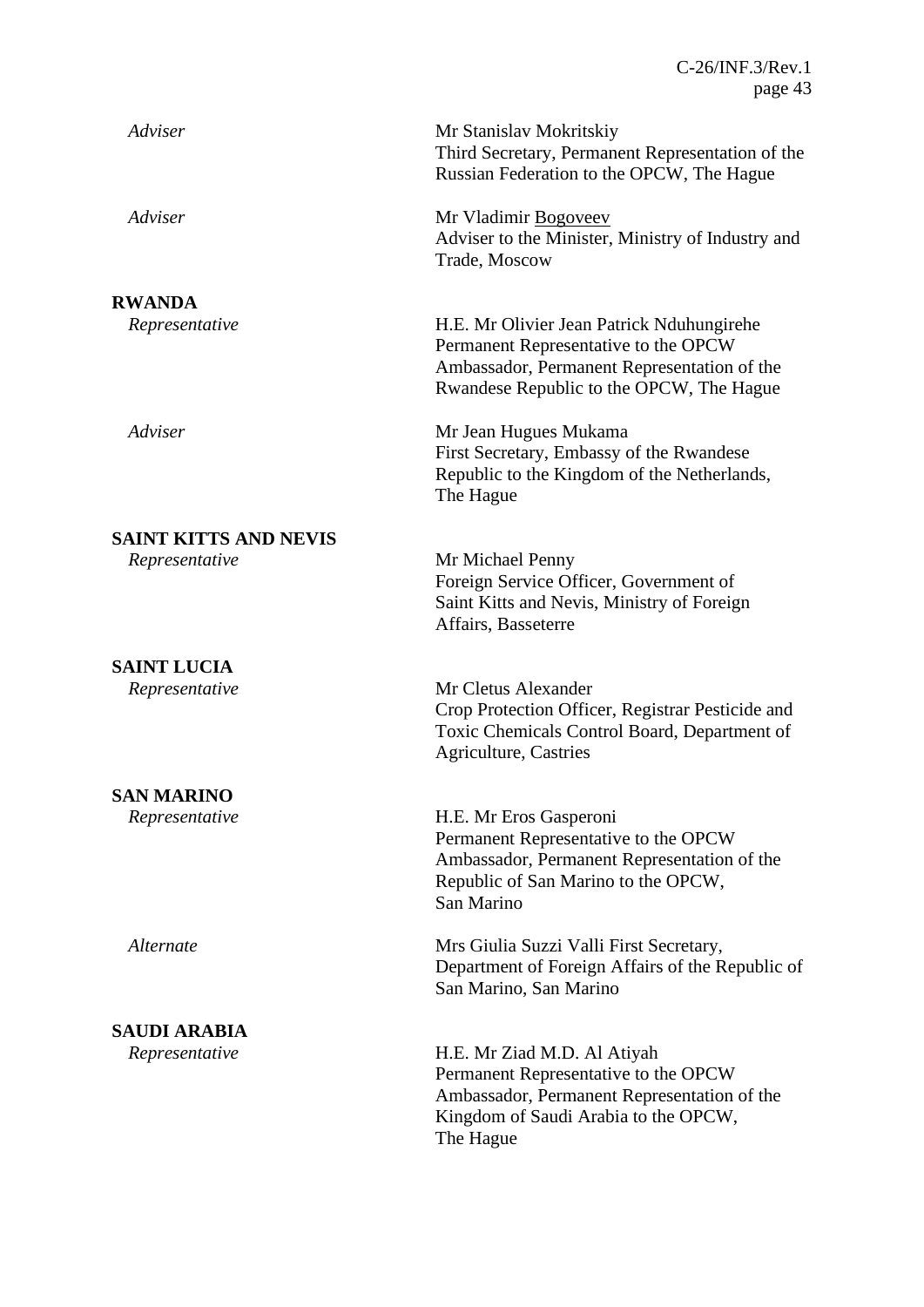| | |
|---|---|
| *Adviser* | Mr Stanislav Mokritskiy<br>Third Secretary, Permanent Representation of the Russian Federation to the OPCW, The Hague |
| *Adviser* | Mr Vladimir Bogoveev<br>Adviser to the Minister, Ministry of Industry and Trade, Moscow |
| **RWANDA** | |
| *Representative* | H.E. Mr Olivier Jean Patrick Nduhungirehe<br>Permanent Representative to the OPCW<br>Ambassador, Permanent Representation of the Rwandese Republic to the OPCW, The Hague |
| *Adviser* | Mr Jean Hugues Mukama<br>First Secretary, Embassy of the Rwandese Republic to the Kingdom of the Netherlands, The Hague |
| **SAINT KITTS AND NEVIS** | |
| *Representative* | Mr Michael Penny<br>Foreign Service Officer, Government of Saint Kitts and Nevis, Ministry of Foreign Affairs, Basseterre |
| **SAINT LUCIA** | |
| *Representative* | Mr Cletus Alexander<br>Crop Protection Officer, Registrar Pesticide and Toxic Chemicals Control Board, Department of Agriculture, Castries |
| **SAN MARINO** | |
| *Representative* | H.E. Mr Eros Gasperoni<br>Permanent Representative to the OPCW<br>Ambassador, Permanent Representation of the Republic of San Marino to the OPCW, San Marino |
| *Alternate* | Mrs Giulia Suzzi Valli First Secretary, Department of Foreign Affairs of the Republic of San Marino, San Marino |
| **SAUDI ARABIA** | |
| *Representative* | H.E. Mr Ziad M.D. Al Atiyah<br>Permanent Representative to the OPCW<br>Ambassador, Permanent Representation of the Kingdom of Saudi Arabia to the OPCW, The Hague |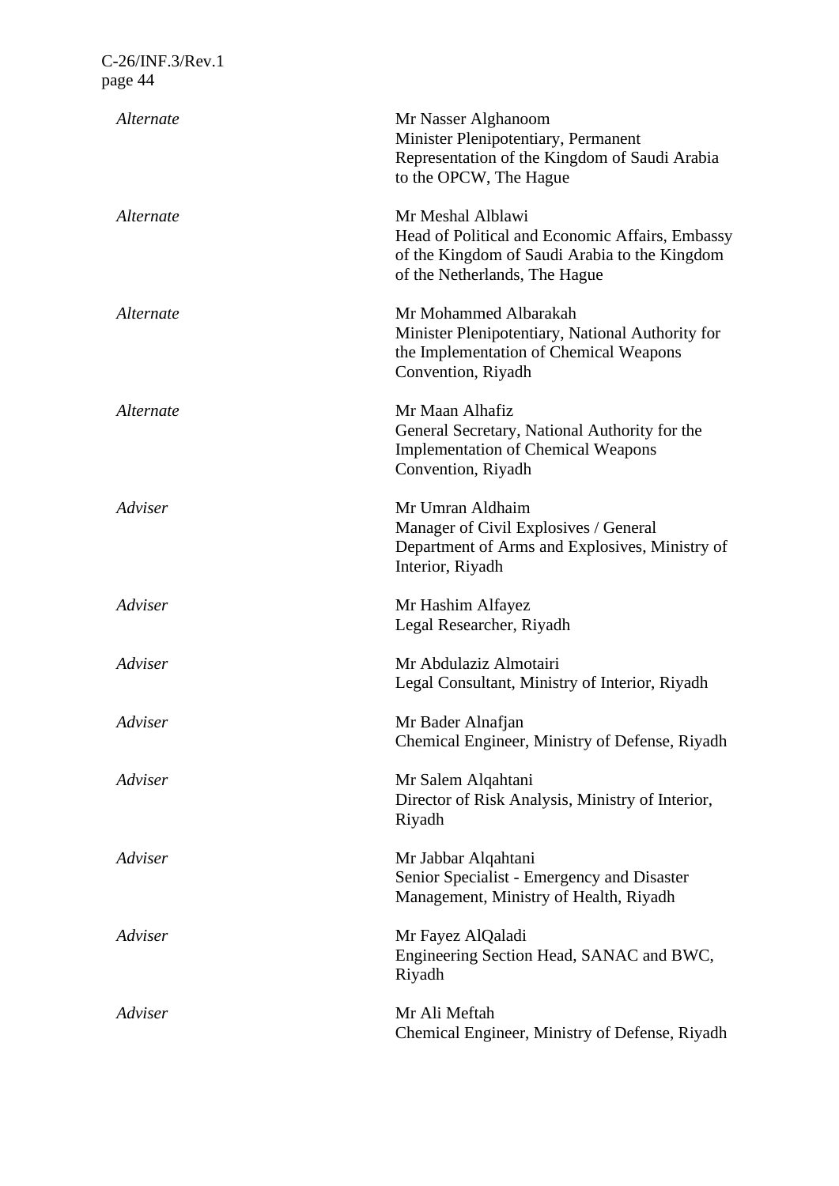| | |
|---|---|
| *Alternate* | Mr Nasser Alghanoom<br>Minister Plenipotentiary, Permanent Representation of the Kingdom of Saudi Arabia to the OPCW, The Hague |
| *Alternate* | Mr Meshal Alblawi<br>Head of Political and Economic Affairs, Embassy of the Kingdom of Saudi Arabia to the Kingdom of the Netherlands, The Hague |
| *Alternate* | Mr Mohammed Albarakah<br>Minister Plenipotentiary, National Authority for the Implementation of Chemical Weapons Convention, Riyadh |
| *Alternate* | Mr Maan Alhafiz<br>General Secretary, National Authority for the Implementation of Chemical Weapons Convention, Riyadh |
| *Adviser* | Mr Umran Aldhaim<br>Manager of Civil Explosives / General Department of Arms and Explosives, Ministry of Interior, Riyadh |
| *Adviser* | Mr Hashim Alfayez<br>Legal Researcher, Riyadh |
| *Adviser* | Mr Abdulaziz Almotairi<br>Legal Consultant, Ministry of Interior, Riyadh |
| *Adviser* | Mr Bader Alnafjan<br>Chemical Engineer, Ministry of Defense, Riyadh |
| *Adviser* | Mr Salem Alqahtani<br>Director of Risk Analysis, Ministry of Interior, Riyadh |
| *Adviser* | Mr Jabbar Alqahtani<br>Senior Specialist - Emergency and Disaster Management, Ministry of Health, Riyadh |
| *Adviser* | Mr Fayez AlQaladi<br>Engineering Section Head, SANAC and BWC, Riyadh |
| *Adviser* | Mr Ali Meftah<br>Chemical Engineer, Ministry of Defense, Riyadh |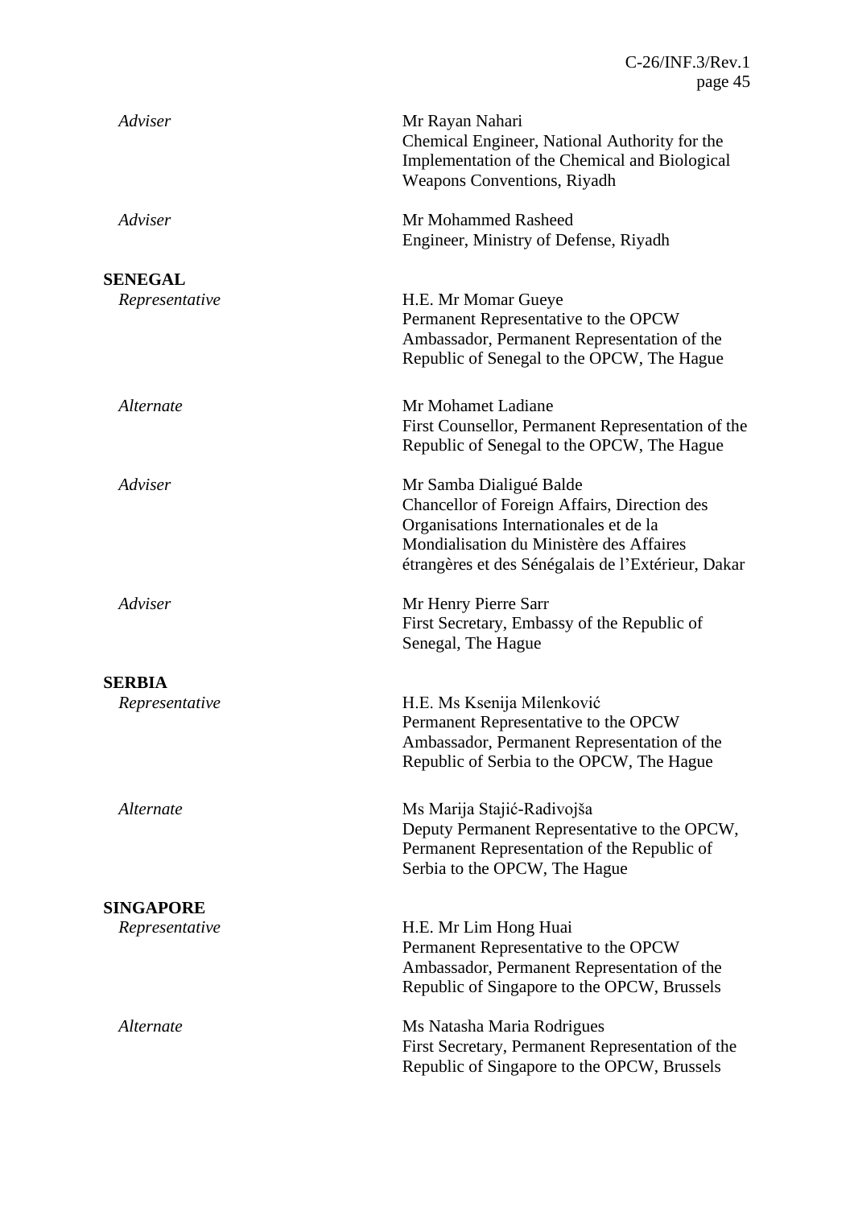*Adviser* — Mr Rayan Nahari
Chemical Engineer, National Authority for the Implementation of the Chemical and Biological Weapons Conventions, Riyadh

*Adviser* — Mr Mohammed Rasheed
Engineer, Ministry of Defense, Riyadh

**SENEGAL**

*Representative* — H.E. Mr Momar Gueye
Permanent Representative to the OPCW
Ambassador, Permanent Representation of the Republic of Senegal to the OPCW, The Hague

*Alternate* — Mr Mohamet Ladiane
First Counsellor, Permanent Representation of the Republic of Senegal to the OPCW, The Hague

*Adviser* — Mr Samba Dialigué Balde
Chancellor of Foreign Affairs, Direction des Organisations Internationales et de la Mondialisation du Ministère des Affaires étrangères et des Sénégalais de l'Extérieur, Dakar

*Adviser* — Mr Henry Pierre Sarr
First Secretary, Embassy of the Republic of Senegal, The Hague

**SERBIA**

*Representative* — H.E. Ms Ksenija Milenković
Permanent Representative to the OPCW
Ambassador, Permanent Representation of the Republic of Serbia to the OPCW, The Hague

*Alternate* — Ms Marija Stajić-Radivojša
Deputy Permanent Representative to the OPCW, Permanent Representation of the Republic of Serbia to the OPCW, The Hague

**SINGAPORE**

*Representative* — H.E. Mr Lim Hong Huai
Permanent Representative to the OPCW
Ambassador, Permanent Representation of the Republic of Singapore to the OPCW, Brussels

*Alternate* — Ms Natasha Maria Rodrigues
First Secretary, Permanent Representation of the Republic of Singapore to the OPCW, Brussels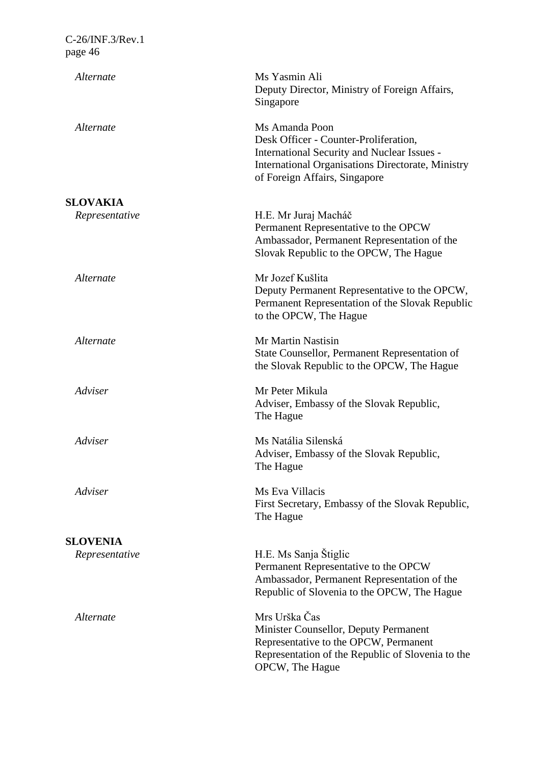| | |
|---|---|
| *Alternate* | Ms Yasmin Ali<br>Deputy Director, Ministry of Foreign Affairs, Singapore |
| *Alternate* | Ms Amanda Poon<br>Desk Officer - Counter-Proliferation, International Security and Nuclear Issues - International Organisations Directorate, Ministry of Foreign Affairs, Singapore |

**SLOVAKIA**

| | |
|---|---|
| *Representative* | H.E. Mr Juraj Macháč<br>Permanent Representative to the OPCW Ambassador, Permanent Representation of the Slovak Republic to the OPCW, The Hague |
| *Alternate* | Mr Jozef Kušlita<br>Deputy Permanent Representative to the OPCW, Permanent Representation of the Slovak Republic to the OPCW, The Hague |
| *Alternate* | Mr Martin Nastisin<br>State Counsellor, Permanent Representation of the Slovak Republic to the OPCW, The Hague |
| *Adviser* | Mr Peter Mikula<br>Adviser, Embassy of the Slovak Republic, The Hague |
| *Adviser* | Ms Natália Silenská<br>Adviser, Embassy of the Slovak Republic, The Hague |
| *Adviser* | Ms Eva Villacis<br>First Secretary, Embassy of the Slovak Republic, The Hague |

**SLOVENIA**

| | |
|---|---|
| *Representative* | H.E. Ms Sanja Štiglic<br>Permanent Representative to the OPCW Ambassador, Permanent Representation of the Republic of Slovenia to the OPCW, The Hague |
| *Alternate* | Mrs Urška Čas<br>Minister Counsellor, Deputy Permanent Representative to the OPCW, Permanent Representation of the Republic of Slovenia to the OPCW, The Hague |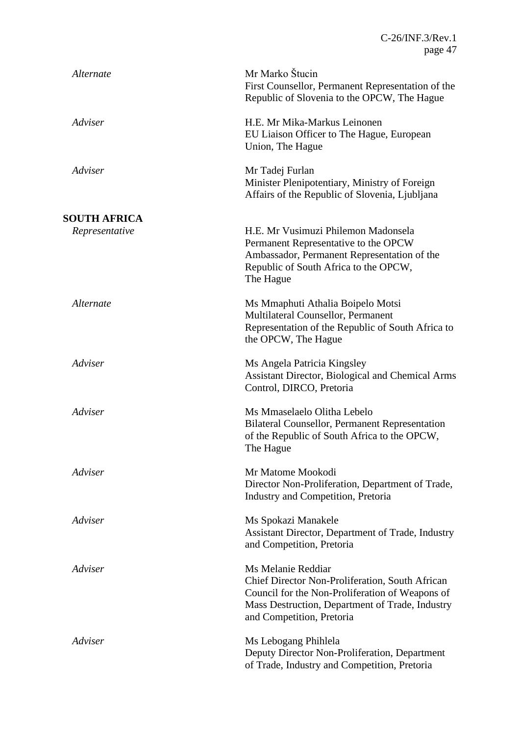| | |
|---|---|
| *Alternate* | Mr Marko Štucin<br>First Counsellor, Permanent Representation of the Republic of Slovenia to the OPCW, The Hague |
| *Adviser* | H.E. Mr Mika-Markus Leinonen<br>EU Liaison Officer to The Hague, European Union, The Hague |
| *Adviser* | Mr Tadej Furlan<br>Minister Plenipotentiary, Ministry of Foreign Affairs of the Republic of Slovenia, Ljubljana |

**SOUTH AFRICA**

| | |
|---|---|
| *Representative* | H.E. Mr Vusimuzi Philemon Madonsela<br>Permanent Representative to the OPCW<br>Ambassador, Permanent Representation of the Republic of South Africa to the OPCW, The Hague |
| *Alternate* | Ms Mmaphuti Athalia Boipelo Motsi<br>Multilateral Counsellor, Permanent Representation of the Republic of South Africa to the OPCW, The Hague |
| *Adviser* | Ms Angela Patricia Kingsley<br>Assistant Director, Biological and Chemical Arms Control, DIRCO, Pretoria |
| *Adviser* | Ms Mmaselaelo Olitha Lebelo<br>Bilateral Counsellor, Permanent Representation of the Republic of South Africa to the OPCW, The Hague |
| *Adviser* | Mr Matome Mookodi<br>Director Non-Proliferation, Department of Trade, Industry and Competition, Pretoria |
| *Adviser* | Ms Spokazi Manakele<br>Assistant Director, Department of Trade, Industry and Competition, Pretoria |
| *Adviser* | Ms Melanie Reddiar<br>Chief Director Non-Proliferation, South African Council for the Non-Proliferation of Weapons of Mass Destruction, Department of Trade, Industry and Competition, Pretoria |
| *Adviser* | Ms Lebogang Phihlela<br>Deputy Director Non-Proliferation, Department of Trade, Industry and Competition, Pretoria |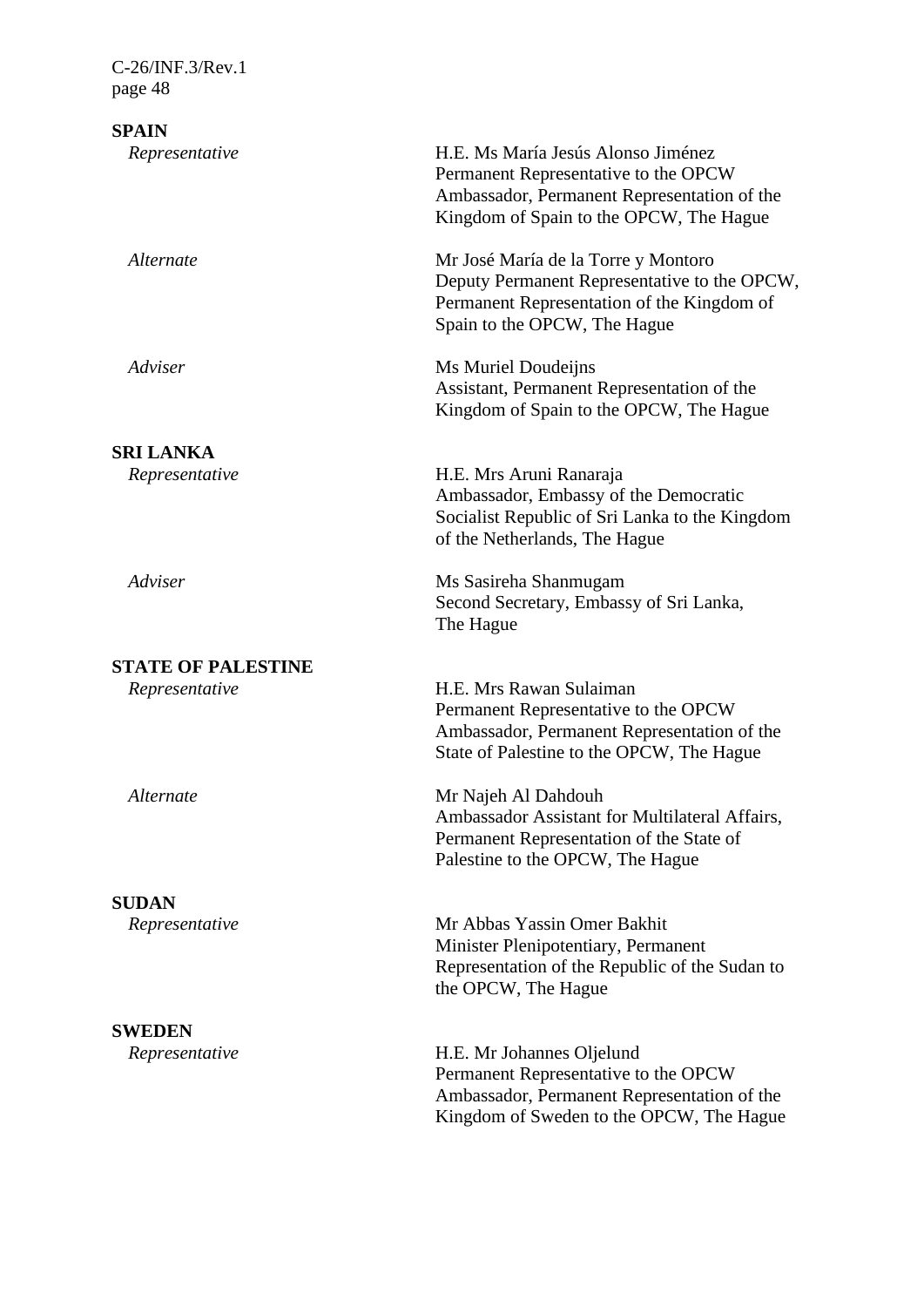**SPAIN**

| | |
|---|---|
| *Representative* | H.E. Ms María Jesús Alonso Jiménez<br>Permanent Representative to the OPCW<br>Ambassador, Permanent Representation of the Kingdom of Spain to the OPCW, The Hague |
| *Alternate* | Mr José María de la Torre y Montoro<br>Deputy Permanent Representative to the OPCW, Permanent Representation of the Kingdom of Spain to the OPCW, The Hague |
| *Adviser* | Ms Muriel Doudeijns<br>Assistant, Permanent Representation of the Kingdom of Spain to the OPCW, The Hague |

**SRI LANKA**

| | |
|---|---|
| *Representative* | H.E. Mrs Aruni Ranaraja<br>Ambassador, Embassy of the Democratic Socialist Republic of Sri Lanka to the Kingdom of the Netherlands, The Hague |
| *Adviser* | Ms Sasireha Shanmugam<br>Second Secretary, Embassy of Sri Lanka, The Hague |

**STATE OF PALESTINE**

| | |
|---|---|
| *Representative* | H.E. Mrs Rawan Sulaiman<br>Permanent Representative to the OPCW<br>Ambassador, Permanent Representation of the State of Palestine to the OPCW, The Hague |
| *Alternate* | Mr Najeh Al Dahdouh<br>Ambassador Assistant for Multilateral Affairs, Permanent Representation of the State of Palestine to the OPCW, The Hague |

**SUDAN**

| | |
|---|---|
| *Representative* | Mr Abbas Yassin Omer Bakhit<br>Minister Plenipotentiary, Permanent Representation of the Republic of the Sudan to the OPCW, The Hague |

**SWEDEN**

| | |
|---|---|
| *Representative* | H.E. Mr Johannes Oljelund<br>Permanent Representative to the OPCW<br>Ambassador, Permanent Representation of the Kingdom of Sweden to the OPCW, The Hague |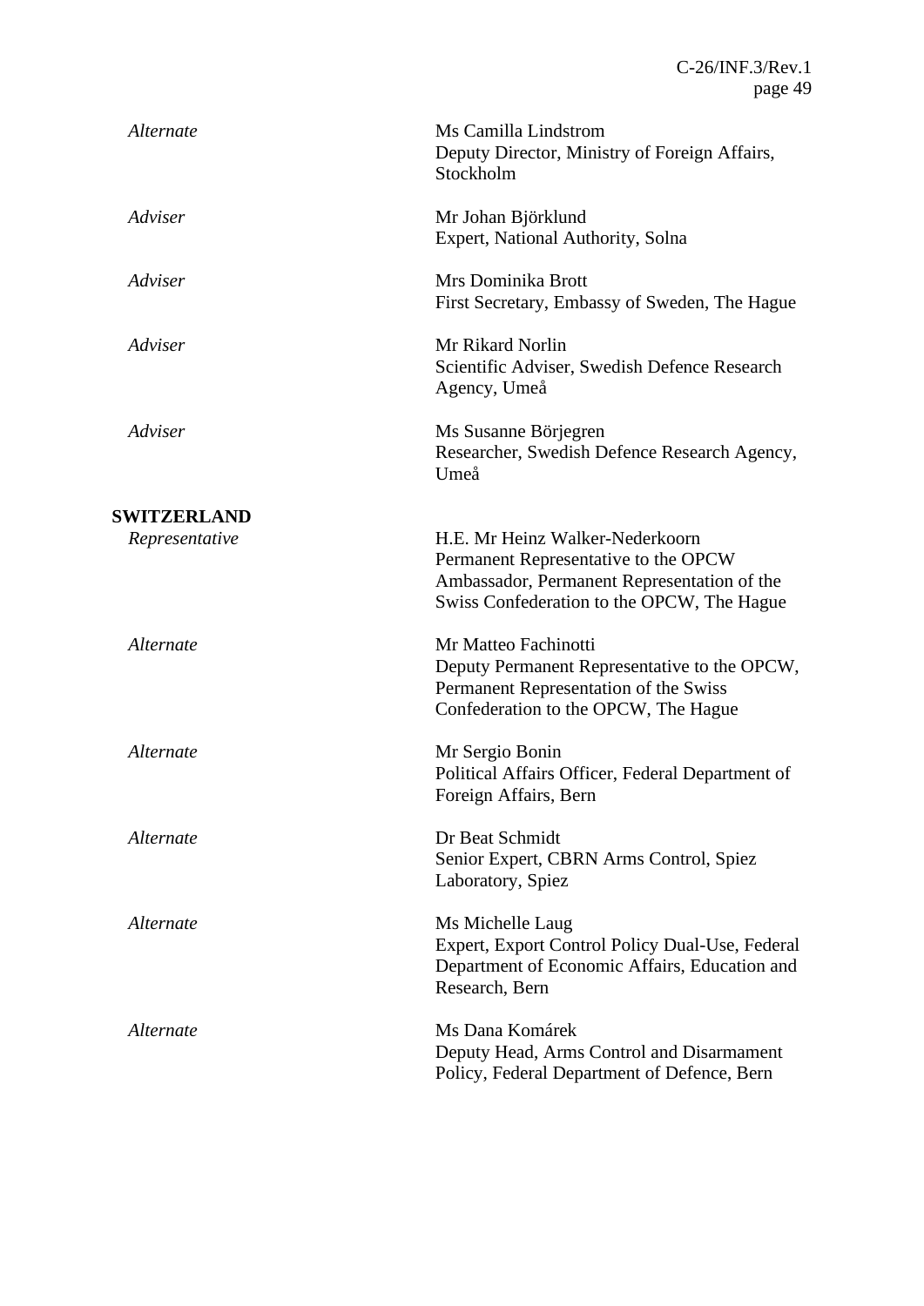| | |
|---|---|
| *Alternate* | Ms Camilla Lindstrom<br>Deputy Director, Ministry of Foreign Affairs, Stockholm |
| *Adviser* | Mr Johan Björklund<br>Expert, National Authority, Solna |
| *Adviser* | Mrs Dominika Brott<br>First Secretary, Embassy of Sweden, The Hague |
| *Adviser* | Mr Rikard Norlin<br>Scientific Adviser, Swedish Defence Research Agency, Umeå |
| *Adviser* | Ms Susanne Börjegren<br>Researcher, Swedish Defence Research Agency, Umeå |

**SWITZERLAND**

| | |
|---|---|
| *Representative* | H.E. Mr Heinz Walker-Nederkoorn<br>Permanent Representative to the OPCW<br>Ambassador, Permanent Representation of the Swiss Confederation to the OPCW, The Hague |
| *Alternate* | Mr Matteo Fachinotti<br>Deputy Permanent Representative to the OPCW, Permanent Representation of the Swiss Confederation to the OPCW, The Hague |
| *Alternate* | Mr Sergio Bonin<br>Political Affairs Officer, Federal Department of Foreign Affairs, Bern |
| *Alternate* | Dr Beat Schmidt<br>Senior Expert, CBRN Arms Control, Spiez Laboratory, Spiez |
| *Alternate* | Ms Michelle Laug<br>Expert, Export Control Policy Dual-Use, Federal Department of Economic Affairs, Education and Research, Bern |
| *Alternate* | Ms Dana Komárek<br>Deputy Head, Arms Control and Disarmament Policy, Federal Department of Defence, Bern |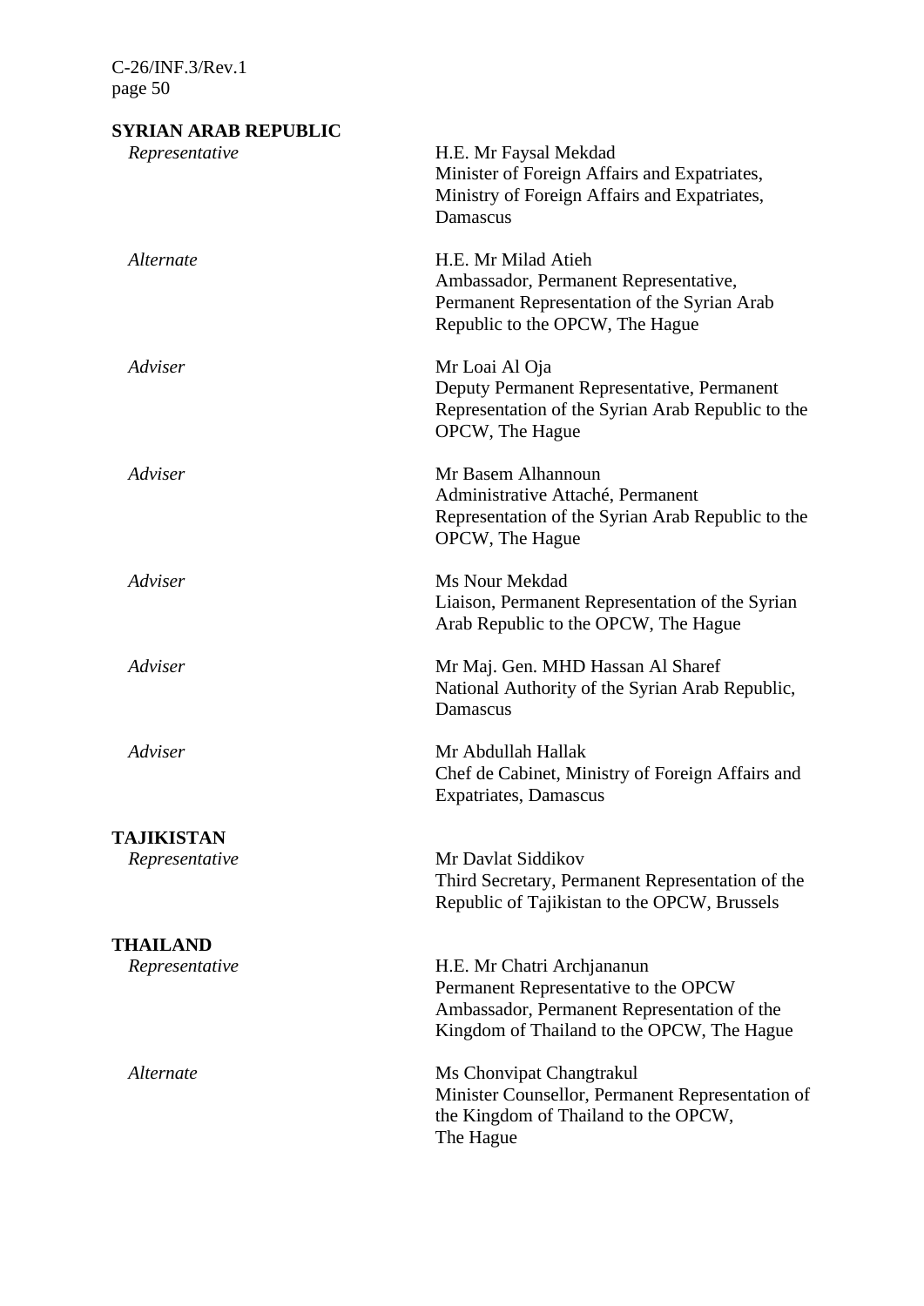**SYRIAN ARAB REPUBLIC**

| | |
|---|---|
| *Representative* | H.E. Mr Faysal Mekdad<br>Minister of Foreign Affairs and Expatriates, Ministry of Foreign Affairs and Expatriates, Damascus |
| *Alternate* | H.E. Mr Milad Atieh<br>Ambassador, Permanent Representative, Permanent Representation of the Syrian Arab Republic to the OPCW, The Hague |
| *Adviser* | Mr Loai Al Oja<br>Deputy Permanent Representative, Permanent Representation of the Syrian Arab Republic to the OPCW, The Hague |
| *Adviser* | Mr Basem Alhannoun<br>Administrative Attaché, Permanent Representation of the Syrian Arab Republic to the OPCW, The Hague |
| *Adviser* | Ms Nour Mekdad<br>Liaison, Permanent Representation of the Syrian Arab Republic to the OPCW, The Hague |
| *Adviser* | Mr Maj. Gen. MHD Hassan Al Sharef<br>National Authority of the Syrian Arab Republic, Damascus |
| *Adviser* | Mr Abdullah Hallak<br>Chef de Cabinet, Ministry of Foreign Affairs and Expatriates, Damascus |

**TAJIKISTAN**

| | |
|---|---|
| *Representative* | Mr Davlat Siddikov<br>Third Secretary, Permanent Representation of the Republic of Tajikistan to the OPCW, Brussels |

**THAILAND**

| | |
|---|---|
| *Representative* | H.E. Mr Chatri Archjananun<br>Permanent Representative to the OPCW<br>Ambassador, Permanent Representation of the Kingdom of Thailand to the OPCW, The Hague |
| *Alternate* | Ms Chonvipat Changtrakul<br>Minister Counsellor, Permanent Representation of the Kingdom of Thailand to the OPCW, The Hague |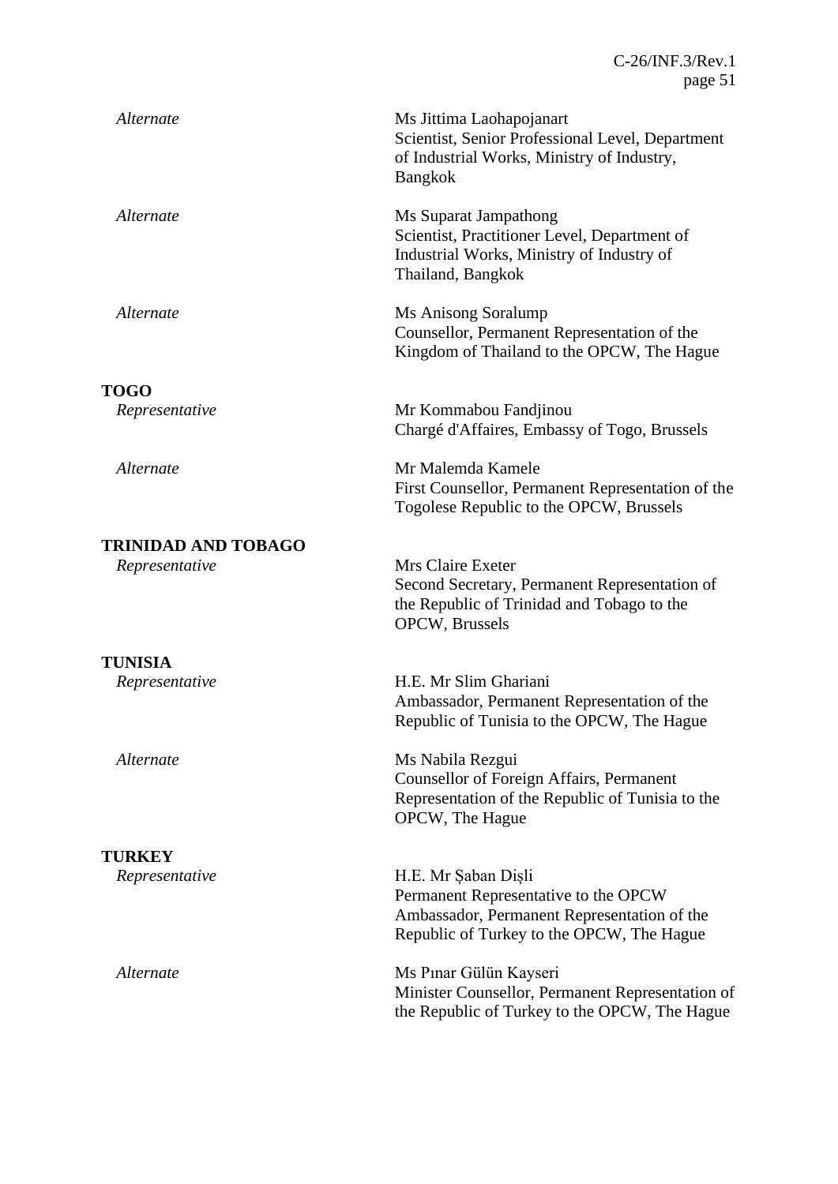| | |
|---|---|
| *Alternate* | Ms Jittima Laohapojanart<br>Scientist, Senior Professional Level, Department of Industrial Works, Ministry of Industry, Bangkok |
| *Alternate* | Ms Suparat Jampathong<br>Scientist, Practitioner Level, Department of Industrial Works, Ministry of Industry of Thailand, Bangkok |
| *Alternate* | Ms Anisong Soralump<br>Counsellor, Permanent Representation of the Kingdom of Thailand to the OPCW, The Hague |

**TOGO**

| | |
|---|---|
| *Representative* | Mr Kommabou Fandjinou<br>Chargé d'Affaires, Embassy of Togo, Brussels |
| *Alternate* | Mr Malemda Kamele<br>First Counsellor, Permanent Representation of the Togolese Republic to the OPCW, Brussels |

**TRINIDAD AND TOBAGO**

| | |
|---|---|
| *Representative* | Mrs Claire Exeter<br>Second Secretary, Permanent Representation of the Republic of Trinidad and Tobago to the OPCW, Brussels |

**TUNISIA**

| | |
|---|---|
| *Representative* | H.E. Mr Slim Ghariani<br>Ambassador, Permanent Representation of the Republic of Tunisia to the OPCW, The Hague |
| *Alternate* | Ms Nabila Rezgui<br>Counsellor of Foreign Affairs, Permanent Representation of the Republic of Tunisia to the OPCW, The Hague |

**TURKEY**

| | |
|---|---|
| *Representative* | H.E. Mr Şaban Dişli<br>Permanent Representative to the OPCW<br>Ambassador, Permanent Representation of the Republic of Turkey to the OPCW, The Hague |
| *Alternate* | Ms Pınar Gülün Kayseri<br>Minister Counsellor, Permanent Representation of the Republic of Turkey to the OPCW, The Hague |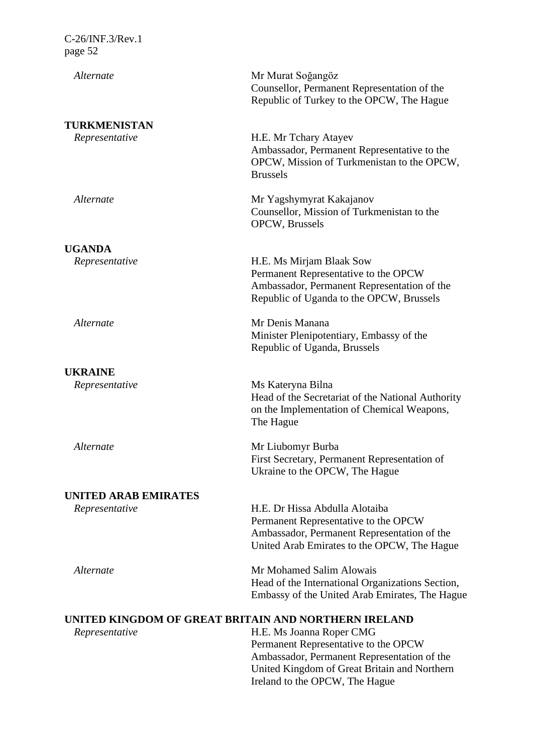| | |
|---|---|
| *Alternate* | Mr Murat Soğangöz<br>Counsellor, Permanent Representation of the Republic of Turkey to the OPCW, The Hague |

**TURKMENISTAN**

| | |
|---|---|
| *Representative* | H.E. Mr Tchary Atayev<br>Ambassador, Permanent Representative to the OPCW, Mission of Turkmenistan to the OPCW, Brussels |
| *Alternate* | Mr Yagshymyrat Kakajanov<br>Counsellor, Mission of Turkmenistan to the OPCW, Brussels |

**UGANDA**

| | |
|---|---|
| *Representative* | H.E. Ms Mirjam Blaak Sow<br>Permanent Representative to the OPCW<br>Ambassador, Permanent Representation of the Republic of Uganda to the OPCW, Brussels |
| *Alternate* | Mr Denis Manana<br>Minister Plenipotentiary, Embassy of the Republic of Uganda, Brussels |

**UKRAINE**

| | |
|---|---|
| *Representative* | Ms Kateryna Bilna<br>Head of the Secretariat of the National Authority on the Implementation of Chemical Weapons, The Hague |
| *Alternate* | Mr Liubomyr Burba<br>First Secretary, Permanent Representation of Ukraine to the OPCW, The Hague |

**UNITED ARAB EMIRATES**

| | |
|---|---|
| *Representative* | H.E. Dr Hissa Abdulla Alotaiba<br>Permanent Representative to the OPCW<br>Ambassador, Permanent Representation of the United Arab Emirates to the OPCW, The Hague |
| *Alternate* | Mr Mohamed Salim Alowais<br>Head of the International Organizations Section, Embassy of the United Arab Emirates, The Hague |

**UNITED KINGDOM OF GREAT BRITAIN AND NORTHERN IRELAND**

| | |
|---|---|
| *Representative* | H.E. Ms Joanna Roper CMG<br>Permanent Representative to the OPCW<br>Ambassador, Permanent Representation of the United Kingdom of Great Britain and Northern Ireland to the OPCW, The Hague |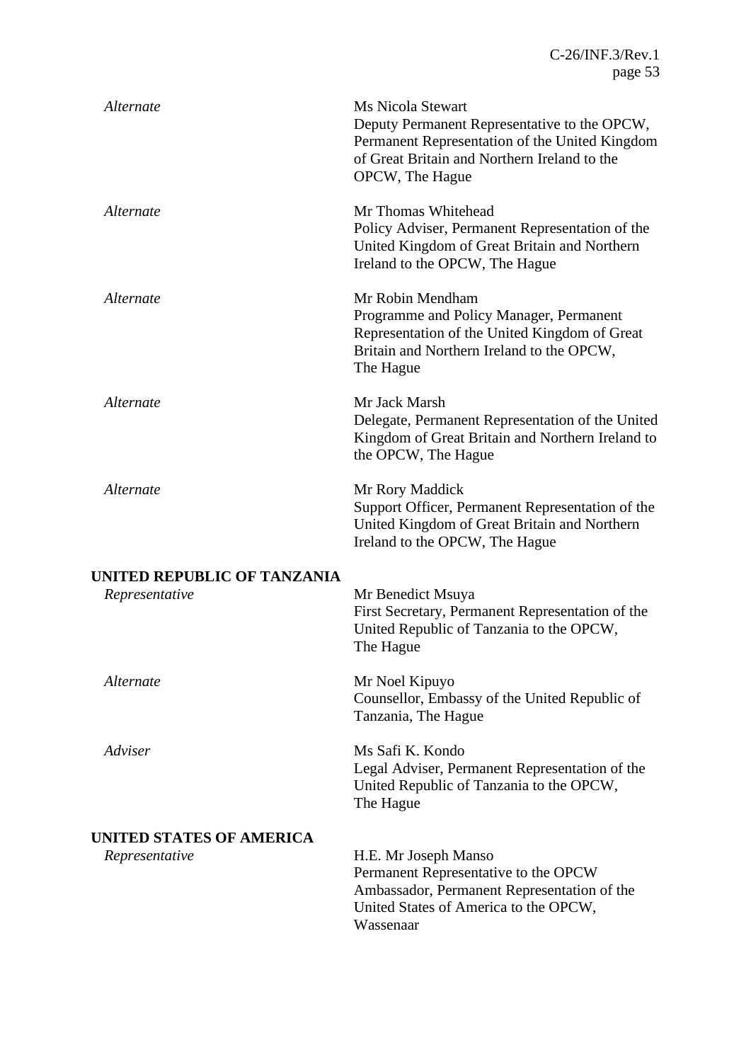| | |
|---|---|
| *Alternate* | Ms Nicola Stewart<br>Deputy Permanent Representative to the OPCW, Permanent Representation of the United Kingdom of Great Britain and Northern Ireland to the OPCW, The Hague |
| *Alternate* | Mr Thomas Whitehead<br>Policy Adviser, Permanent Representation of the United Kingdom of Great Britain and Northern Ireland to the OPCW, The Hague |
| *Alternate* | Mr Robin Mendham<br>Programme and Policy Manager, Permanent Representation of the United Kingdom of Great Britain and Northern Ireland to the OPCW, The Hague |
| *Alternate* | Mr Jack Marsh<br>Delegate, Permanent Representation of the United Kingdom of Great Britain and Northern Ireland to the OPCW, The Hague |
| *Alternate* | Mr Rory Maddick<br>Support Officer, Permanent Representation of the United Kingdom of Great Britain and Northern Ireland to the OPCW, The Hague |

**UNITED REPUBLIC OF TANZANIA**

| | |
|---|---|
| *Representative* | Mr Benedict Msuya<br>First Secretary, Permanent Representation of the United Republic of Tanzania to the OPCW, The Hague |
| *Alternate* | Mr Noel Kipuyo<br>Counsellor, Embassy of the United Republic of Tanzania, The Hague |
| *Adviser* | Ms Safi K. Kondo<br>Legal Adviser, Permanent Representation of the United Republic of Tanzania to the OPCW, The Hague |

**UNITED STATES OF AMERICA**

| | |
|---|---|
| *Representative* | H.E. Mr Joseph Manso<br>Permanent Representative to the OPCW<br>Ambassador, Permanent Representation of the United States of America to the OPCW, Wassenaar |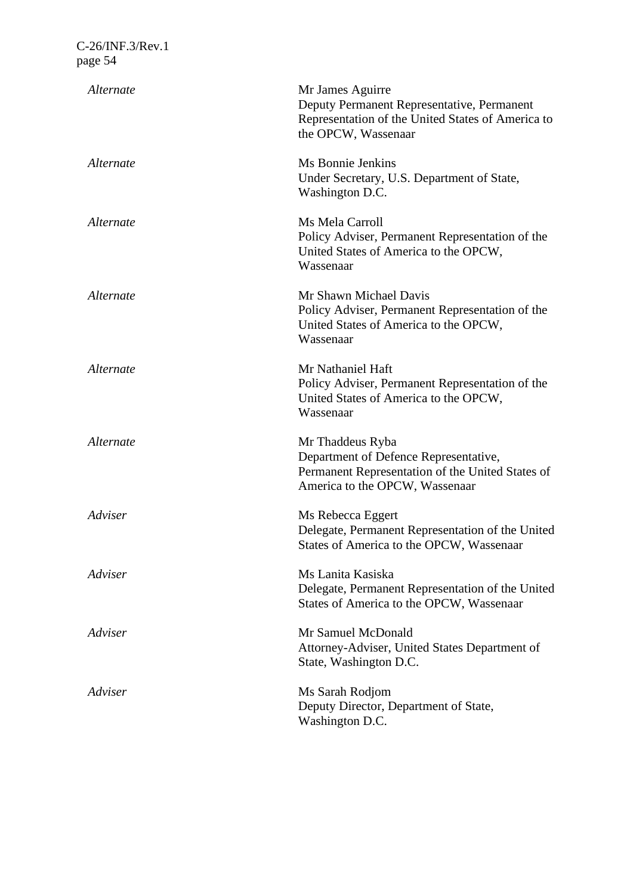| | |
|---|---|
| *Alternate* | Mr James Aguirre<br>Deputy Permanent Representative, Permanent Representation of the United States of America to the OPCW, Wassenaar |
| *Alternate* | Ms Bonnie Jenkins<br>Under Secretary, U.S. Department of State, Washington D.C. |
| *Alternate* | Ms Mela Carroll<br>Policy Adviser, Permanent Representation of the United States of America to the OPCW, Wassenaar |
| *Alternate* | Mr Shawn Michael Davis<br>Policy Adviser, Permanent Representation of the United States of America to the OPCW, Wassenaar |
| *Alternate* | Mr Nathaniel Haft<br>Policy Adviser, Permanent Representation of the United States of America to the OPCW, Wassenaar |
| *Alternate* | Mr Thaddeus Ryba<br>Department of Defence Representative, Permanent Representation of the United States of America to the OPCW, Wassenaar |
| *Adviser* | Ms Rebecca Eggert<br>Delegate, Permanent Representation of the United States of America to the OPCW, Wassenaar |
| *Adviser* | Ms Lanita Kasiska<br>Delegate, Permanent Representation of the United States of America to the OPCW, Wassenaar |
| *Adviser* | Mr Samuel McDonald<br>Attorney-Adviser, United States Department of State, Washington D.C. |
| *Adviser* | Ms Sarah Rodjom<br>Deputy Director, Department of State, Washington D.C. |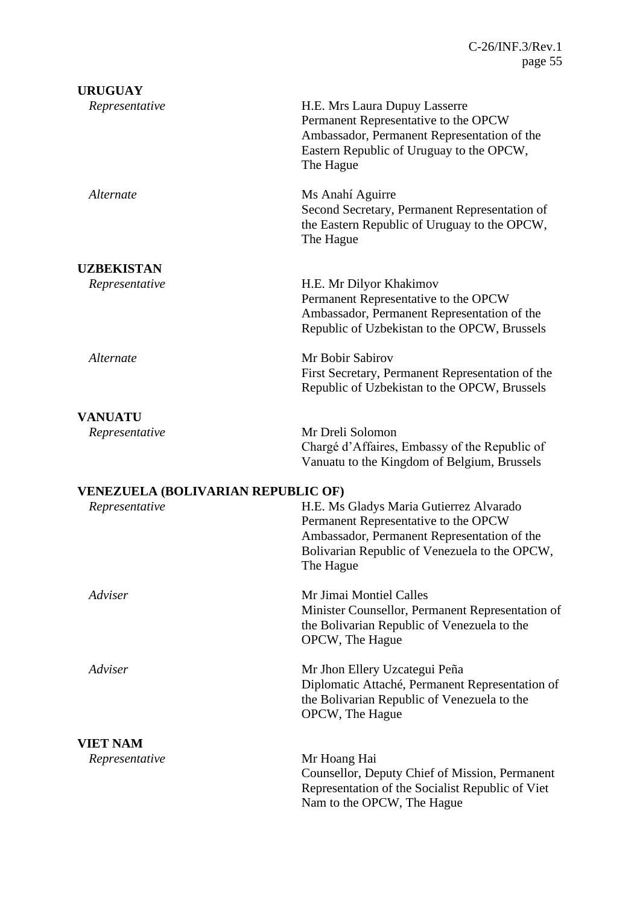**URUGUAY**

| | |
|---|---|
| *Representative* | H.E. Mrs Laura Dupuy Lasserre<br>Permanent Representative to the OPCW<br>Ambassador, Permanent Representation of the Eastern Republic of Uruguay to the OPCW, The Hague |
| *Alternate* | Ms Anahí Aguirre<br>Second Secretary, Permanent Representation of the Eastern Republic of Uruguay to the OPCW, The Hague |

**UZBEKISTAN**

| | |
|---|---|
| *Representative* | H.E. Mr Dilyor Khakimov<br>Permanent Representative to the OPCW<br>Ambassador, Permanent Representation of the Republic of Uzbekistan to the OPCW, Brussels |
| *Alternate* | Mr Bobir Sabirov<br>First Secretary, Permanent Representation of the Republic of Uzbekistan to the OPCW, Brussels |

**VANUATU**

| | |
|---|---|
| *Representative* | Mr Dreli Solomon<br>Chargé d'Affaires, Embassy of the Republic of Vanuatu to the Kingdom of Belgium, Brussels |

**VENEZUELA (BOLIVARIAN REPUBLIC OF)**

| | |
|---|---|
| *Representative* | H.E. Ms Gladys Maria Gutierrez Alvarado<br>Permanent Representative to the OPCW<br>Ambassador, Permanent Representation of the Bolivarian Republic of Venezuela to the OPCW, The Hague |
| *Adviser* | Mr Jimai Montiel Calles<br>Minister Counsellor, Permanent Representation of the Bolivarian Republic of Venezuela to the OPCW, The Hague |
| *Adviser* | Mr Jhon Ellery Uzcategui Peña<br>Diplomatic Attaché, Permanent Representation of the Bolivarian Republic of Venezuela to the OPCW, The Hague |

**VIET NAM**

| | |
|---|---|
| *Representative* | Mr Hoang Hai<br>Counsellor, Deputy Chief of Mission, Permanent Representation of the Socialist Republic of Viet Nam to the OPCW, The Hague |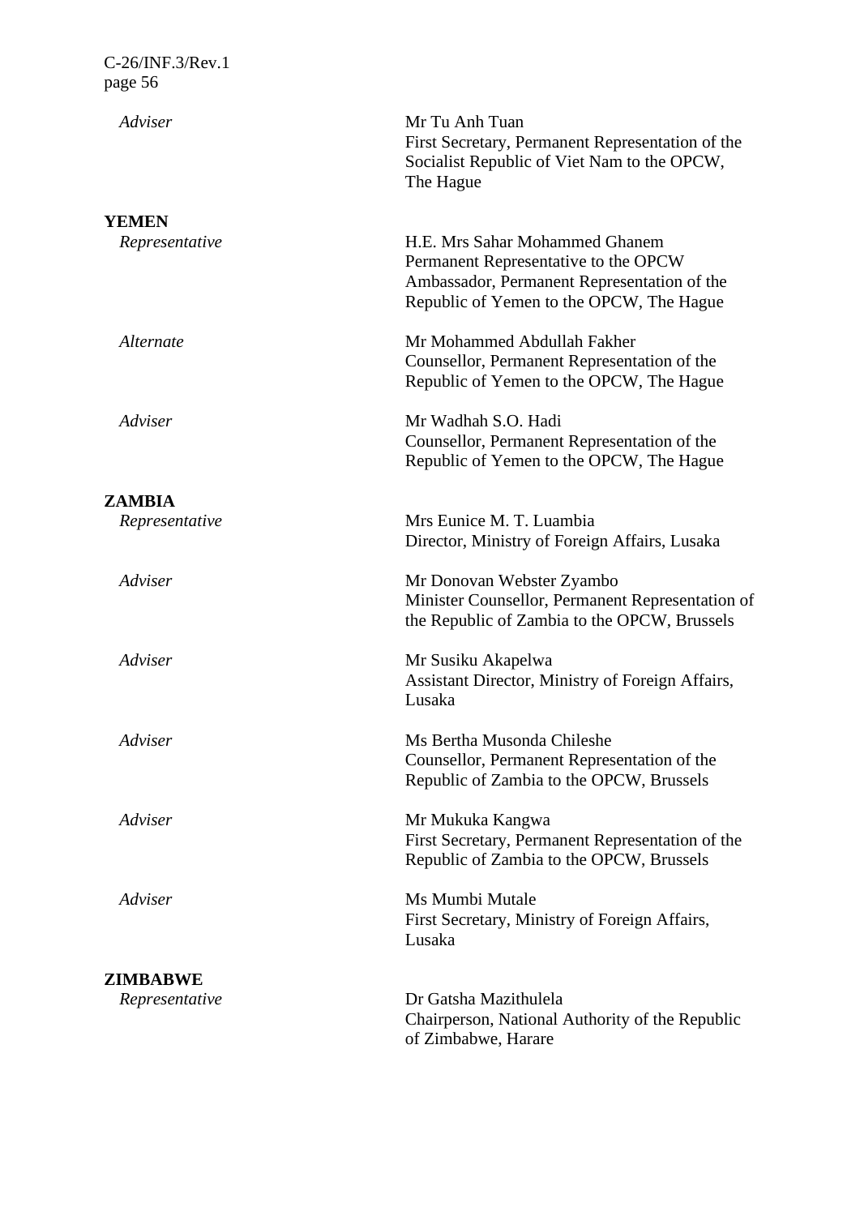| | |
|---|---|
| *Adviser* | Mr Tu Anh Tuan<br>First Secretary, Permanent Representation of the Socialist Republic of Viet Nam to the OPCW, The Hague |

**YEMEN**

| | |
|---|---|
| *Representative* | H.E. Mrs Sahar Mohammed Ghanem<br>Permanent Representative to the OPCW<br>Ambassador, Permanent Representation of the Republic of Yemen to the OPCW, The Hague |
| *Alternate* | Mr Mohammed Abdullah Fakher<br>Counsellor, Permanent Representation of the Republic of Yemen to the OPCW, The Hague |
| *Adviser* | Mr Wadhah S.O. Hadi<br>Counsellor, Permanent Representation of the Republic of Yemen to the OPCW, The Hague |

**ZAMBIA**

| | |
|---|---|
| *Representative* | Mrs Eunice M. T. Luambia<br>Director, Ministry of Foreign Affairs, Lusaka |
| *Adviser* | Mr Donovan Webster Zyambo<br>Minister Counsellor, Permanent Representation of the Republic of Zambia to the OPCW, Brussels |
| *Adviser* | Mr Susiku Akapelwa<br>Assistant Director, Ministry of Foreign Affairs, Lusaka |
| *Adviser* | Ms Bertha Musonda Chileshe<br>Counsellor, Permanent Representation of the Republic of Zambia to the OPCW, Brussels |
| *Adviser* | Mr Mukuka Kangwa<br>First Secretary, Permanent Representation of the Republic of Zambia to the OPCW, Brussels |
| *Adviser* | Ms Mumbi Mutale<br>First Secretary, Ministry of Foreign Affairs, Lusaka |

**ZIMBABWE**

| | |
|---|---|
| *Representative* | Dr Gatsha Mazithulela<br>Chairperson, National Authority of the Republic of Zimbabwe, Harare |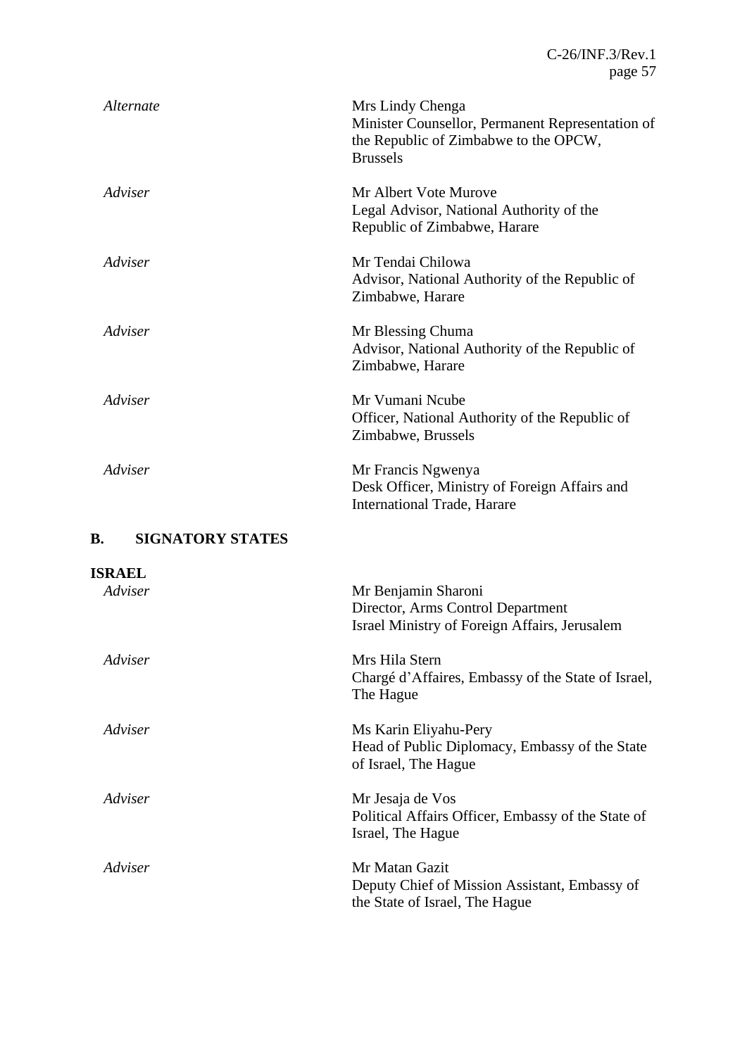| | |
|---|---|
| *Alternate* | Mrs Lindy Chenga<br>Minister Counsellor, Permanent Representation of the Republic of Zimbabwe to the OPCW, Brussels |
| *Adviser* | Mr Albert Vote Murove<br>Legal Advisor, National Authority of the Republic of Zimbabwe, Harare |
| *Adviser* | Mr Tendai Chilowa<br>Advisor, National Authority of the Republic of Zimbabwe, Harare |
| *Adviser* | Mr Blessing Chuma<br>Advisor, National Authority of the Republic of Zimbabwe, Harare |
| *Adviser* | Mr Vumani Ncube<br>Officer, National Authority of the Republic of Zimbabwe, Brussels |
| *Adviser* | Mr Francis Ngwenya<br>Desk Officer, Ministry of Foreign Affairs and International Trade, Harare |

## B. SIGNATORY STATES

**ISRAEL**

| | |
|---|---|
| *Adviser* | Mr Benjamin Sharoni<br>Director, Arms Control Department<br>Israel Ministry of Foreign Affairs, Jerusalem |
| *Adviser* | Mrs Hila Stern<br>Chargé d'Affaires, Embassy of the State of Israel, The Hague |
| *Adviser* | Ms Karin Eliyahu-Pery<br>Head of Public Diplomacy, Embassy of the State of Israel, The Hague |
| *Adviser* | Mr Jesaja de Vos<br>Political Affairs Officer, Embassy of the State of Israel, The Hague |
| *Adviser* | Mr Matan Gazit<br>Deputy Chief of Mission Assistant, Embassy of the State of Israel, The Hague |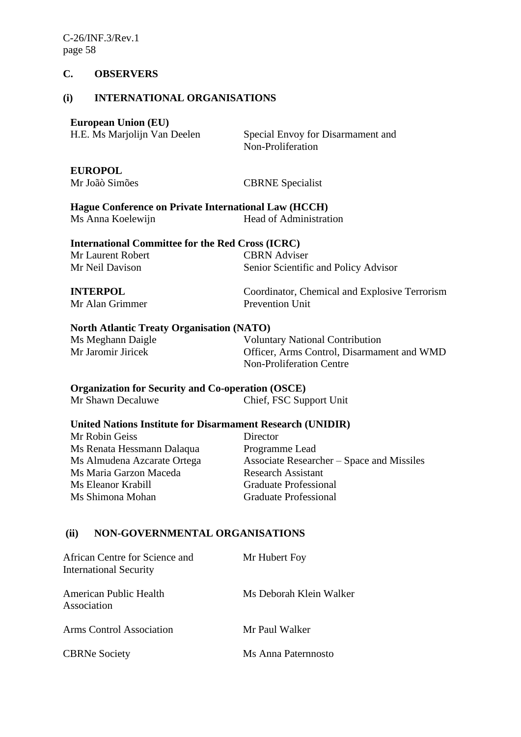## C. OBSERVERS

### (i) INTERNATIONAL ORGANISATIONS

**European Union (EU)**

| | |
|---|---|
| H.E. Ms Marjolijn Van Deelen | Special Envoy for Disarmament and Non-Proliferation |

**EUROPOL**

| | |
|---|---|
| Mr Joãò Simões | CBRNE Specialist |

**Hague Conference on Private International Law (HCCH)**

| | |
|---|---|
| Ms Anna Koelewijn | Head of Administration |

**International Committee for the Red Cross (ICRC)**

| | |
|---|---|
| Mr Laurent Robert | CBRN Adviser |
| Mr Neil Davison | Senior Scientific and Policy Advisor |

**INTERPOL**

| | |
|---|---|
| Mr Alan Grimmer | Coordinator, Chemical and Explosive Terrorism Prevention Unit |

**North Atlantic Treaty Organisation (NATO)**

| | |
|---|---|
| Ms Meghann Daigle | Voluntary National Contribution |
| Mr Jaromir Jiricek | Officer, Arms Control, Disarmament and WMD Non-Proliferation Centre |

**Organization for Security and Co-operation (OSCE)**

| | |
|---|---|
| Mr Shawn Decaluwe | Chief, FSC Support Unit |

**United Nations Institute for Disarmament Research (UNIDIR)**

| | |
|---|---|
| Mr Robin Geiss | Director |
| Ms Renata Hessmann Dalaqua | Programme Lead |
| Ms Almudena Azcarate Ortega | Associate Researcher – Space and Missiles |
| Ms Maria Garzon Maceda | Research Assistant |
| Ms Eleanor Krabill | Graduate Professional |
| Ms Shimona Mohan | Graduate Professional |

### (ii) NON-GOVERNMENTAL ORGANISATIONS

| | |
|---|---|
| African Centre for Science and International Security | Mr Hubert Foy |
| American Public Health Association | Ms Deborah Klein Walker |
| Arms Control Association | Mr Paul Walker |
| CBRNe Society | Ms Anna Paternnosto |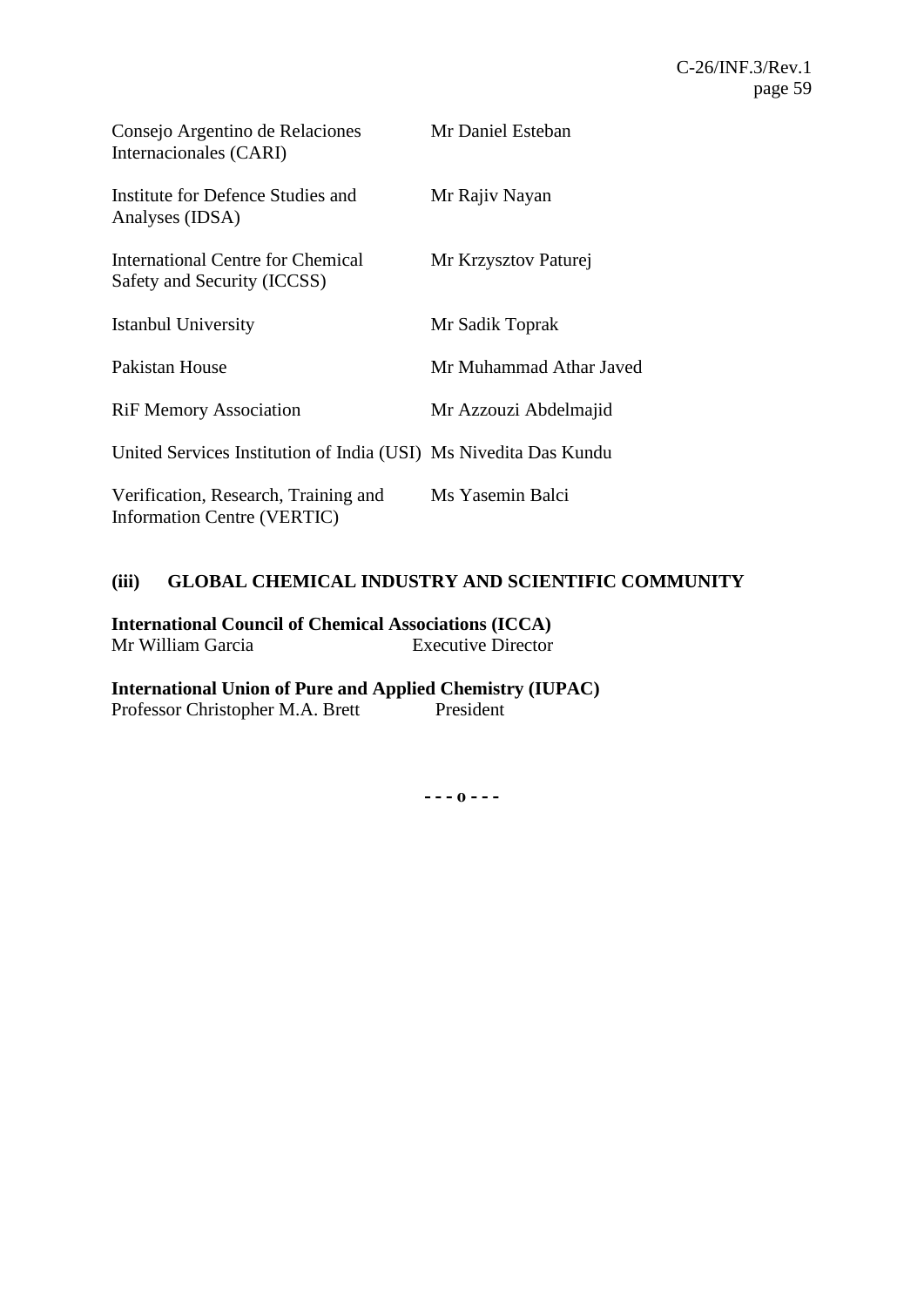| | |
|---|---|
| Consejo Argentino de Relaciones Internacionales (CARI) | Mr Daniel Esteban |
| Institute for Defence Studies and Analyses (IDSA) | Mr Rajiv Nayan |
| International Centre for Chemical Safety and Security (ICCSS) | Mr Krzysztov Paturej |
| Istanbul University | Mr Sadik Toprak |
| Pakistan House | Mr Muhammad Athar Javed |
| RiF Memory Association | Mr Azzouzi Abdelmajid |
| United Services Institution of India (USI) | Ms Nivedita Das Kundu |
| Verification, Research, Training and Information Centre (VERTIC) | Ms Yasemin Balci |

## (iii) GLOBAL CHEMICAL INDUSTRY AND SCIENTIFIC COMMUNITY

**International Council of Chemical Associations (ICCA)**
Mr William Garcia — Executive Director

**International Union of Pure and Applied Chemistry (IUPAC)**
Professor Christopher M.A. Brett — President

- - - o - - -